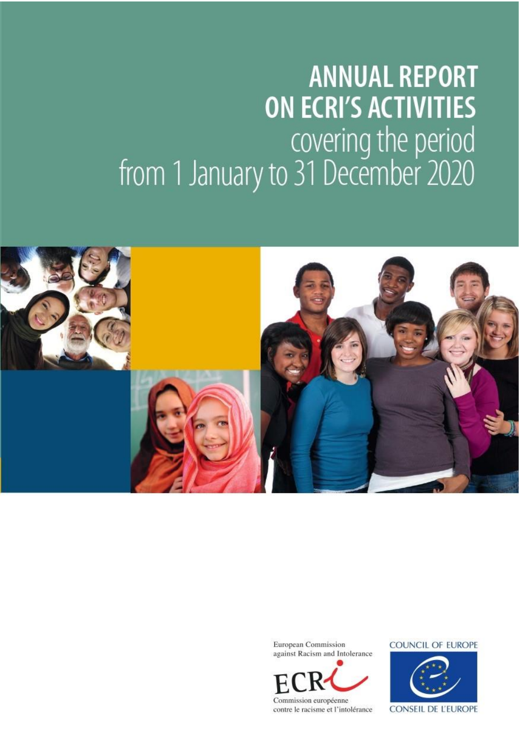# ANNUAL REPORT ON ECRI'S ACTIVITIES

covering the period from 1 January to 31 December 2020

European Commission against Racism and Intolerance

ECRI

Commission européenne contre le racisme et l'intolérance

COUNCIL OF EUROPE

CONSEIL DE L'EUROPE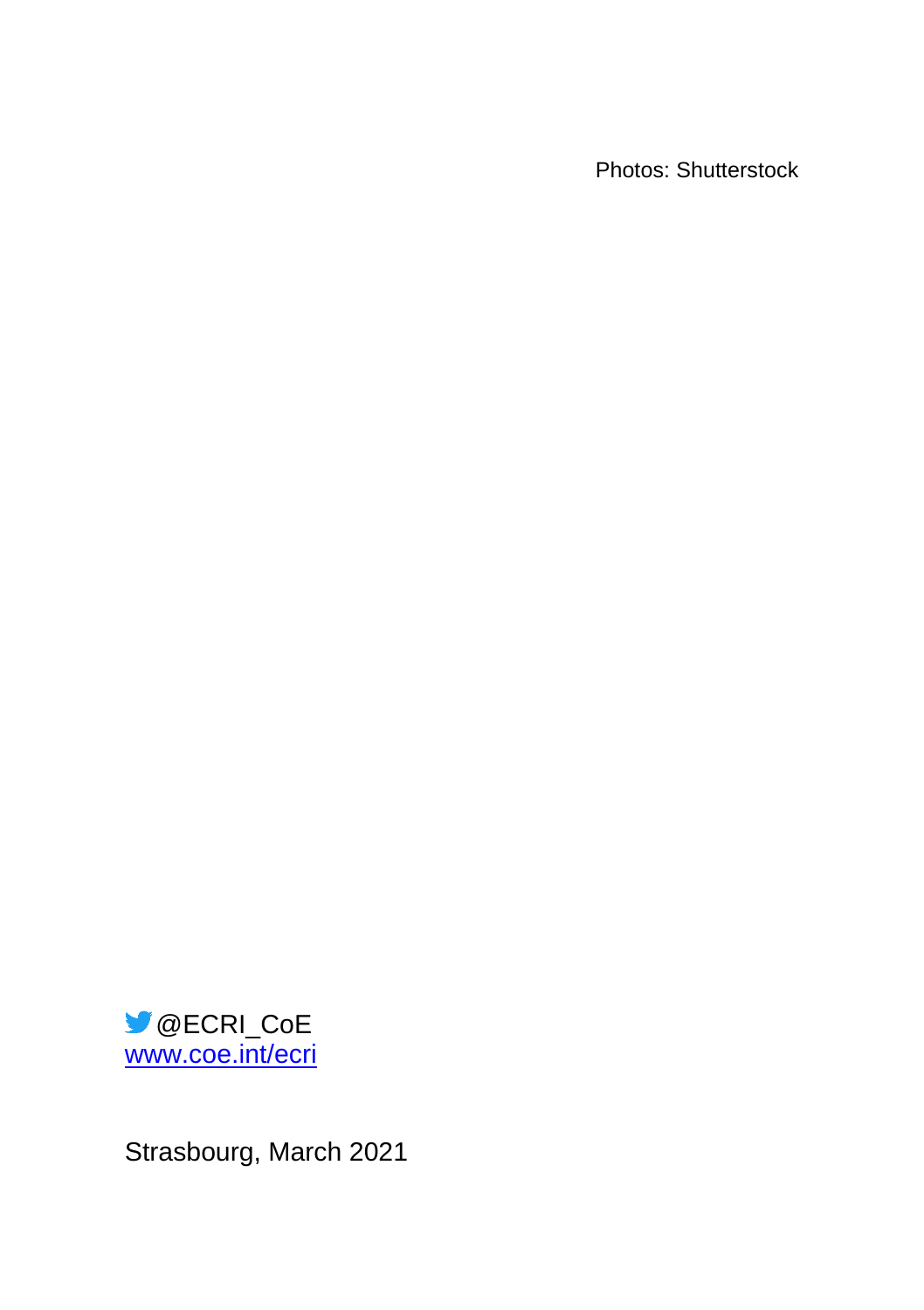Photos: Shutterstock

@ECRI_CoE
www.coe.int/ecri

Strasbourg, March 2021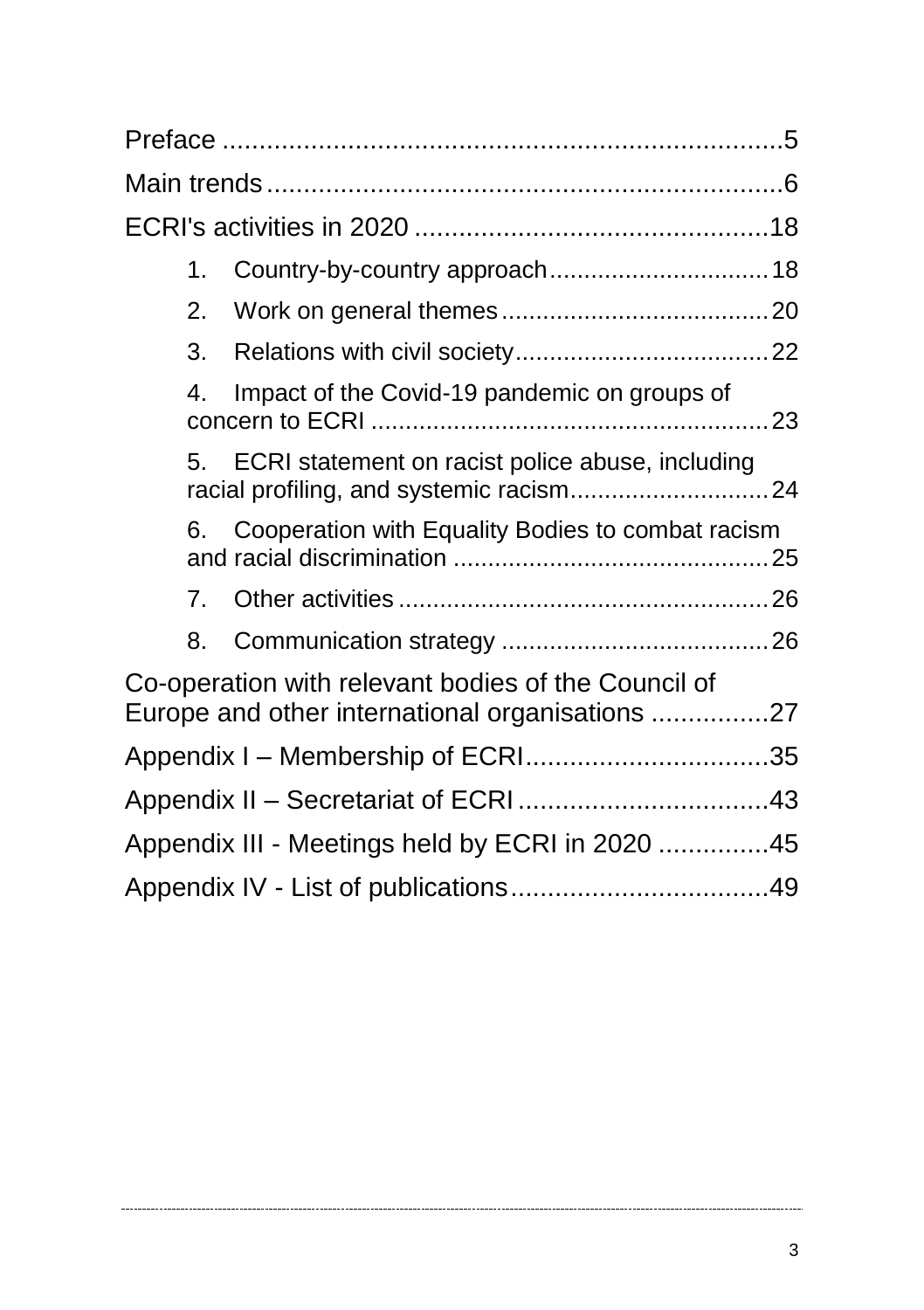Preface ....................................................................5

Main trends ................................................................6

ECRI's activities in 2020 ..................................................18

1. Country-by-country approach ............................18
2. Work on general themes ....................................20
3. Relations with civil society ................................22
4. Impact of the Covid-19 pandemic on groups of concern to ECRI ....................................................23
5. ECRI statement on racist police abuse, including racial profiling, and systemic racism ..........................24
6. Cooperation with Equality Bodies to combat racism and racial discrimination .........................................25
7. Other activities ....................................................26
8. Communication strategy .....................................26

Co-operation with relevant bodies of the Council of Europe and other international organisations ................27

Appendix I – Membership of ECRI ....................................35

Appendix II – Secretariat of ECRI ....................................43

Appendix III - Meetings held by ECRI in 2020 ...............45

Appendix IV - List of publications ....................................49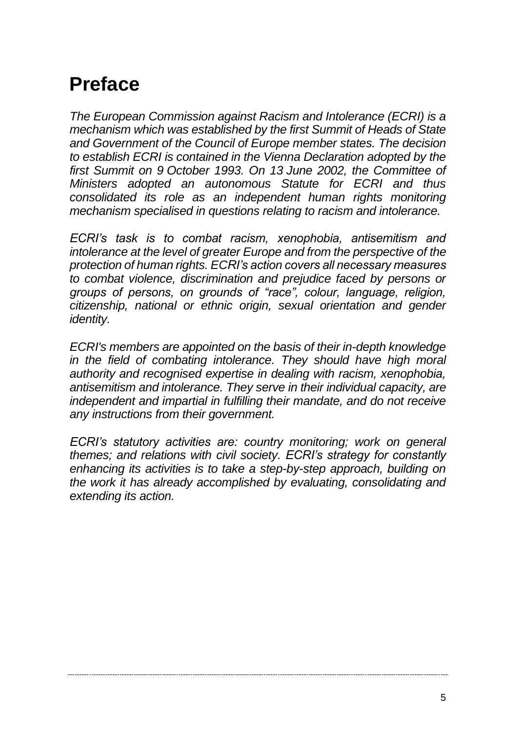# Preface

*The European Commission against Racism and Intolerance (ECRI) is a mechanism which was established by the first Summit of Heads of State and Government of the Council of Europe member states. The decision to establish ECRI is contained in the Vienna Declaration adopted by the first Summit on 9 October 1993. On 13 June 2002, the Committee of Ministers adopted an autonomous Statute for ECRI and thus consolidated its role as an independent human rights monitoring mechanism specialised in questions relating to racism and intolerance.*

*ECRI's task is to combat racism, xenophobia, antisemitism and intolerance at the level of greater Europe and from the perspective of the protection of human rights. ECRI's action covers all necessary measures to combat violence, discrimination and prejudice faced by persons or groups of persons, on grounds of "race", colour, language, religion, citizenship, national or ethnic origin, sexual orientation and gender identity.*

*ECRI's members are appointed on the basis of their in-depth knowledge in the field of combating intolerance. They should have high moral authority and recognised expertise in dealing with racism, xenophobia, antisemitism and intolerance. They serve in their individual capacity, are independent and impartial in fulfilling their mandate, and do not receive any instructions from their government.*

*ECRI's statutory activities are: country monitoring; work on general themes; and relations with civil society. ECRI's strategy for constantly enhancing its activities is to take a step-by-step approach, building on the work it has already accomplished by evaluating, consolidating and extending its action.*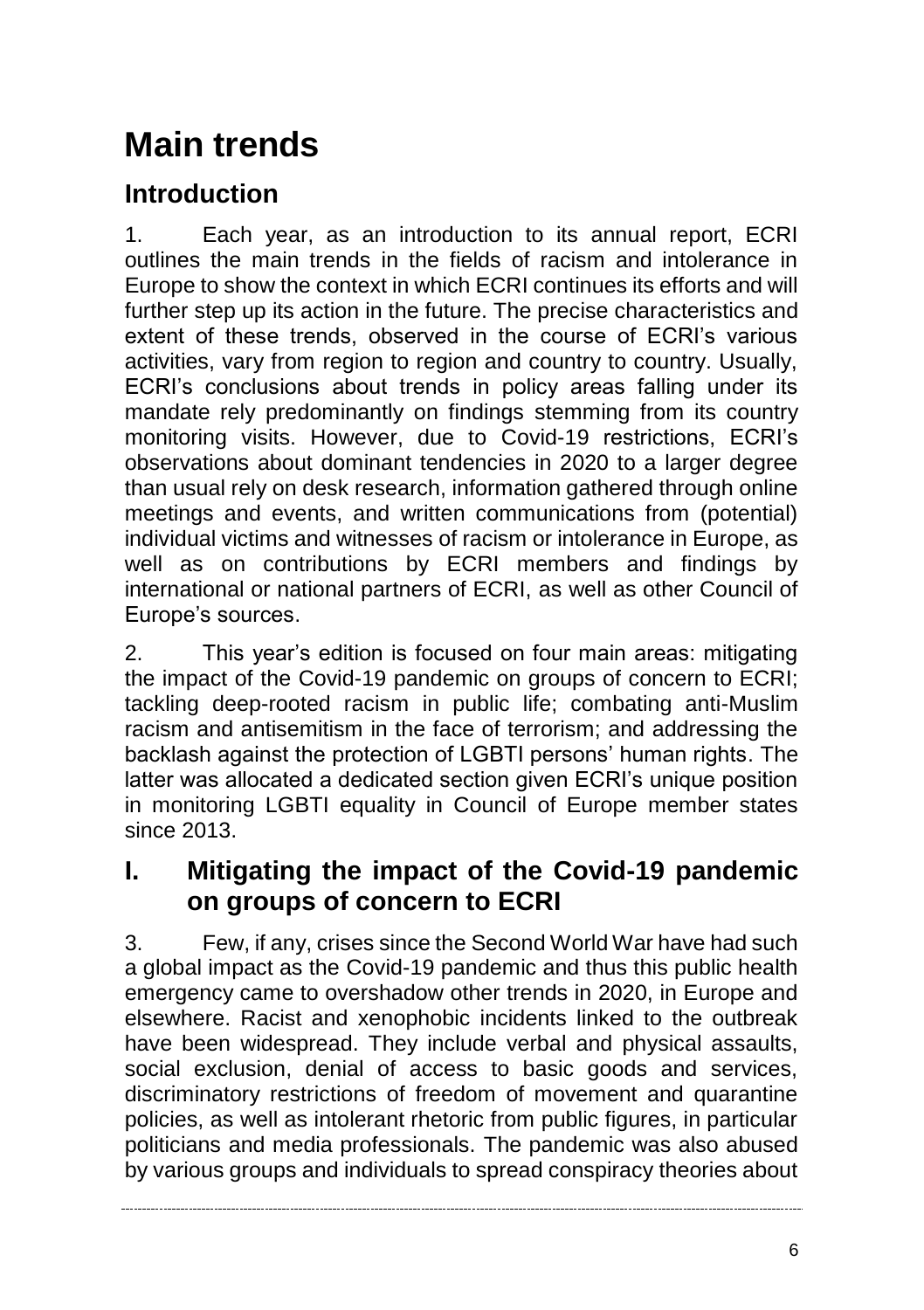# Main trends

## Introduction

1. Each year, as an introduction to its annual report, ECRI outlines the main trends in the fields of racism and intolerance in Europe to show the context in which ECRI continues its efforts and will further step up its action in the future. The precise characteristics and extent of these trends, observed in the course of ECRI's various activities, vary from region to region and country to country. Usually, ECRI's conclusions about trends in policy areas falling under its mandate rely predominantly on findings stemming from its country monitoring visits. However, due to Covid-19 restrictions, ECRI's observations about dominant tendencies in 2020 to a larger degree than usual rely on desk research, information gathered through online meetings and events, and written communications from (potential) individual victims and witnesses of racism or intolerance in Europe, as well as on contributions by ECRI members and findings by international or national partners of ECRI, as well as other Council of Europe's sources.

2. This year's edition is focused on four main areas: mitigating the impact of the Covid-19 pandemic on groups of concern to ECRI; tackling deep-rooted racism in public life; combating anti-Muslim racism and antisemitism in the face of terrorism; and addressing the backlash against the protection of LGBTI persons' human rights. The latter was allocated a dedicated section given ECRI's unique position in monitoring LGBTI equality in Council of Europe member states since 2013.

## I. Mitigating the impact of the Covid-19 pandemic on groups of concern to ECRI

3. Few, if any, crises since the Second World War have had such a global impact as the Covid-19 pandemic and thus this public health emergency came to overshadow other trends in 2020, in Europe and elsewhere. Racist and xenophobic incidents linked to the outbreak have been widespread. They include verbal and physical assaults, social exclusion, denial of access to basic goods and services, discriminatory restrictions of freedom of movement and quarantine policies, as well as intolerant rhetoric from public figures, in particular politicians and media professionals. The pandemic was also abused by various groups and individuals to spread conspiracy theories about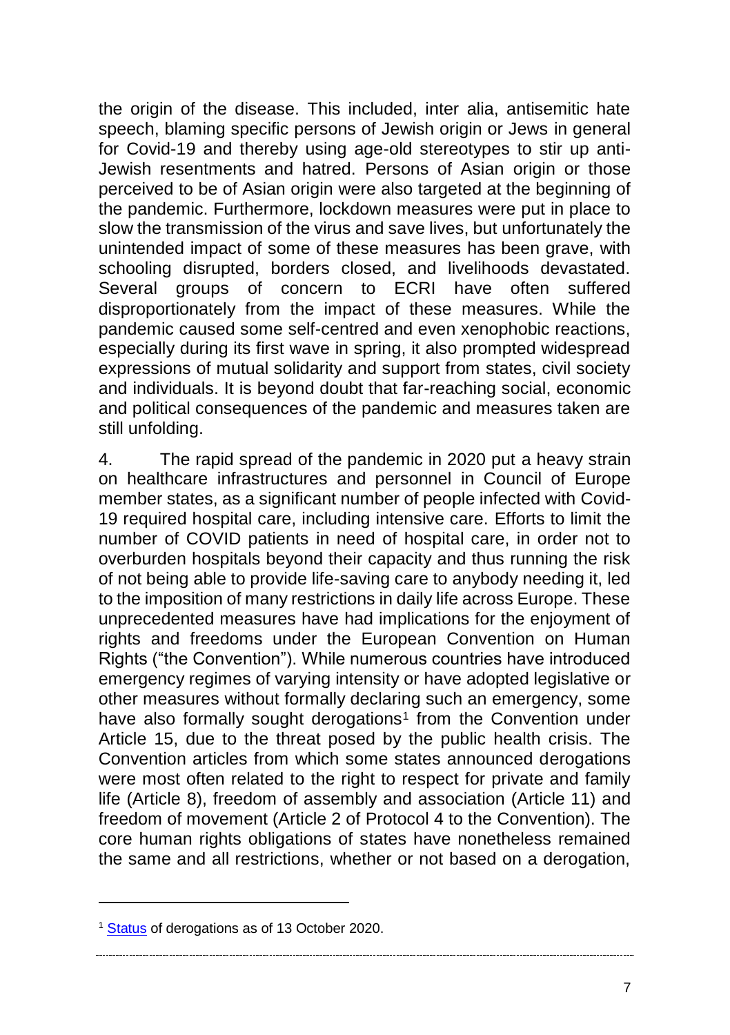the origin of the disease. This included, inter alia, antisemitic hate speech, blaming specific persons of Jewish origin or Jews in general for Covid-19 and thereby using age-old stereotypes to stir up anti-Jewish resentments and hatred. Persons of Asian origin or those perceived to be of Asian origin were also targeted at the beginning of the pandemic. Furthermore, lockdown measures were put in place to slow the transmission of the virus and save lives, but unfortunately the unintended impact of some of these measures has been grave, with schooling disrupted, borders closed, and livelihoods devastated. Several groups of concern to ECRI have often suffered disproportionately from the impact of these measures. While the pandemic caused some self-centred and even xenophobic reactions, especially during its first wave in spring, it also prompted widespread expressions of mutual solidarity and support from states, civil society and individuals. It is beyond doubt that far-reaching social, economic and political consequences of the pandemic and measures taken are still unfolding.

4. The rapid spread of the pandemic in 2020 put a heavy strain on healthcare infrastructures and personnel in Council of Europe member states, as a significant number of people infected with Covid-19 required hospital care, including intensive care. Efforts to limit the number of COVID patients in need of hospital care, in order not to overburden hospitals beyond their capacity and thus running the risk of not being able to provide life-saving care to anybody needing it, led to the imposition of many restrictions in daily life across Europe. These unprecedented measures have had implications for the enjoyment of rights and freedoms under the European Convention on Human Rights ("the Convention"). While numerous countries have introduced emergency regimes of varying intensity or have adopted legislative or other measures without formally declaring such an emergency, some have also formally sought derogations[1] from the Convention under Article 15, due to the threat posed by the public health crisis. The Convention articles from which some states announced derogations were most often related to the right to respect for private and family life (Article 8), freedom of assembly and association (Article 11) and freedom of movement (Article 2 of Protocol 4 to the Convention). The core human rights obligations of states have nonetheless remained the same and all restrictions, whether or not based on a derogation,

[1] Status of derogations as of 13 October 2020.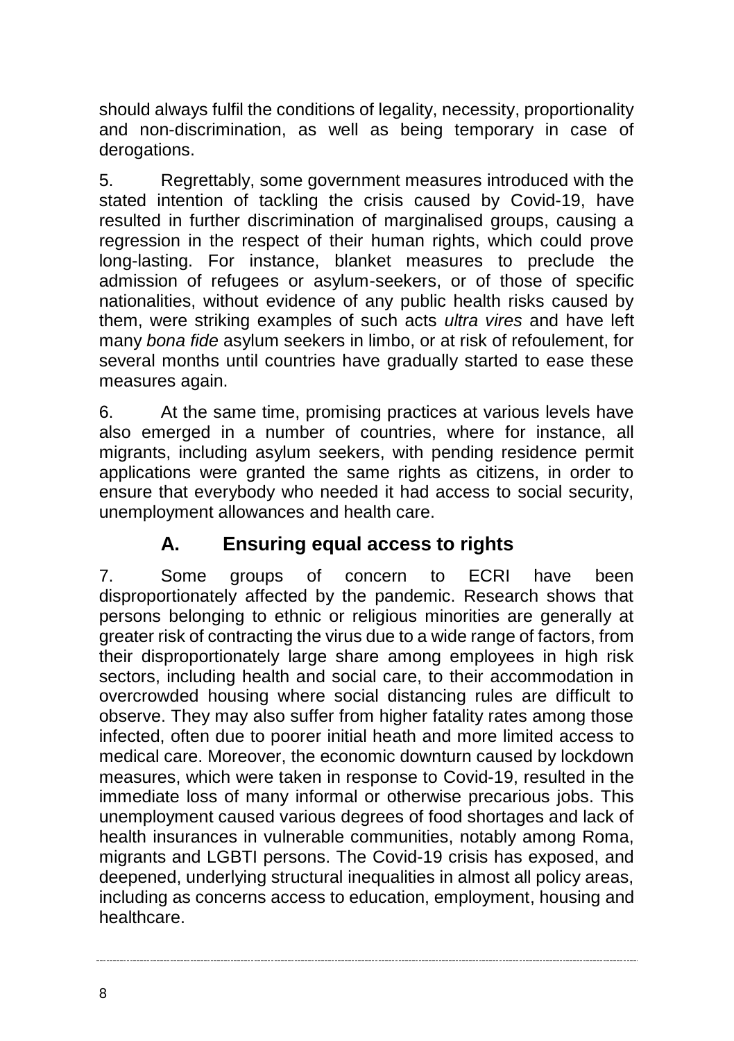should always fulfil the conditions of legality, necessity, proportionality and non-discrimination, as well as being temporary in case of derogations.

5. Regrettably, some government measures introduced with the stated intention of tackling the crisis caused by Covid-19, have resulted in further discrimination of marginalised groups, causing a regression in the respect of their human rights, which could prove long-lasting. For instance, blanket measures to preclude the admission of refugees or asylum-seekers, or of those of specific nationalities, without evidence of any public health risks caused by them, were striking examples of such acts *ultra vires* and have left many *bona fide* asylum seekers in limbo, or at risk of refoulement, for several months until countries have gradually started to ease these measures again.

6. At the same time, promising practices at various levels have also emerged in a number of countries, where for instance, all migrants, including asylum seekers, with pending residence permit applications were granted the same rights as citizens, in order to ensure that everybody who needed it had access to social security, unemployment allowances and health care.

## A. Ensuring equal access to rights

7. Some groups of concern to ECRI have been disproportionately affected by the pandemic. Research shows that persons belonging to ethnic or religious minorities are generally at greater risk of contracting the virus due to a wide range of factors, from their disproportionately large share among employees in high risk sectors, including health and social care, to their accommodation in overcrowded housing where social distancing rules are difficult to observe. They may also suffer from higher fatality rates among those infected, often due to poorer initial heath and more limited access to medical care. Moreover, the economic downturn caused by lockdown measures, which were taken in response to Covid-19, resulted in the immediate loss of many informal or otherwise precarious jobs. This unemployment caused various degrees of food shortages and lack of health insurances in vulnerable communities, notably among Roma, migrants and LGBTI persons. The Covid-19 crisis has exposed, and deepened, underlying structural inequalities in almost all policy areas, including as concerns access to education, employment, housing and healthcare.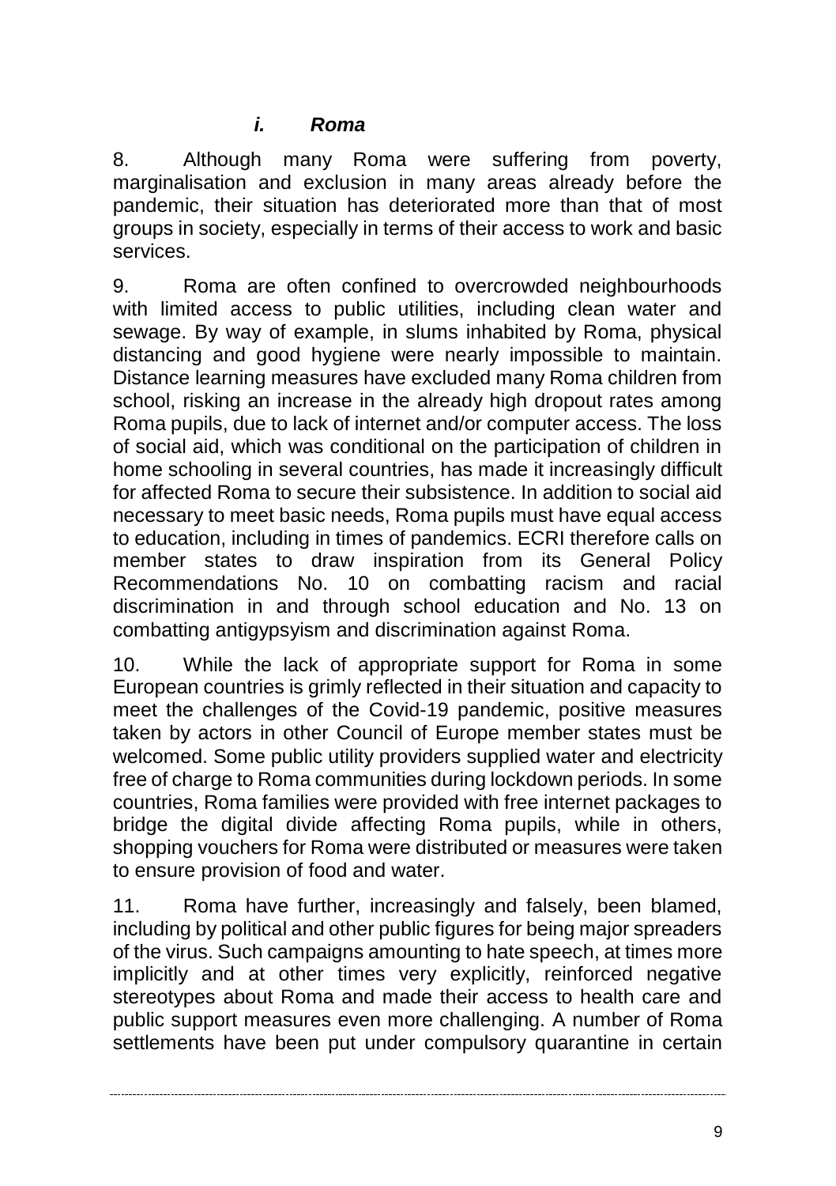### *i. Roma*

8. Although many Roma were suffering from poverty, marginalisation and exclusion in many areas already before the pandemic, their situation has deteriorated more than that of most groups in society, especially in terms of their access to work and basic services.

9. Roma are often confined to overcrowded neighbourhoods with limited access to public utilities, including clean water and sewage. By way of example, in slums inhabited by Roma, physical distancing and good hygiene were nearly impossible to maintain. Distance learning measures have excluded many Roma children from school, risking an increase in the already high dropout rates among Roma pupils, due to lack of internet and/or computer access. The loss of social aid, which was conditional on the participation of children in home schooling in several countries, has made it increasingly difficult for affected Roma to secure their subsistence. In addition to social aid necessary to meet basic needs, Roma pupils must have equal access to education, including in times of pandemics. ECRI therefore calls on member states to draw inspiration from its General Policy Recommendations No. 10 on combatting racism and racial discrimination in and through school education and No. 13 on combatting antigypsyism and discrimination against Roma.

10. While the lack of appropriate support for Roma in some European countries is grimly reflected in their situation and capacity to meet the challenges of the Covid-19 pandemic, positive measures taken by actors in other Council of Europe member states must be welcomed. Some public utility providers supplied water and electricity free of charge to Roma communities during lockdown periods. In some countries, Roma families were provided with free internet packages to bridge the digital divide affecting Roma pupils, while in others, shopping vouchers for Roma were distributed or measures were taken to ensure provision of food and water.

11. Roma have further, increasingly and falsely, been blamed, including by political and other public figures for being major spreaders of the virus. Such campaigns amounting to hate speech, at times more implicitly and at other times very explicitly, reinforced negative stereotypes about Roma and made their access to health care and public support measures even more challenging. A number of Roma settlements have been put under compulsory quarantine in certain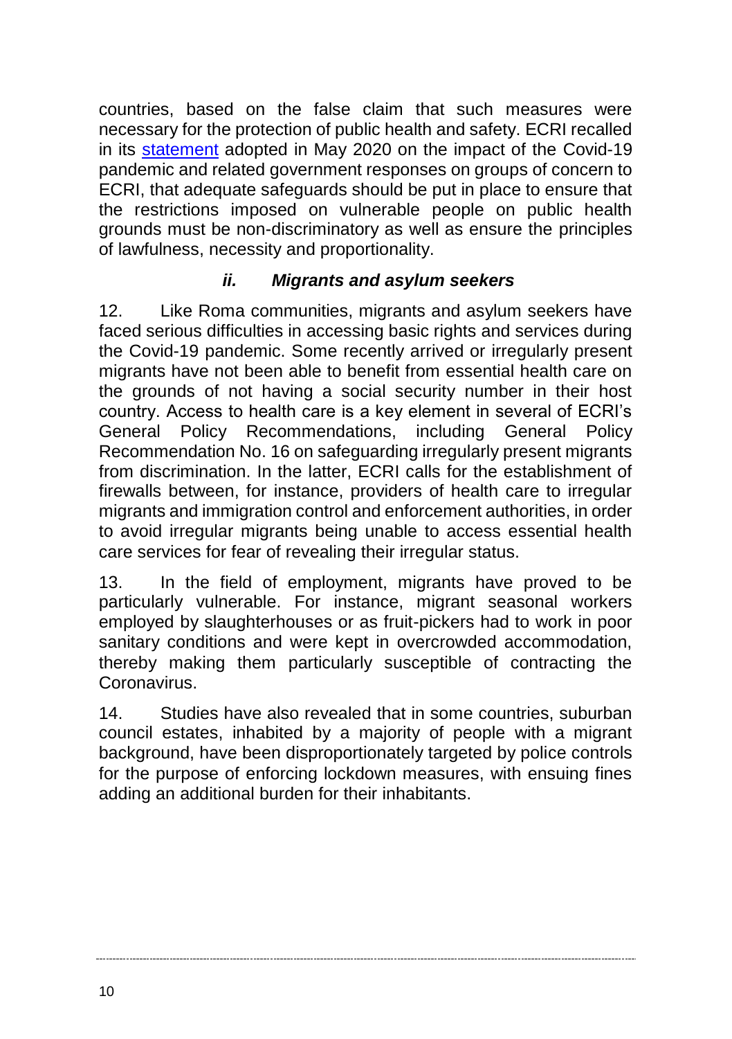countries, based on the false claim that such measures were necessary for the protection of public health and safety. ECRI recalled in its statement adopted in May 2020 on the impact of the Covid-19 pandemic and related government responses on groups of concern to ECRI, that adequate safeguards should be put in place to ensure that the restrictions imposed on vulnerable people on public health grounds must be non-discriminatory as well as ensure the principles of lawfulness, necessity and proportionality.

### *ii. Migrants and asylum seekers*

12. Like Roma communities, migrants and asylum seekers have faced serious difficulties in accessing basic rights and services during the Covid-19 pandemic. Some recently arrived or irregularly present migrants have not been able to benefit from essential health care on the grounds of not having a social security number in their host country. Access to health care is a key element in several of ECRI's General Policy Recommendations, including General Policy Recommendation No. 16 on safeguarding irregularly present migrants from discrimination. In the latter, ECRI calls for the establishment of firewalls between, for instance, providers of health care to irregular migrants and immigration control and enforcement authorities, in order to avoid irregular migrants being unable to access essential health care services for fear of revealing their irregular status.

13. In the field of employment, migrants have proved to be particularly vulnerable. For instance, migrant seasonal workers employed by slaughterhouses or as fruit-pickers had to work in poor sanitary conditions and were kept in overcrowded accommodation, thereby making them particularly susceptible of contracting the Coronavirus.

14. Studies have also revealed that in some countries, suburban council estates, inhabited by a majority of people with a migrant background, have been disproportionately targeted by police controls for the purpose of enforcing lockdown measures, with ensuing fines adding an additional burden for their inhabitants.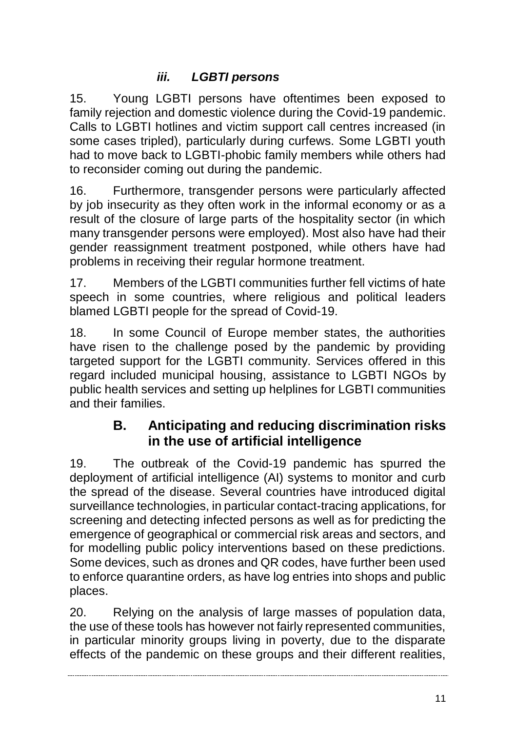### *iii. LGBTI persons*

15. Young LGBTI persons have oftentimes been exposed to family rejection and domestic violence during the Covid-19 pandemic. Calls to LGBTI hotlines and victim support call centres increased (in some cases tripled), particularly during curfews. Some LGBTI youth had to move back to LGBTI-phobic family members while others had to reconsider coming out during the pandemic.

16. Furthermore, transgender persons were particularly affected by job insecurity as they often work in the informal economy or as a result of the closure of large parts of the hospitality sector (in which many transgender persons were employed). Most also have had their gender reassignment treatment postponed, while others have had problems in receiving their regular hormone treatment.

17. Members of the LGBTI communities further fell victims of hate speech in some countries, where religious and political leaders blamed LGBTI people for the spread of Covid-19.

18. In some Council of Europe member states, the authorities have risen to the challenge posed by the pandemic by providing targeted support for the LGBTI community. Services offered in this regard included municipal housing, assistance to LGBTI NGOs by public health services and setting up helplines for LGBTI communities and their families.

## B. Anticipating and reducing discrimination risks in the use of artificial intelligence

19. The outbreak of the Covid-19 pandemic has spurred the deployment of artificial intelligence (AI) systems to monitor and curb the spread of the disease. Several countries have introduced digital surveillance technologies, in particular contact-tracing applications, for screening and detecting infected persons as well as for predicting the emergence of geographical or commercial risk areas and sectors, and for modelling public policy interventions based on these predictions. Some devices, such as drones and QR codes, have further been used to enforce quarantine orders, as have log entries into shops and public places.

20. Relying on the analysis of large masses of population data, the use of these tools has however not fairly represented communities, in particular minority groups living in poverty, due to the disparate effects of the pandemic on these groups and their different realities,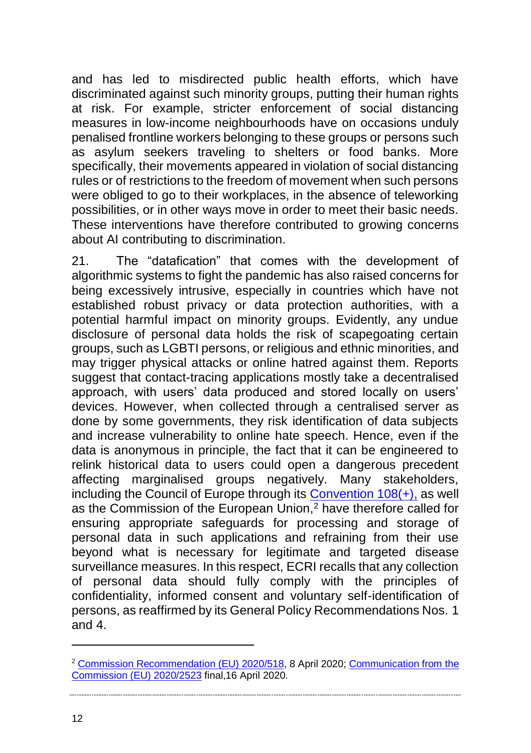and has led to misdirected public health efforts, which have discriminated against such minority groups, putting their human rights at risk. For example, stricter enforcement of social distancing measures in low-income neighbourhoods have on occasions unduly penalised frontline workers belonging to these groups or persons such as asylum seekers traveling to shelters or food banks. More specifically, their movements appeared in violation of social distancing rules or of restrictions to the freedom of movement when such persons were obliged to go to their workplaces, in the absence of teleworking possibilities, or in other ways move in order to meet their basic needs. These interventions have therefore contributed to growing concerns about AI contributing to discrimination.

21. The “datafication” that comes with the development of algorithmic systems to fight the pandemic has also raised concerns for being excessively intrusive, especially in countries which have not established robust privacy or data protection authorities, with a potential harmful impact on minority groups. Evidently, any undue disclosure of personal data holds the risk of scapegoating certain groups, such as LGBTI persons, or religious and ethnic minorities, and may trigger physical attacks or online hatred against them. Reports suggest that contact-tracing applications mostly take a decentralised approach, with users’ data produced and stored locally on users’ devices. However, when collected through a centralised server as done by some governments, they risk identification of data subjects and increase vulnerability to online hate speech. Hence, even if the data is anonymous in principle, the fact that it can be engineered to relink historical data to users could open a dangerous precedent affecting marginalised groups negatively. Many stakeholders, including the Council of Europe through its Convention 108(+), as well as the Commission of the European Union,[2] have therefore called for ensuring appropriate safeguards for processing and storage of personal data in such applications and refraining from their use beyond what is necessary for legitimate and targeted disease surveillance measures. In this respect, ECRI recalls that any collection of personal data should fully comply with the principles of confidentiality, informed consent and voluntary self-identification of persons, as reaffirmed by its General Policy Recommendations Nos. 1 and 4.

---

[2] Commission Recommendation (EU) 2020/518, 8 April 2020; Communication from the Commission (EU) 2020/2523 final,16 April 2020.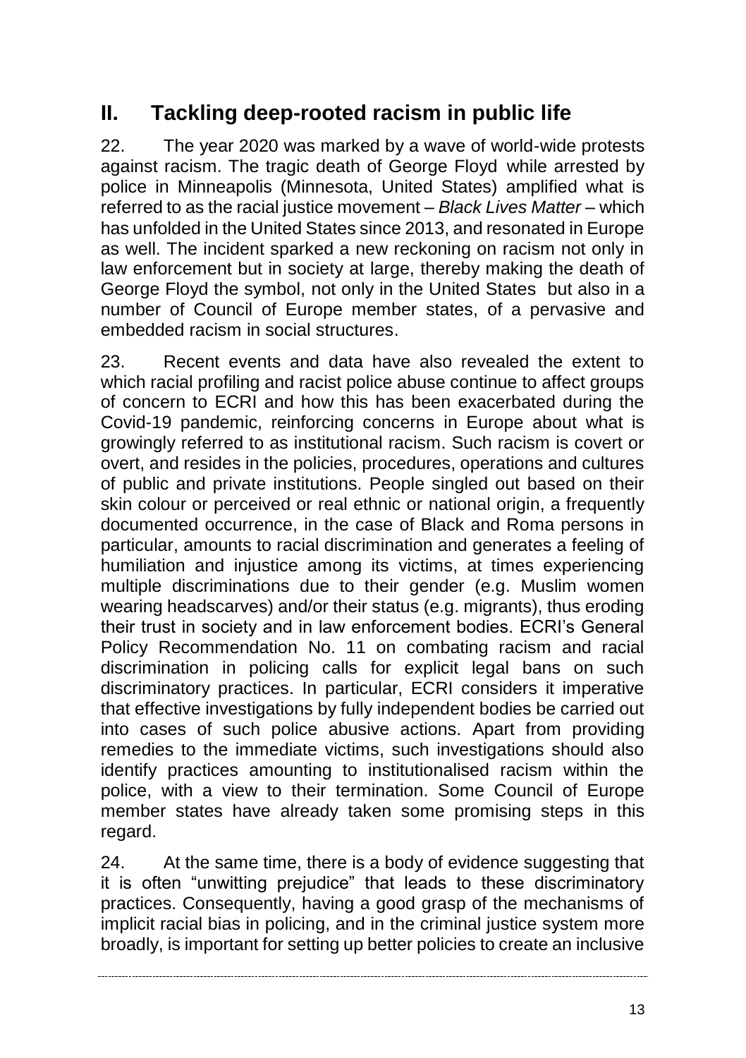## II. Tackling deep-rooted racism in public life

22. The year 2020 was marked by a wave of world-wide protests against racism. The tragic death of George Floyd while arrested by police in Minneapolis (Minnesota, United States) amplified what is referred to as the racial justice movement – *Black Lives Matter* – which has unfolded in the United States since 2013, and resonated in Europe as well. The incident sparked a new reckoning on racism not only in law enforcement but in society at large, thereby making the death of George Floyd the symbol, not only in the United States but also in a number of Council of Europe member states, of a pervasive and embedded racism in social structures.

23. Recent events and data have also revealed the extent to which racial profiling and racist police abuse continue to affect groups of concern to ECRI and how this has been exacerbated during the Covid-19 pandemic, reinforcing concerns in Europe about what is growingly referred to as institutional racism. Such racism is covert or overt, and resides in the policies, procedures, operations and cultures of public and private institutions. People singled out based on their skin colour or perceived or real ethnic or national origin, a frequently documented occurrence, in the case of Black and Roma persons in particular, amounts to racial discrimination and generates a feeling of humiliation and injustice among its victims, at times experiencing multiple discriminations due to their gender (e.g. Muslim women wearing headscarves) and/or their status (e.g. migrants), thus eroding their trust in society and in law enforcement bodies. ECRI's General Policy Recommendation No. 11 on combating racism and racial discrimination in policing calls for explicit legal bans on such discriminatory practices. In particular, ECRI considers it imperative that effective investigations by fully independent bodies be carried out into cases of such police abusive actions. Apart from providing remedies to the immediate victims, such investigations should also identify practices amounting to institutionalised racism within the police, with a view to their termination. Some Council of Europe member states have already taken some promising steps in this regard.

24. At the same time, there is a body of evidence suggesting that it is often "unwitting prejudice" that leads to these discriminatory practices. Consequently, having a good grasp of the mechanisms of implicit racial bias in policing, and in the criminal justice system more broadly, is important for setting up better policies to create an inclusive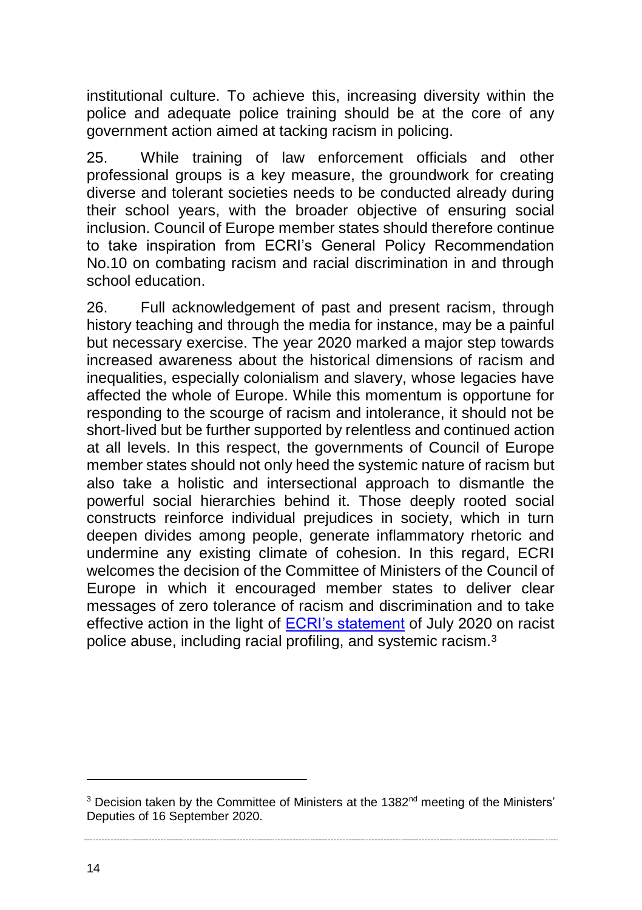institutional culture. To achieve this, increasing diversity within the police and adequate police training should be at the core of any government action aimed at tacking racism in policing.

25. While training of law enforcement officials and other professional groups is a key measure, the groundwork for creating diverse and tolerant societies needs to be conducted already during their school years, with the broader objective of ensuring social inclusion. Council of Europe member states should therefore continue to take inspiration from ECRI's General Policy Recommendation No.10 on combating racism and racial discrimination in and through school education.

26. Full acknowledgement of past and present racism, through history teaching and through the media for instance, may be a painful but necessary exercise. The year 2020 marked a major step towards increased awareness about the historical dimensions of racism and inequalities, especially colonialism and slavery, whose legacies have affected the whole of Europe. While this momentum is opportune for responding to the scourge of racism and intolerance, it should not be short-lived but be further supported by relentless and continued action at all levels. In this respect, the governments of Council of Europe member states should not only heed the systemic nature of racism but also take a holistic and intersectional approach to dismantle the powerful social hierarchies behind it. Those deeply rooted social constructs reinforce individual prejudices in society, which in turn deepen divides among people, generate inflammatory rhetoric and undermine any existing climate of cohesion. In this regard, ECRI welcomes the decision of the Committee of Ministers of the Council of Europe in which it encouraged member states to deliver clear messages of zero tolerance of racism and discrimination and to take effective action in the light of ECRI's statement of July 2020 on racist police abuse, including racial profiling, and systemic racism.[3]

---

[3] Decision taken by the Committee of Ministers at the 1382nd meeting of the Ministers' Deputies of 16 September 2020.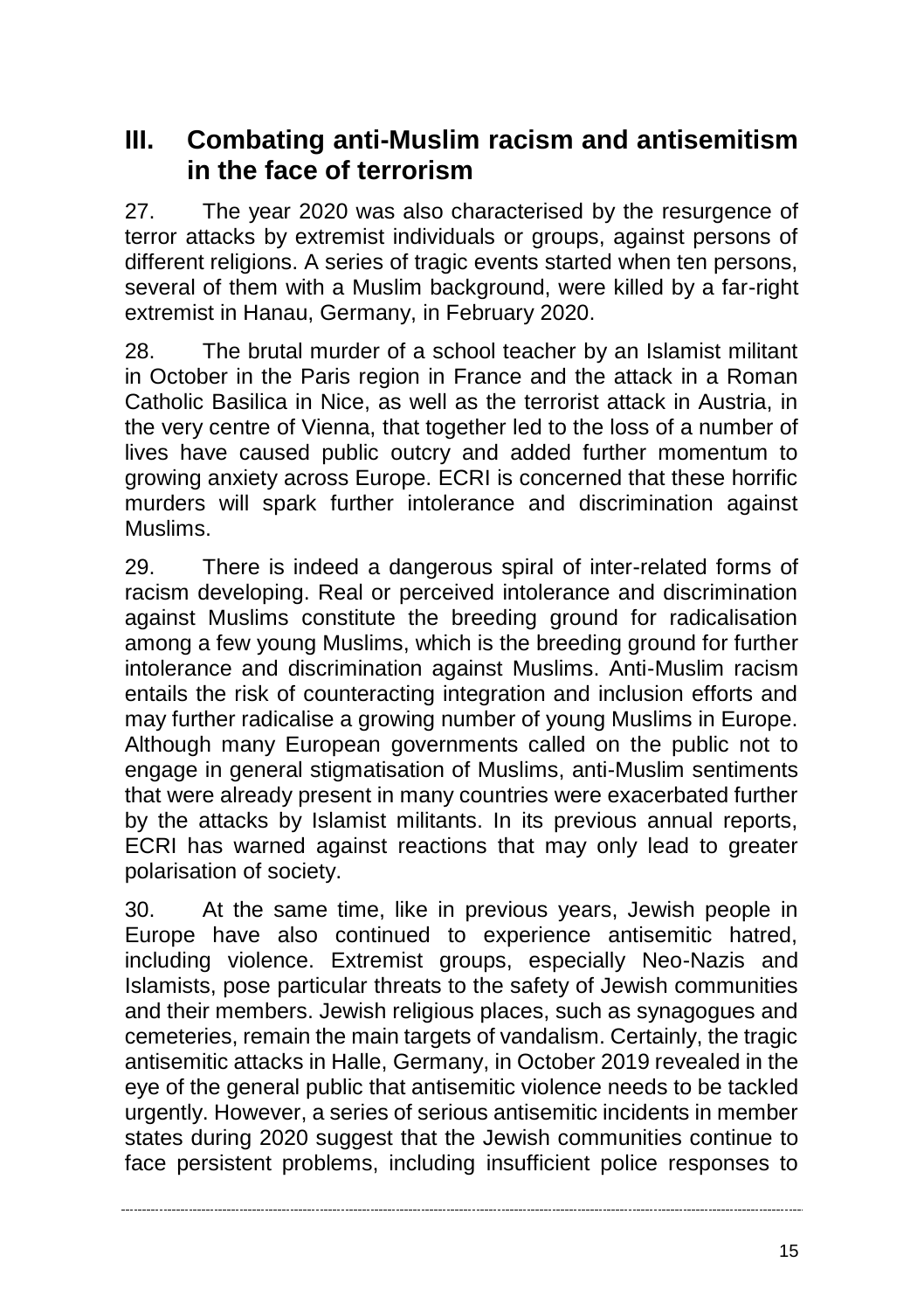## III. Combating anti-Muslim racism and antisemitism in the face of terrorism

27. The year 2020 was also characterised by the resurgence of terror attacks by extremist individuals or groups, against persons of different religions. A series of tragic events started when ten persons, several of them with a Muslim background, were killed by a far-right extremist in Hanau, Germany, in February 2020.

28. The brutal murder of a school teacher by an Islamist militant in October in the Paris region in France and the attack in a Roman Catholic Basilica in Nice, as well as the terrorist attack in Austria, in the very centre of Vienna, that together led to the loss of a number of lives have caused public outcry and added further momentum to growing anxiety across Europe. ECRI is concerned that these horrific murders will spark further intolerance and discrimination against Muslims.

29. There is indeed a dangerous spiral of inter-related forms of racism developing. Real or perceived intolerance and discrimination against Muslims constitute the breeding ground for radicalisation among a few young Muslims, which is the breeding ground for further intolerance and discrimination against Muslims. Anti-Muslim racism entails the risk of counteracting integration and inclusion efforts and may further radicalise a growing number of young Muslims in Europe. Although many European governments called on the public not to engage in general stigmatisation of Muslims, anti-Muslim sentiments that were already present in many countries were exacerbated further by the attacks by Islamist militants. In its previous annual reports, ECRI has warned against reactions that may only lead to greater polarisation of society.

30. At the same time, like in previous years, Jewish people in Europe have also continued to experience antisemitic hatred, including violence. Extremist groups, especially Neo-Nazis and Islamists, pose particular threats to the safety of Jewish communities and their members. Jewish religious places, such as synagogues and cemeteries, remain the main targets of vandalism. Certainly, the tragic antisemitic attacks in Halle, Germany, in October 2019 revealed in the eye of the general public that antisemitic violence needs to be tackled urgently. However, a series of serious antisemitic incidents in member states during 2020 suggest that the Jewish communities continue to face persistent problems, including insufficient police responses to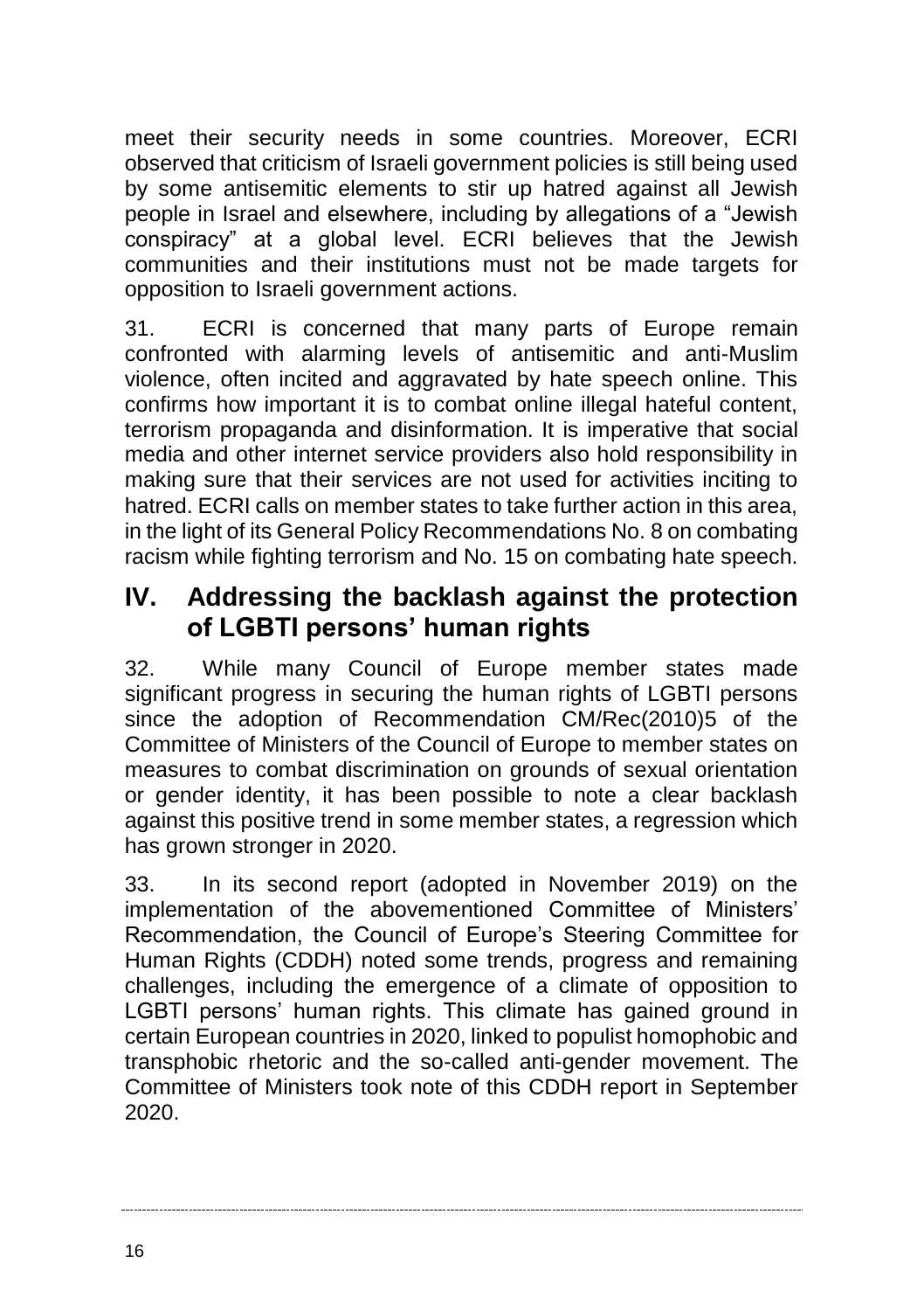meet their security needs in some countries. Moreover, ECRI observed that criticism of Israeli government policies is still being used by some antisemitic elements to stir up hatred against all Jewish people in Israel and elsewhere, including by allegations of a "Jewish conspiracy" at a global level. ECRI believes that the Jewish communities and their institutions must not be made targets for opposition to Israeli government actions.

31. ECRI is concerned that many parts of Europe remain confronted with alarming levels of antisemitic and anti-Muslim violence, often incited and aggravated by hate speech online. This confirms how important it is to combat online illegal hateful content, terrorism propaganda and disinformation. It is imperative that social media and other internet service providers also hold responsibility in making sure that their services are not used for activities inciting to hatred. ECRI calls on member states to take further action in this area, in the light of its General Policy Recommendations No. 8 on combating racism while fighting terrorism and No. 15 on combating hate speech.

## IV. Addressing the backlash against the protection of LGBTI persons' human rights

32. While many Council of Europe member states made significant progress in securing the human rights of LGBTI persons since the adoption of Recommendation CM/Rec(2010)5 of the Committee of Ministers of the Council of Europe to member states on measures to combat discrimination on grounds of sexual orientation or gender identity, it has been possible to note a clear backlash against this positive trend in some member states, a regression which has grown stronger in 2020.

33. In its second report (adopted in November 2019) on the implementation of the abovementioned Committee of Ministers' Recommendation, the Council of Europe's Steering Committee for Human Rights (CDDH) noted some trends, progress and remaining challenges, including the emergence of a climate of opposition to LGBTI persons' human rights. This climate has gained ground in certain European countries in 2020, linked to populist homophobic and transphobic rhetoric and the so-called anti-gender movement. The Committee of Ministers took note of this CDDH report in September 2020.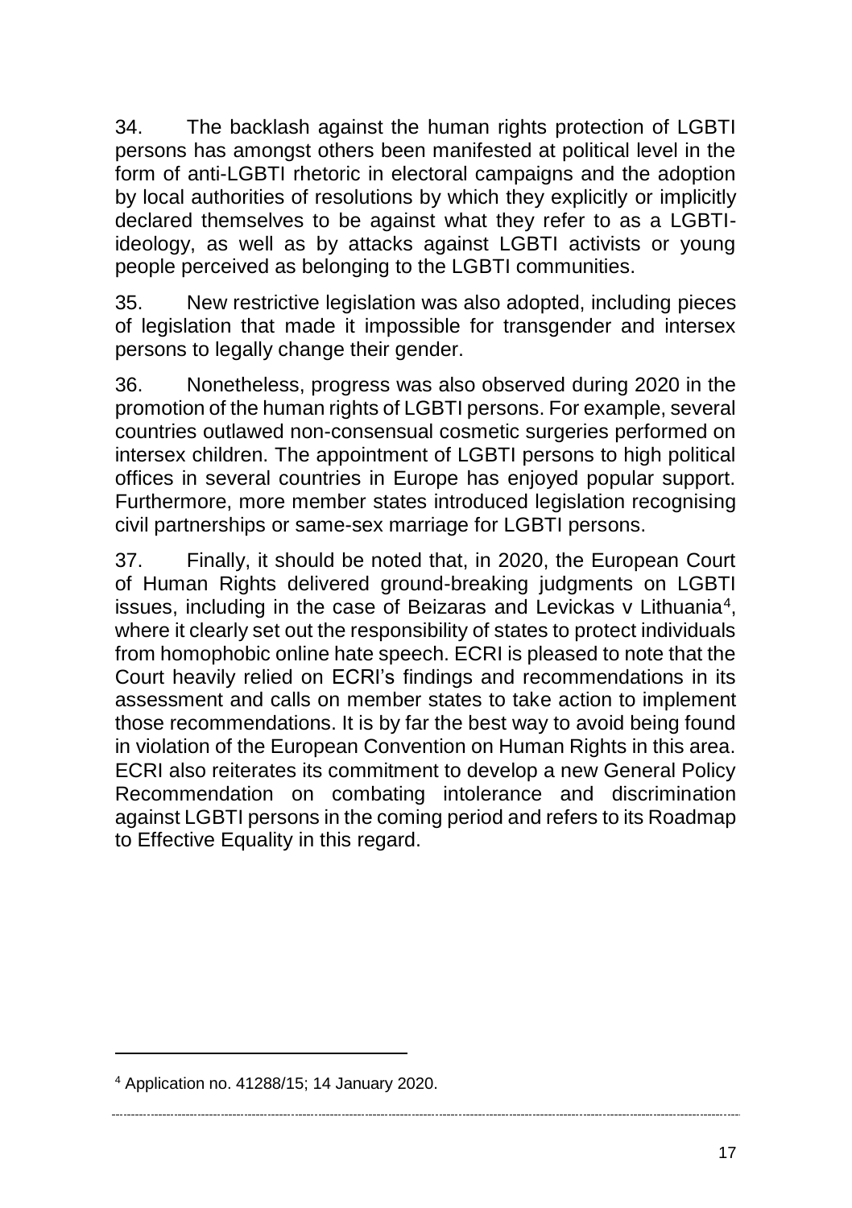34. The backlash against the human rights protection of LGBTI persons has amongst others been manifested at political level in the form of anti-LGBTI rhetoric in electoral campaigns and the adoption by local authorities of resolutions by which they explicitly or implicitly declared themselves to be against what they refer to as a LGBTI-ideology, as well as by attacks against LGBTI activists or young people perceived as belonging to the LGBTI communities.

35. New restrictive legislation was also adopted, including pieces of legislation that made it impossible for transgender and intersex persons to legally change their gender.

36. Nonetheless, progress was also observed during 2020 in the promotion of the human rights of LGBTI persons. For example, several countries outlawed non-consensual cosmetic surgeries performed on intersex children. The appointment of LGBTI persons to high political offices in several countries in Europe has enjoyed popular support. Furthermore, more member states introduced legislation recognising civil partnerships or same-sex marriage for LGBTI persons.

37. Finally, it should be noted that, in 2020, the European Court of Human Rights delivered ground-breaking judgments on LGBTI issues, including in the case of Beizaras and Levickas v Lithuania[4], where it clearly set out the responsibility of states to protect individuals from homophobic online hate speech. ECRI is pleased to note that the Court heavily relied on ECRI's findings and recommendations in its assessment and calls on member states to take action to implement those recommendations. It is by far the best way to avoid being found in violation of the European Convention on Human Rights in this area. ECRI also reiterates its commitment to develop a new General Policy Recommendation on combating intolerance and discrimination against LGBTI persons in the coming period and refers to its Roadmap to Effective Equality in this regard.

---

[4] Application no. 41288/15; 14 January 2020.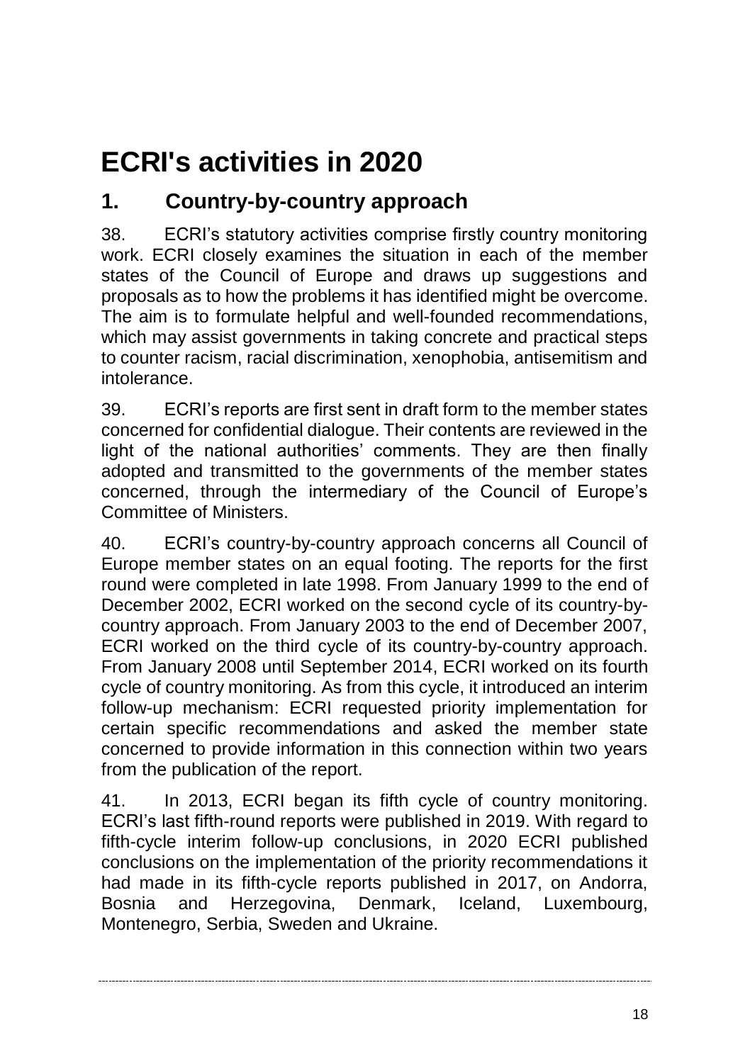# ECRI's activities in 2020

## 1. Country-by-country approach

38. ECRI's statutory activities comprise firstly country monitoring work. ECRI closely examines the situation in each of the member states of the Council of Europe and draws up suggestions and proposals as to how the problems it has identified might be overcome. The aim is to formulate helpful and well-founded recommendations, which may assist governments in taking concrete and practical steps to counter racism, racial discrimination, xenophobia, antisemitism and intolerance.

39. ECRI's reports are first sent in draft form to the member states concerned for confidential dialogue. Their contents are reviewed in the light of the national authorities' comments. They are then finally adopted and transmitted to the governments of the member states concerned, through the intermediary of the Council of Europe's Committee of Ministers.

40. ECRI's country-by-country approach concerns all Council of Europe member states on an equal footing. The reports for the first round were completed in late 1998. From January 1999 to the end of December 2002, ECRI worked on the second cycle of its country-by-country approach. From January 2003 to the end of December 2007, ECRI worked on the third cycle of its country-by-country approach. From January 2008 until September 2014, ECRI worked on its fourth cycle of country monitoring. As from this cycle, it introduced an interim follow-up mechanism: ECRI requested priority implementation for certain specific recommendations and asked the member state concerned to provide information in this connection within two years from the publication of the report.

41. In 2013, ECRI began its fifth cycle of country monitoring. ECRI's last fifth-round reports were published in 2019. With regard to fifth-cycle interim follow-up conclusions, in 2020 ECRI published conclusions on the implementation of the priority recommendations it had made in its fifth-cycle reports published in 2017, on Andorra, Bosnia and Herzegovina, Denmark, Iceland, Luxembourg, Montenegro, Serbia, Sweden and Ukraine.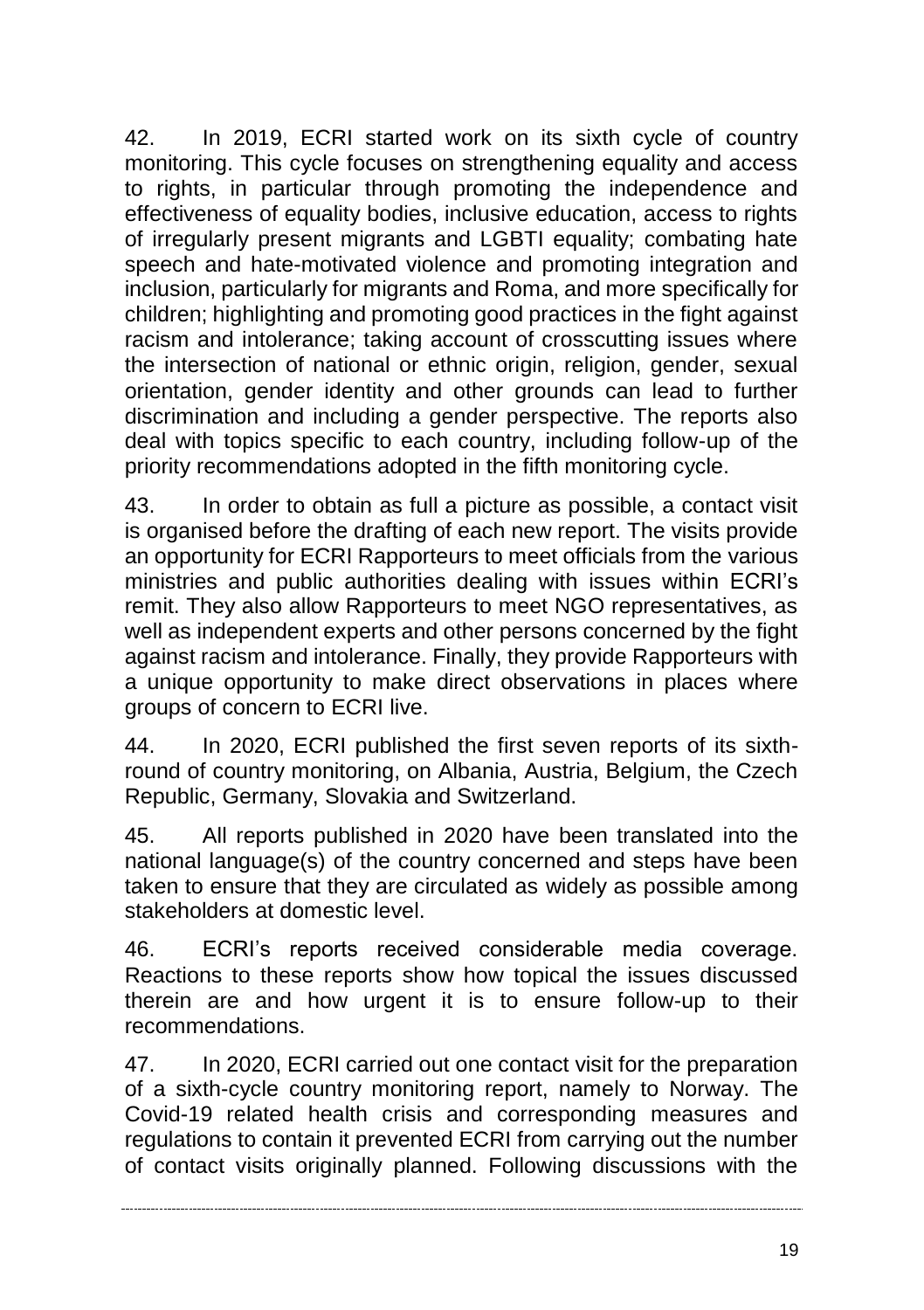42. In 2019, ECRI started work on its sixth cycle of country monitoring. This cycle focuses on strengthening equality and access to rights, in particular through promoting the independence and effectiveness of equality bodies, inclusive education, access to rights of irregularly present migrants and LGBTI equality; combating hate speech and hate-motivated violence and promoting integration and inclusion, particularly for migrants and Roma, and more specifically for children; highlighting and promoting good practices in the fight against racism and intolerance; taking account of crosscutting issues where the intersection of national or ethnic origin, religion, gender, sexual orientation, gender identity and other grounds can lead to further discrimination and including a gender perspective. The reports also deal with topics specific to each country, including follow-up of the priority recommendations adopted in the fifth monitoring cycle.

43. In order to obtain as full a picture as possible, a contact visit is organised before the drafting of each new report. The visits provide an opportunity for ECRI Rapporteurs to meet officials from the various ministries and public authorities dealing with issues within ECRI's remit. They also allow Rapporteurs to meet NGO representatives, as well as independent experts and other persons concerned by the fight against racism and intolerance. Finally, they provide Rapporteurs with a unique opportunity to make direct observations in places where groups of concern to ECRI live.

44. In 2020, ECRI published the first seven reports of its sixth-round of country monitoring, on Albania, Austria, Belgium, the Czech Republic, Germany, Slovakia and Switzerland.

45. All reports published in 2020 have been translated into the national language(s) of the country concerned and steps have been taken to ensure that they are circulated as widely as possible among stakeholders at domestic level.

46. ECRI's reports received considerable media coverage. Reactions to these reports show how topical the issues discussed therein are and how urgent it is to ensure follow-up to their recommendations.

47. In 2020, ECRI carried out one contact visit for the preparation of a sixth-cycle country monitoring report, namely to Norway. The Covid-19 related health crisis and corresponding measures and regulations to contain it prevented ECRI from carrying out the number of contact visits originally planned. Following discussions with the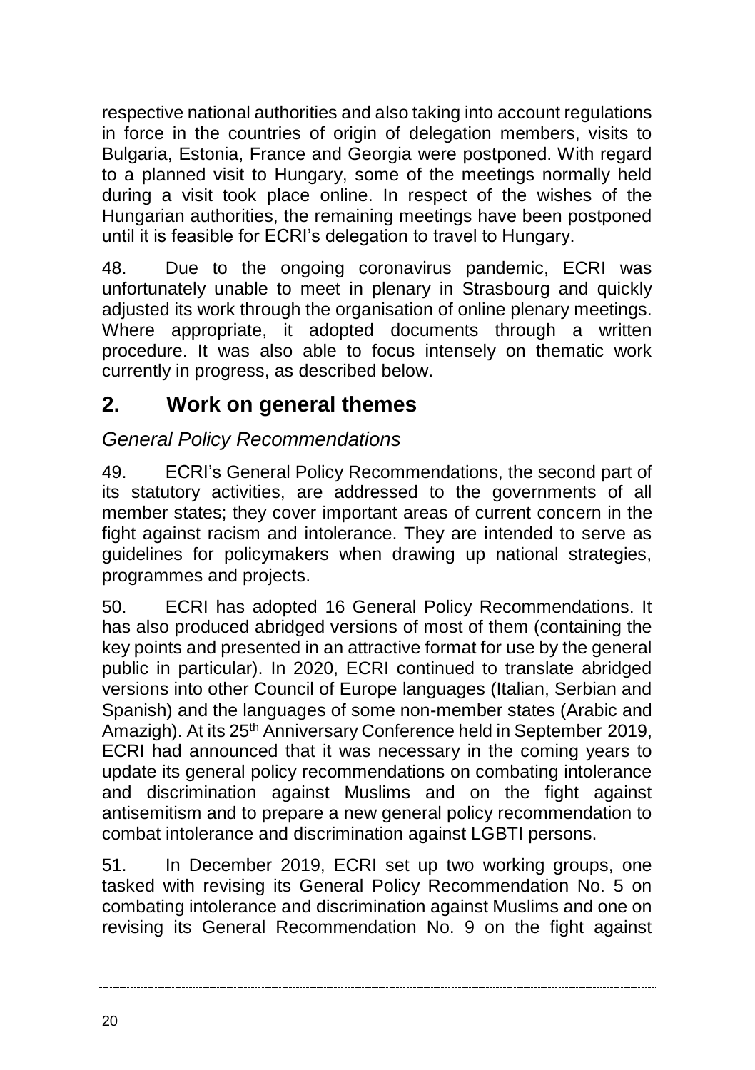respective national authorities and also taking into account regulations in force in the countries of origin of delegation members, visits to Bulgaria, Estonia, France and Georgia were postponed. With regard to a planned visit to Hungary, some of the meetings normally held during a visit took place online. In respect of the wishes of the Hungarian authorities, the remaining meetings have been postponed until it is feasible for ECRI's delegation to travel to Hungary.

48. Due to the ongoing coronavirus pandemic, ECRI was unfortunately unable to meet in plenary in Strasbourg and quickly adjusted its work through the organisation of online plenary meetings. Where appropriate, it adopted documents through a written procedure. It was also able to focus intensely on thematic work currently in progress, as described below.

## 2. Work on general themes

### *General Policy Recommendations*

49. ECRI's General Policy Recommendations, the second part of its statutory activities, are addressed to the governments of all member states; they cover important areas of current concern in the fight against racism and intolerance. They are intended to serve as guidelines for policymakers when drawing up national strategies, programmes and projects.

50. ECRI has adopted 16 General Policy Recommendations. It has also produced abridged versions of most of them (containing the key points and presented in an attractive format for use by the general public in particular). In 2020, ECRI continued to translate abridged versions into other Council of Europe languages (Italian, Serbian and Spanish) and the languages of some non-member states (Arabic and Amazigh). At its 25th Anniversary Conference held in September 2019, ECRI had announced that it was necessary in the coming years to update its general policy recommendations on combating intolerance and discrimination against Muslims and on the fight against antisemitism and to prepare a new general policy recommendation to combat intolerance and discrimination against LGBTI persons.

51. In December 2019, ECRI set up two working groups, one tasked with revising its General Policy Recommendation No. 5 on combating intolerance and discrimination against Muslims and one on revising its General Recommendation No. 9 on the fight against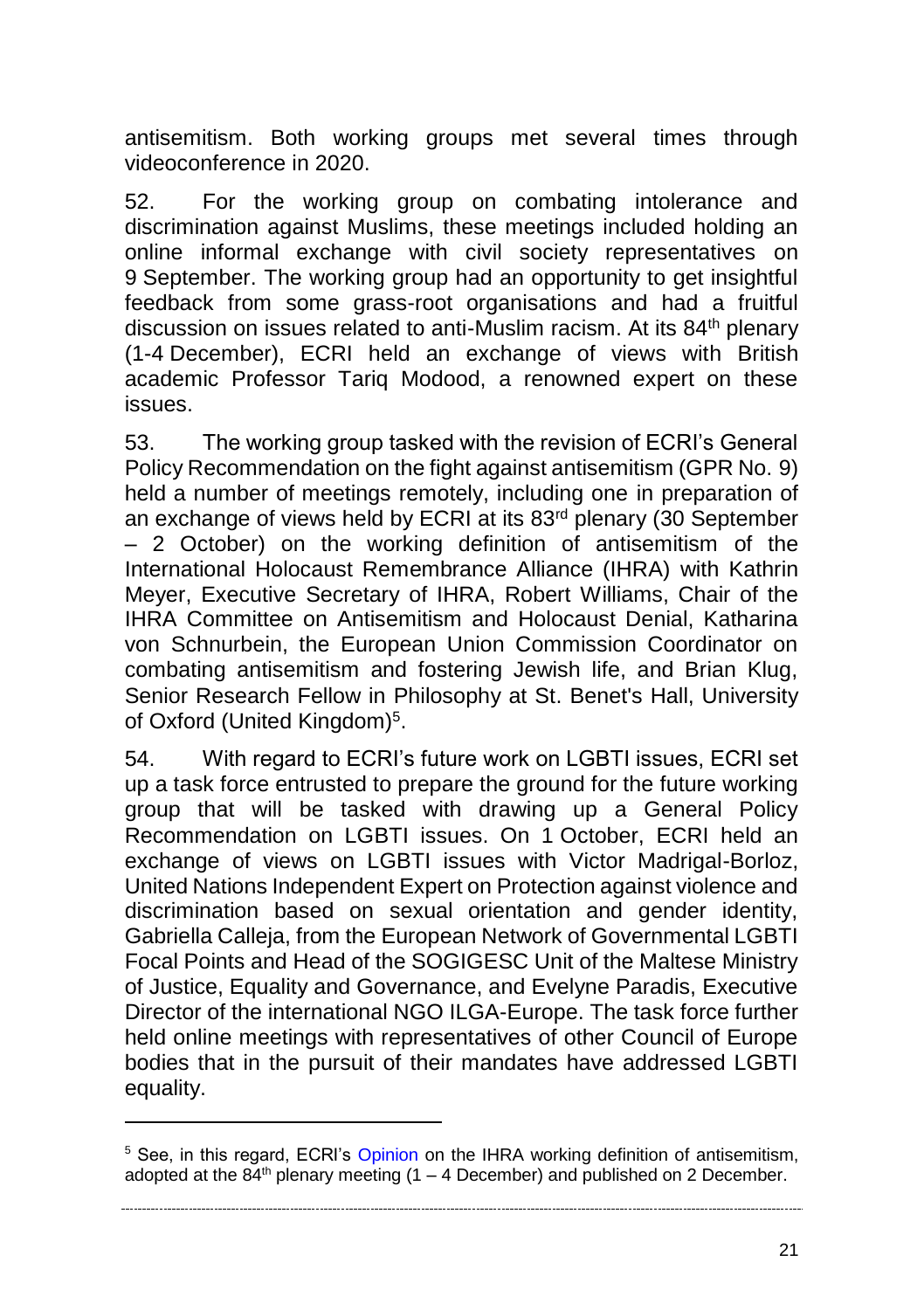antisemitism. Both working groups met several times through videoconference in 2020.

52. For the working group on combating intolerance and discrimination against Muslims, these meetings included holding an online informal exchange with civil society representatives on 9 September. The working group had an opportunity to get insightful feedback from some grass-root organisations and had a fruitful discussion on issues related to anti-Muslim racism. At its 84th plenary (1-4 December), ECRI held an exchange of views with British academic Professor Tariq Modood, a renowned expert on these issues.

53. The working group tasked with the revision of ECRI's General Policy Recommendation on the fight against antisemitism (GPR No. 9) held a number of meetings remotely, including one in preparation of an exchange of views held by ECRI at its 83rd plenary (30 September – 2 October) on the working definition of antisemitism of the International Holocaust Remembrance Alliance (IHRA) with Kathrin Meyer, Executive Secretary of IHRA, Robert Williams, Chair of the IHRA Committee on Antisemitism and Holocaust Denial, Katharina von Schnurbein, the European Union Commission Coordinator on combating antisemitism and fostering Jewish life, and Brian Klug, Senior Research Fellow in Philosophy at St. Benet's Hall, University of Oxford (United Kingdom)[5].

54. With regard to ECRI's future work on LGBTI issues, ECRI set up a task force entrusted to prepare the ground for the future working group that will be tasked with drawing up a General Policy Recommendation on LGBTI issues. On 1 October, ECRI held an exchange of views on LGBTI issues with Victor Madrigal-Borloz, United Nations Independent Expert on Protection against violence and discrimination based on sexual orientation and gender identity, Gabriella Calleja, from the European Network of Governmental LGBTI Focal Points and Head of the SOGIGESC Unit of the Maltese Ministry of Justice, Equality and Governance, and Evelyne Paradis, Executive Director of the international NGO ILGA-Europe. The task force further held online meetings with representatives of other Council of Europe bodies that in the pursuit of their mandates have addressed LGBTI equality.

---

[5] See, in this regard, ECRI's Opinion on the IHRA working definition of antisemitism, adopted at the 84th plenary meeting (1 – 4 December) and published on 2 December.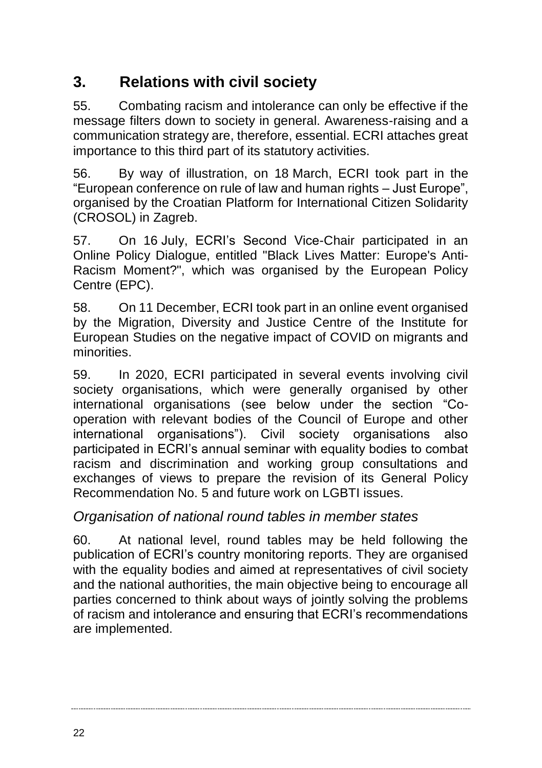## 3. Relations with civil society

55. Combating racism and intolerance can only be effective if the message filters down to society in general. Awareness-raising and a communication strategy are, therefore, essential. ECRI attaches great importance to this third part of its statutory activities.

56. By way of illustration, on 18 March, ECRI took part in the "European conference on rule of law and human rights – Just Europe", organised by the Croatian Platform for International Citizen Solidarity (CROSOL) in Zagreb.

57. On 16 July, ECRI's Second Vice-Chair participated in an Online Policy Dialogue, entitled "Black Lives Matter: Europe's Anti-Racism Moment?", which was organised by the European Policy Centre (EPC).

58. On 11 December, ECRI took part in an online event organised by the Migration, Diversity and Justice Centre of the Institute for European Studies on the negative impact of COVID on migrants and minorities.

59. In 2020, ECRI participated in several events involving civil society organisations, which were generally organised by other international organisations (see below under the section "Co-operation with relevant bodies of the Council of Europe and other international organisations"). Civil society organisations also participated in ECRI's annual seminar with equality bodies to combat racism and discrimination and working group consultations and exchanges of views to prepare the revision of its General Policy Recommendation No. 5 and future work on LGBTI issues.

### *Organisation of national round tables in member states*

60. At national level, round tables may be held following the publication of ECRI's country monitoring reports. They are organised with the equality bodies and aimed at representatives of civil society and the national authorities, the main objective being to encourage all parties concerned to think about ways of jointly solving the problems of racism and intolerance and ensuring that ECRI's recommendations are implemented.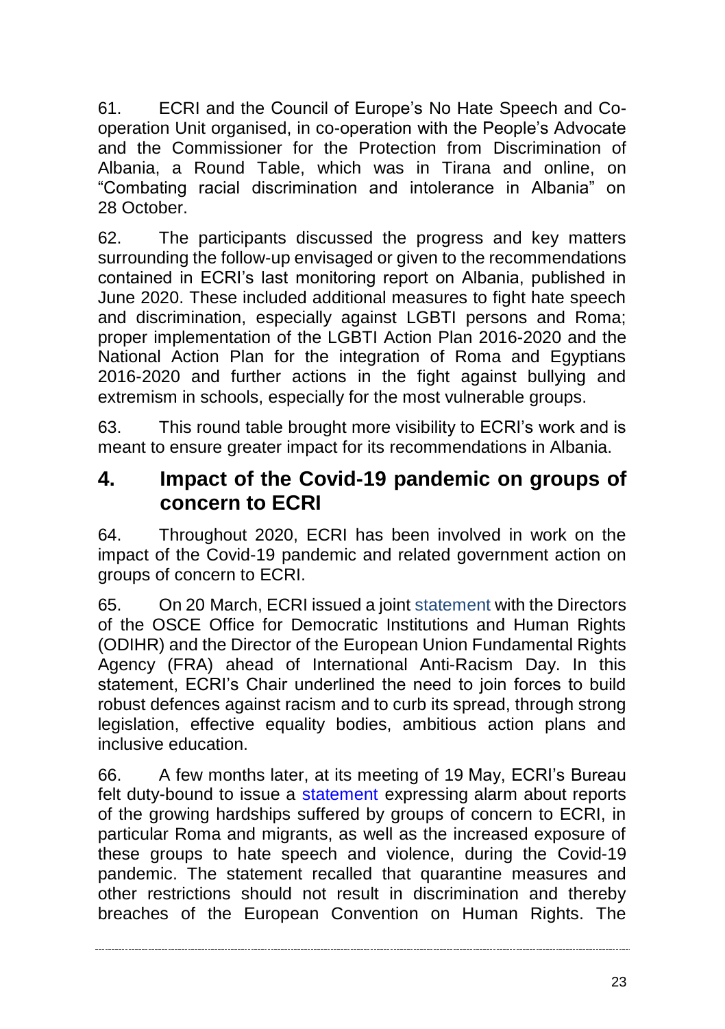61. ECRI and the Council of Europe's No Hate Speech and Co-operation Unit organised, in co-operation with the People's Advocate and the Commissioner for the Protection from Discrimination of Albania, a Round Table, which was in Tirana and online, on "Combating racial discrimination and intolerance in Albania" on 28 October.

62. The participants discussed the progress and key matters surrounding the follow-up envisaged or given to the recommendations contained in ECRI's last monitoring report on Albania, published in June 2020. These included additional measures to fight hate speech and discrimination, especially against LGBTI persons and Roma; proper implementation of the LGBTI Action Plan 2016-2020 and the National Action Plan for the integration of Roma and Egyptians 2016-2020 and further actions in the fight against bullying and extremism in schools, especially for the most vulnerable groups.

63. This round table brought more visibility to ECRI's work and is meant to ensure greater impact for its recommendations in Albania.

## 4. Impact of the Covid-19 pandemic on groups of concern to ECRI

64. Throughout 2020, ECRI has been involved in work on the impact of the Covid-19 pandemic and related government action on groups of concern to ECRI.

65. On 20 March, ECRI issued a joint statement with the Directors of the OSCE Office for Democratic Institutions and Human Rights (ODIHR) and the Director of the European Union Fundamental Rights Agency (FRA) ahead of International Anti-Racism Day. In this statement, ECRI's Chair underlined the need to join forces to build robust defences against racism and to curb its spread, through strong legislation, effective equality bodies, ambitious action plans and inclusive education.

66. A few months later, at its meeting of 19 May, ECRI's Bureau felt duty-bound to issue a statement expressing alarm about reports of the growing hardships suffered by groups of concern to ECRI, in particular Roma and migrants, as well as the increased exposure of these groups to hate speech and violence, during the Covid-19 pandemic. The statement recalled that quarantine measures and other restrictions should not result in discrimination and thereby breaches of the European Convention on Human Rights. The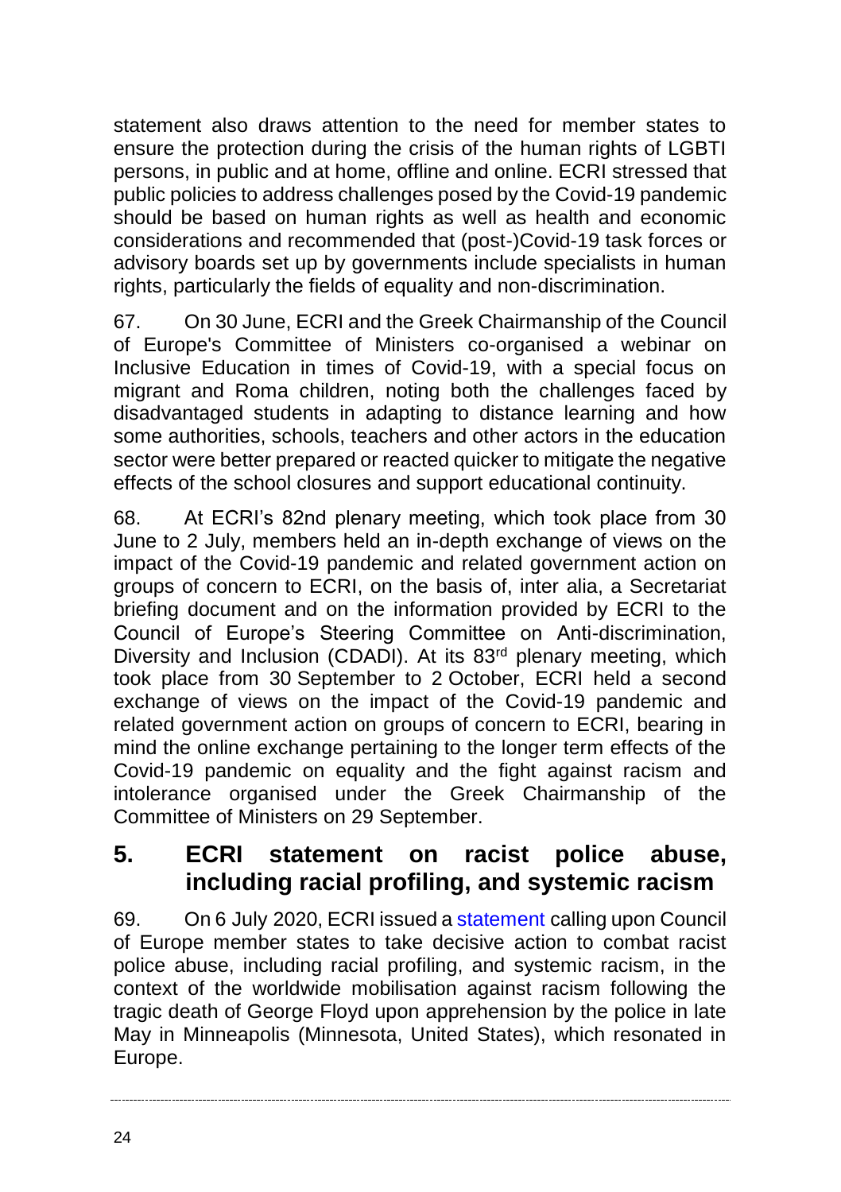statement also draws attention to the need for member states to ensure the protection during the crisis of the human rights of LGBTI persons, in public and at home, offline and online. ECRI stressed that public policies to address challenges posed by the Covid-19 pandemic should be based on human rights as well as health and economic considerations and recommended that (post-)Covid-19 task forces or advisory boards set up by governments include specialists in human rights, particularly the fields of equality and non-discrimination.

67. On 30 June, ECRI and the Greek Chairmanship of the Council of Europe's Committee of Ministers co-organised a webinar on Inclusive Education in times of Covid-19, with a special focus on migrant and Roma children, noting both the challenges faced by disadvantaged students in adapting to distance learning and how some authorities, schools, teachers and other actors in the education sector were better prepared or reacted quicker to mitigate the negative effects of the school closures and support educational continuity.

68. At ECRI's 82nd plenary meeting, which took place from 30 June to 2 July, members held an in-depth exchange of views on the impact of the Covid-19 pandemic and related government action on groups of concern to ECRI, on the basis of, inter alia, a Secretariat briefing document and on the information provided by ECRI to the Council of Europe's Steering Committee on Anti-discrimination, Diversity and Inclusion (CDADI). At its 83rd plenary meeting, which took place from 30 September to 2 October, ECRI held a second exchange of views on the impact of the Covid-19 pandemic and related government action on groups of concern to ECRI, bearing in mind the online exchange pertaining to the longer term effects of the Covid-19 pandemic on equality and the fight against racism and intolerance organised under the Greek Chairmanship of the Committee of Ministers on 29 September.

## 5. ECRI statement on racist police abuse, including racial profiling, and systemic racism

69. On 6 July 2020, ECRI issued a statement calling upon Council of Europe member states to take decisive action to combat racist police abuse, including racial profiling, and systemic racism, in the context of the worldwide mobilisation against racism following the tragic death of George Floyd upon apprehension by the police in late May in Minneapolis (Minnesota, United States), which resonated in Europe.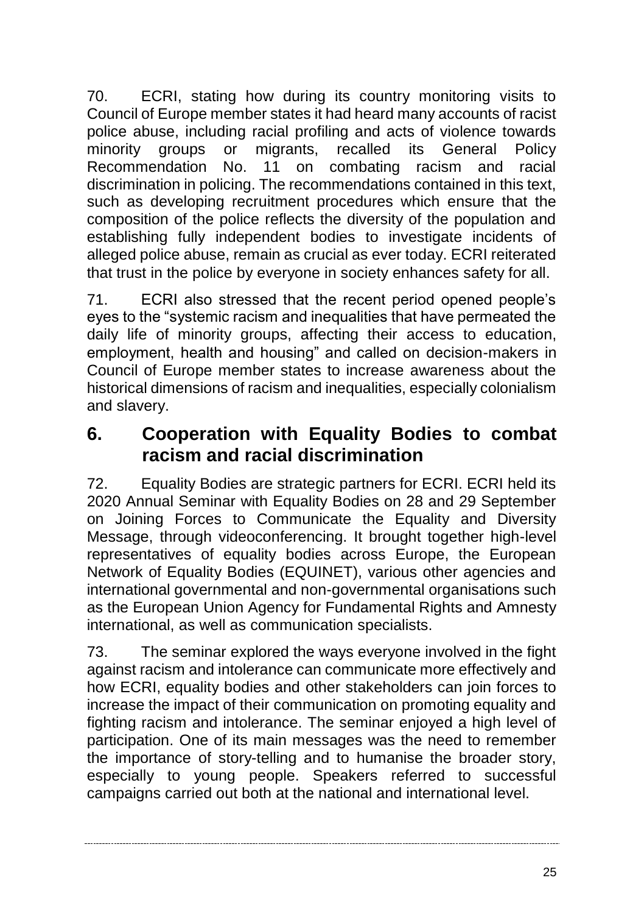70. ECRI, stating how during its country monitoring visits to Council of Europe member states it had heard many accounts of racist police abuse, including racial profiling and acts of violence towards minority groups or migrants, recalled its General Policy Recommendation No. 11 on combating racism and racial discrimination in policing. The recommendations contained in this text, such as developing recruitment procedures which ensure that the composition of the police reflects the diversity of the population and establishing fully independent bodies to investigate incidents of alleged police abuse, remain as crucial as ever today. ECRI reiterated that trust in the police by everyone in society enhances safety for all.

71. ECRI also stressed that the recent period opened people's eyes to the "systemic racism and inequalities that have permeated the daily life of minority groups, affecting their access to education, employment, health and housing" and called on decision-makers in Council of Europe member states to increase awareness about the historical dimensions of racism and inequalities, especially colonialism and slavery.

## 6. Cooperation with Equality Bodies to combat racism and racial discrimination

72. Equality Bodies are strategic partners for ECRI. ECRI held its 2020 Annual Seminar with Equality Bodies on 28 and 29 September on Joining Forces to Communicate the Equality and Diversity Message, through videoconferencing. It brought together high-level representatives of equality bodies across Europe, the European Network of Equality Bodies (EQUINET), various other agencies and international governmental and non-governmental organisations such as the European Union Agency for Fundamental Rights and Amnesty international, as well as communication specialists.

73. The seminar explored the ways everyone involved in the fight against racism and intolerance can communicate more effectively and how ECRI, equality bodies and other stakeholders can join forces to increase the impact of their communication on promoting equality and fighting racism and intolerance. The seminar enjoyed a high level of participation. One of its main messages was the need to remember the importance of story-telling and to humanise the broader story, especially to young people. Speakers referred to successful campaigns carried out both at the national and international level.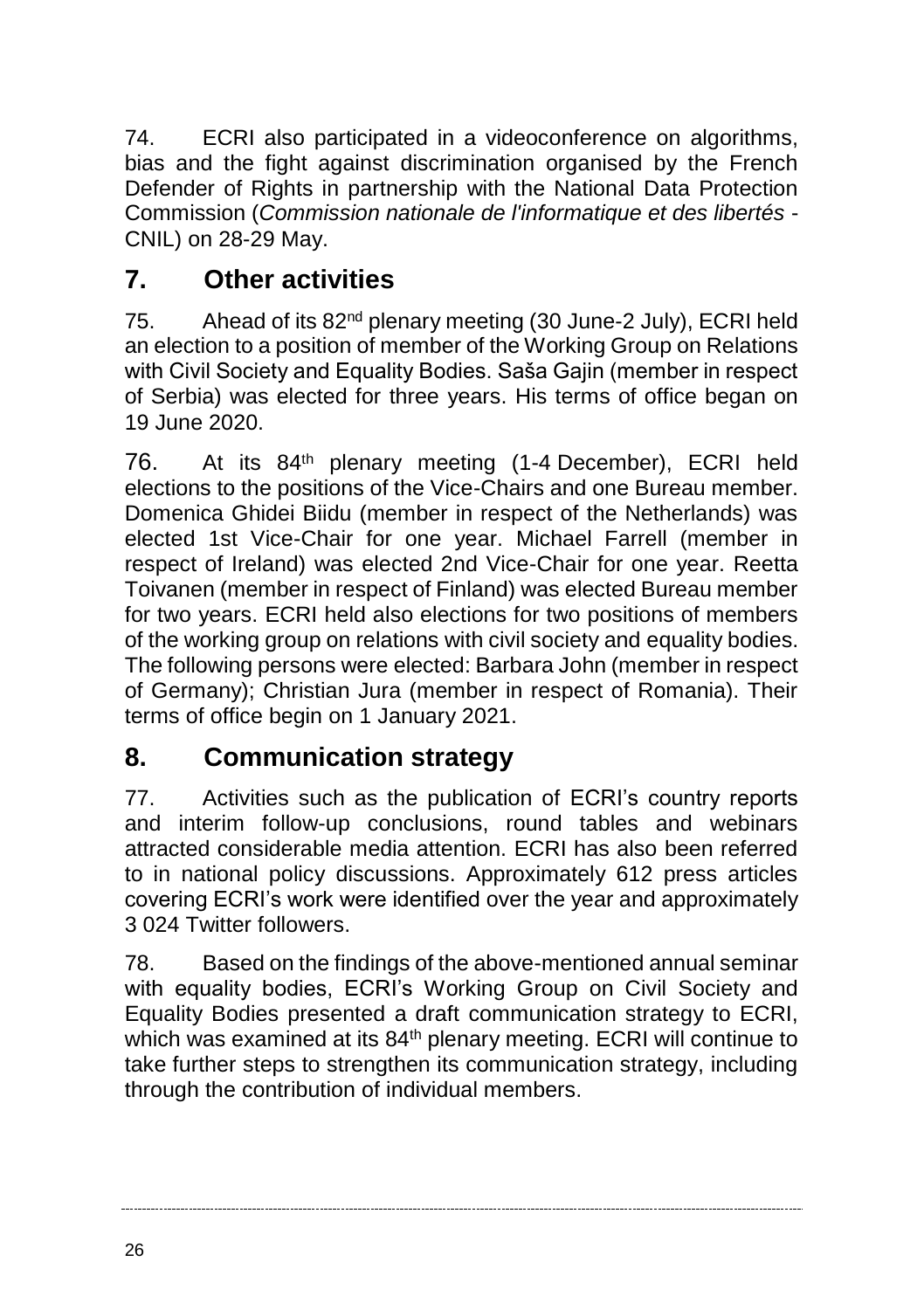74. ECRI also participated in a videoconference on algorithms, bias and the fight against discrimination organised by the French Defender of Rights in partnership with the National Data Protection Commission (*Commission nationale de l'informatique et des libertés* - CNIL) on 28-29 May.

## 7. Other activities

75. Ahead of its 82nd plenary meeting (30 June-2 July), ECRI held an election to a position of member of the Working Group on Relations with Civil Society and Equality Bodies. Saša Gajin (member in respect of Serbia) was elected for three years. His terms of office began on 19 June 2020.

76. At its 84th plenary meeting (1-4 December), ECRI held elections to the positions of the Vice-Chairs and one Bureau member. Domenica Ghidei Biidu (member in respect of the Netherlands) was elected 1st Vice-Chair for one year. Michael Farrell (member in respect of Ireland) was elected 2nd Vice-Chair for one year. Reetta Toivanen (member in respect of Finland) was elected Bureau member for two years. ECRI held also elections for two positions of members of the working group on relations with civil society and equality bodies. The following persons were elected: Barbara John (member in respect of Germany); Christian Jura (member in respect of Romania). Their terms of office begin on 1 January 2021.

## 8. Communication strategy

77. Activities such as the publication of ECRI's country reports and interim follow-up conclusions, round tables and webinars attracted considerable media attention. ECRI has also been referred to in national policy discussions. Approximately 612 press articles covering ECRI's work were identified over the year and approximately 3 024 Twitter followers.

78. Based on the findings of the above-mentioned annual seminar with equality bodies, ECRI's Working Group on Civil Society and Equality Bodies presented a draft communication strategy to ECRI, which was examined at its 84th plenary meeting. ECRI will continue to take further steps to strengthen its communication strategy, including through the contribution of individual members.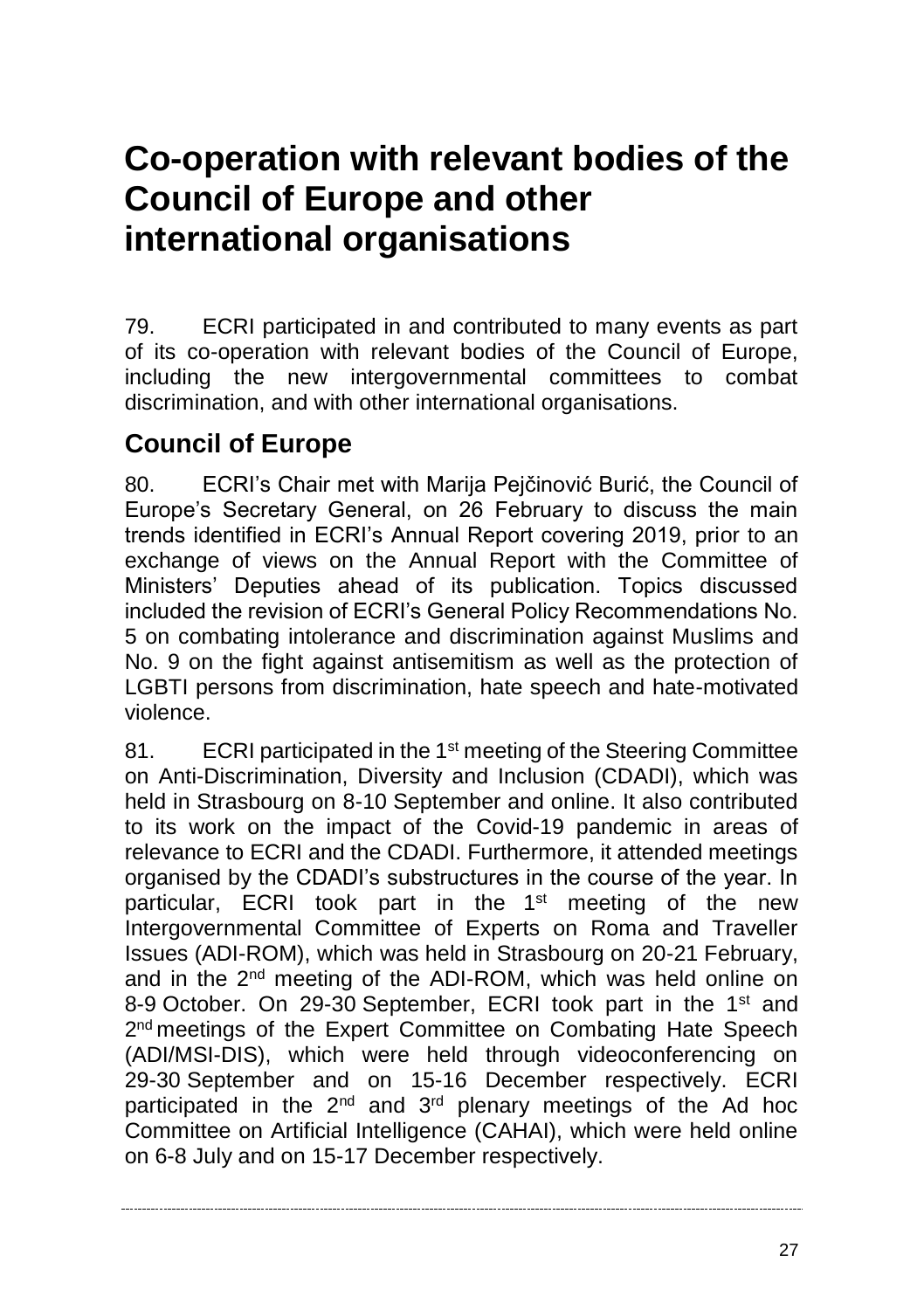# Co-operation with relevant bodies of the Council of Europe and other international organisations

79. ECRI participated in and contributed to many events as part of its co-operation with relevant bodies of the Council of Europe, including the new intergovernmental committees to combat discrimination, and with other international organisations.

## Council of Europe

80. ECRI's Chair met with Marija Pejčinović Burić, the Council of Europe's Secretary General, on 26 February to discuss the main trends identified in ECRI's Annual Report covering 2019, prior to an exchange of views on the Annual Report with the Committee of Ministers' Deputies ahead of its publication. Topics discussed included the revision of ECRI's General Policy Recommendations No. 5 on combating intolerance and discrimination against Muslims and No. 9 on the fight against antisemitism as well as the protection of LGBTI persons from discrimination, hate speech and hate-motivated violence.

81. ECRI participated in the 1st meeting of the Steering Committee on Anti-Discrimination, Diversity and Inclusion (CDADI), which was held in Strasbourg on 8-10 September and online. It also contributed to its work on the impact of the Covid-19 pandemic in areas of relevance to ECRI and the CDADI. Furthermore, it attended meetings organised by the CDADI's substructures in the course of the year. In particular, ECRI took part in the 1st meeting of the new Intergovernmental Committee of Experts on Roma and Traveller Issues (ADI-ROM), which was held in Strasbourg on 20-21 February, and in the 2nd meeting of the ADI-ROM, which was held online on 8-9 October. On 29-30 September, ECRI took part in the 1st and 2nd meetings of the Expert Committee on Combating Hate Speech (ADI/MSI-DIS), which were held through videoconferencing on 29-30 September and on 15-16 December respectively. ECRI participated in the 2nd and 3rd plenary meetings of the Ad hoc Committee on Artificial Intelligence (CAHAI), which were held online on 6-8 July and on 15-17 December respectively.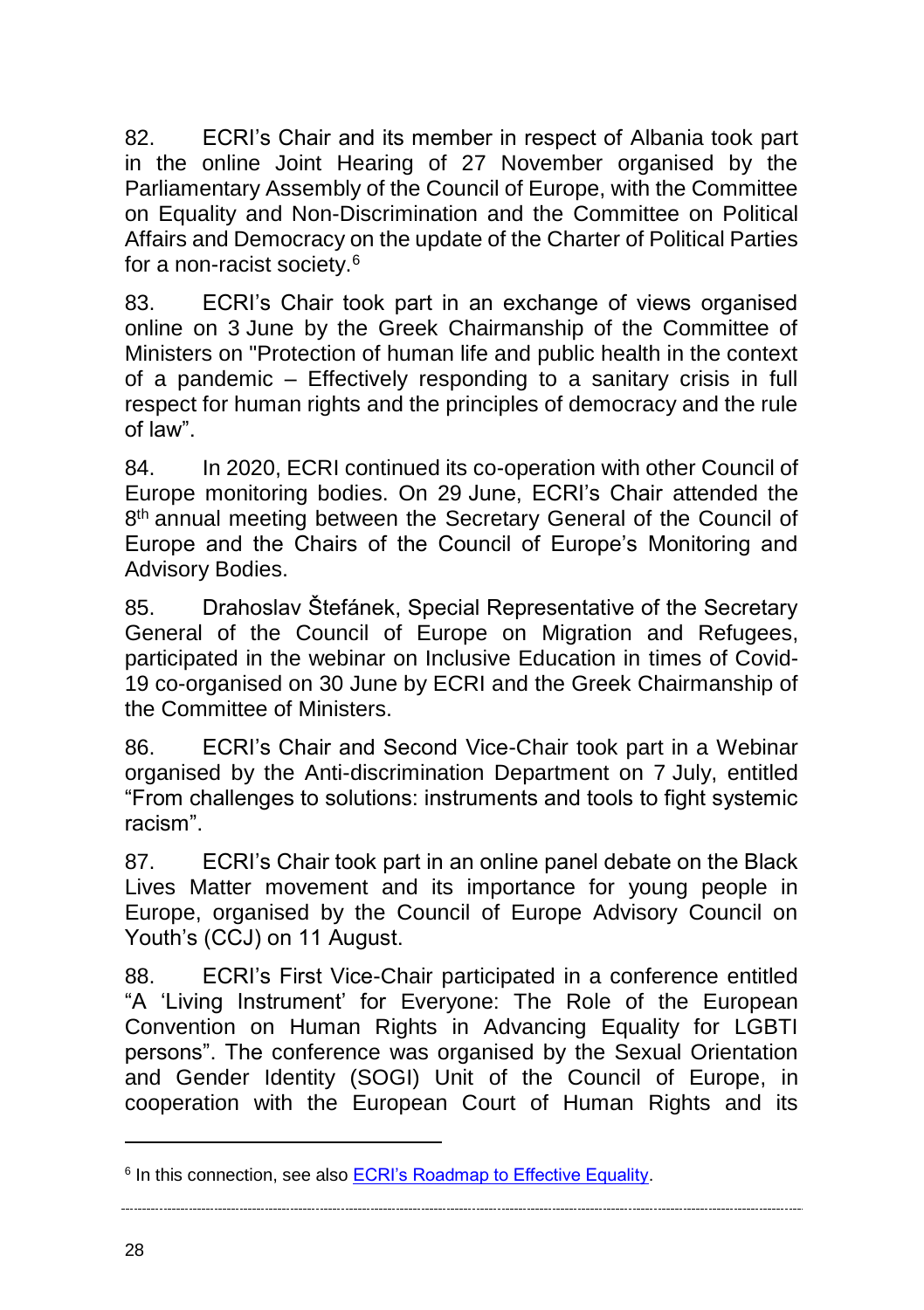82. ECRI's Chair and its member in respect of Albania took part in the online Joint Hearing of 27 November organised by the Parliamentary Assembly of the Council of Europe, with the Committee on Equality and Non-Discrimination and the Committee on Political Affairs and Democracy on the update of the Charter of Political Parties for a non-racist society.[6]

83. ECRI's Chair took part in an exchange of views organised online on 3 June by the Greek Chairmanship of the Committee of Ministers on "Protection of human life and public health in the context of a pandemic – Effectively responding to a sanitary crisis in full respect for human rights and the principles of democracy and the rule of law".

84. In 2020, ECRI continued its co-operation with other Council of Europe monitoring bodies. On 29 June, ECRI's Chair attended the 8th annual meeting between the Secretary General of the Council of Europe and the Chairs of the Council of Europe's Monitoring and Advisory Bodies.

85. Drahoslav Štefánek, Special Representative of the Secretary General of the Council of Europe on Migration and Refugees, participated in the webinar on Inclusive Education in times of Covid-19 co-organised on 30 June by ECRI and the Greek Chairmanship of the Committee of Ministers.

86. ECRI's Chair and Second Vice-Chair took part in a Webinar organised by the Anti-discrimination Department on 7 July, entitled "From challenges to solutions: instruments and tools to fight systemic racism".

87. ECRI's Chair took part in an online panel debate on the Black Lives Matter movement and its importance for young people in Europe, organised by the Council of Europe Advisory Council on Youth's (CCJ) on 11 August.

88. ECRI's First Vice-Chair participated in a conference entitled "A 'Living Instrument' for Everyone: The Role of the European Convention on Human Rights in Advancing Equality for LGBTI persons". The conference was organised by the Sexual Orientation and Gender Identity (SOGI) Unit of the Council of Europe, in cooperation with the European Court of Human Rights and its

---

[6] In this connection, see also ECRI's Roadmap to Effective Equality.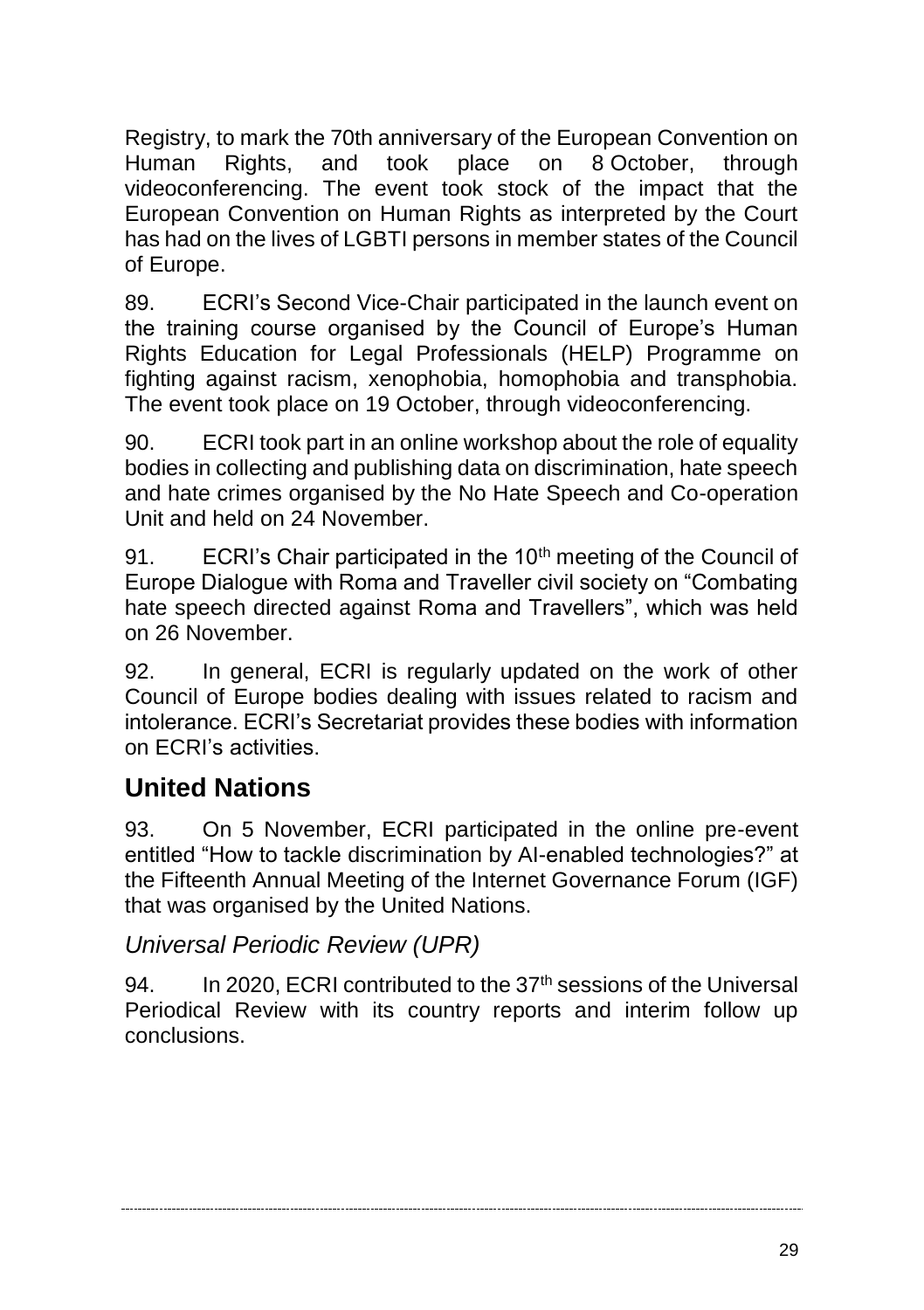Registry, to mark the 70th anniversary of the European Convention on Human Rights, and took place on 8 October, through videoconferencing. The event took stock of the impact that the European Convention on Human Rights as interpreted by the Court has had on the lives of LGBTI persons in member states of the Council of Europe.

89. ECRI's Second Vice-Chair participated in the launch event on the training course organised by the Council of Europe's Human Rights Education for Legal Professionals (HELP) Programme on fighting against racism, xenophobia, homophobia and transphobia. The event took place on 19 October, through videoconferencing.

90. ECRI took part in an online workshop about the role of equality bodies in collecting and publishing data on discrimination, hate speech and hate crimes organised by the No Hate Speech and Co-operation Unit and held on 24 November.

91. ECRI's Chair participated in the 10th meeting of the Council of Europe Dialogue with Roma and Traveller civil society on "Combating hate speech directed against Roma and Travellers", which was held on 26 November.

92. In general, ECRI is regularly updated on the work of other Council of Europe bodies dealing with issues related to racism and intolerance. ECRI's Secretariat provides these bodies with information on ECRI's activities.

## United Nations

93. On 5 November, ECRI participated in the online pre-event entitled "How to tackle discrimination by AI-enabled technologies?" at the Fifteenth Annual Meeting of the Internet Governance Forum (IGF) that was organised by the United Nations.

### *Universal Periodic Review (UPR)*

94. In 2020, ECRI contributed to the 37th sessions of the Universal Periodical Review with its country reports and interim follow up conclusions.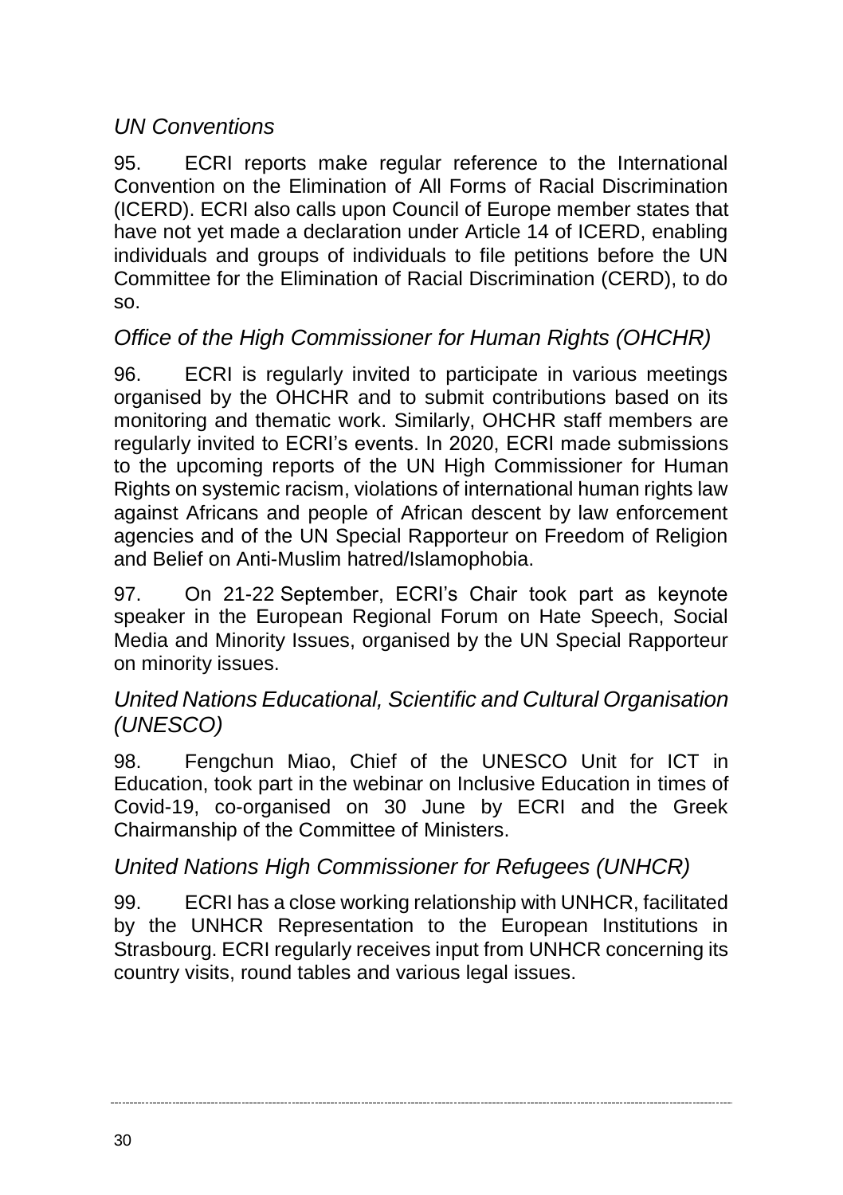*UN Conventions*

95. ECRI reports make regular reference to the International Convention on the Elimination of All Forms of Racial Discrimination (ICERD). ECRI also calls upon Council of Europe member states that have not yet made a declaration under Article 14 of ICERD, enabling individuals and groups of individuals to file petitions before the UN Committee for the Elimination of Racial Discrimination (CERD), to do so.

*Office of the High Commissioner for Human Rights (OHCHR)*

96. ECRI is regularly invited to participate in various meetings organised by the OHCHR and to submit contributions based on its monitoring and thematic work. Similarly, OHCHR staff members are regularly invited to ECRI's events. In 2020, ECRI made submissions to the upcoming reports of the UN High Commissioner for Human Rights on systemic racism, violations of international human rights law against Africans and people of African descent by law enforcement agencies and of the UN Special Rapporteur on Freedom of Religion and Belief on Anti-Muslim hatred/Islamophobia.

97. On 21-22 September, ECRI's Chair took part as keynote speaker in the European Regional Forum on Hate Speech, Social Media and Minority Issues, organised by the UN Special Rapporteur on minority issues.

*United Nations Educational, Scientific and Cultural Organisation (UNESCO)*

98. Fengchun Miao, Chief of the UNESCO Unit for ICT in Education, took part in the webinar on Inclusive Education in times of Covid-19, co-organised on 30 June by ECRI and the Greek Chairmanship of the Committee of Ministers.

*United Nations High Commissioner for Refugees (UNHCR)*

99. ECRI has a close working relationship with UNHCR, facilitated by the UNHCR Representation to the European Institutions in Strasbourg. ECRI regularly receives input from UNHCR concerning its country visits, round tables and various legal issues.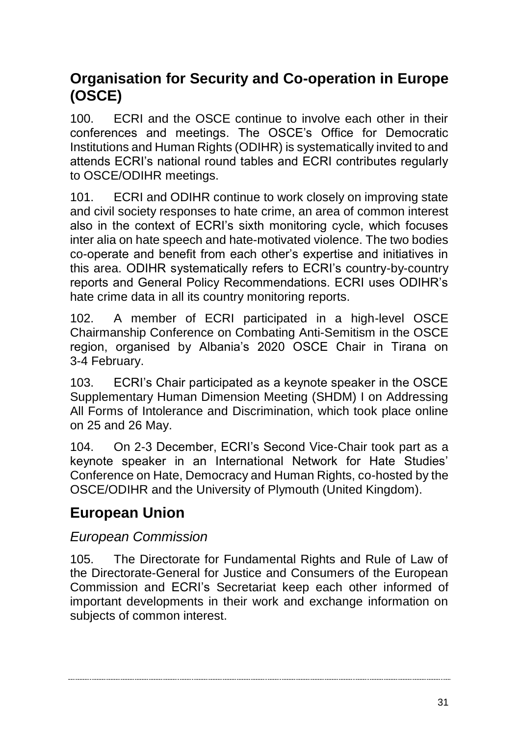## Organisation for Security and Co-operation in Europe (OSCE)

100. ECRI and the OSCE continue to involve each other in their conferences and meetings. The OSCE's Office for Democratic Institutions and Human Rights (ODIHR) is systematically invited to and attends ECRI's national round tables and ECRI contributes regularly to OSCE/ODIHR meetings.

101. ECRI and ODIHR continue to work closely on improving state and civil society responses to hate crime, an area of common interest also in the context of ECRI's sixth monitoring cycle, which focuses inter alia on hate speech and hate-motivated violence. The two bodies co-operate and benefit from each other's expertise and initiatives in this area. ODIHR systematically refers to ECRI's country-by-country reports and General Policy Recommendations. ECRI uses ODIHR's hate crime data in all its country monitoring reports.

102. A member of ECRI participated in a high-level OSCE Chairmanship Conference on Combating Anti-Semitism in the OSCE region, organised by Albania's 2020 OSCE Chair in Tirana on 3-4 February.

103. ECRI's Chair participated as a keynote speaker in the OSCE Supplementary Human Dimension Meeting (SHDM) I on Addressing All Forms of Intolerance and Discrimination, which took place online on 25 and 26 May.

104. On 2-3 December, ECRI's Second Vice-Chair took part as a keynote speaker in an International Network for Hate Studies' Conference on Hate, Democracy and Human Rights, co-hosted by the OSCE/ODIHR and the University of Plymouth (United Kingdom).

## European Union

### *European Commission*

105. The Directorate for Fundamental Rights and Rule of Law of the Directorate-General for Justice and Consumers of the European Commission and ECRI's Secretariat keep each other informed of important developments in their work and exchange information on subjects of common interest.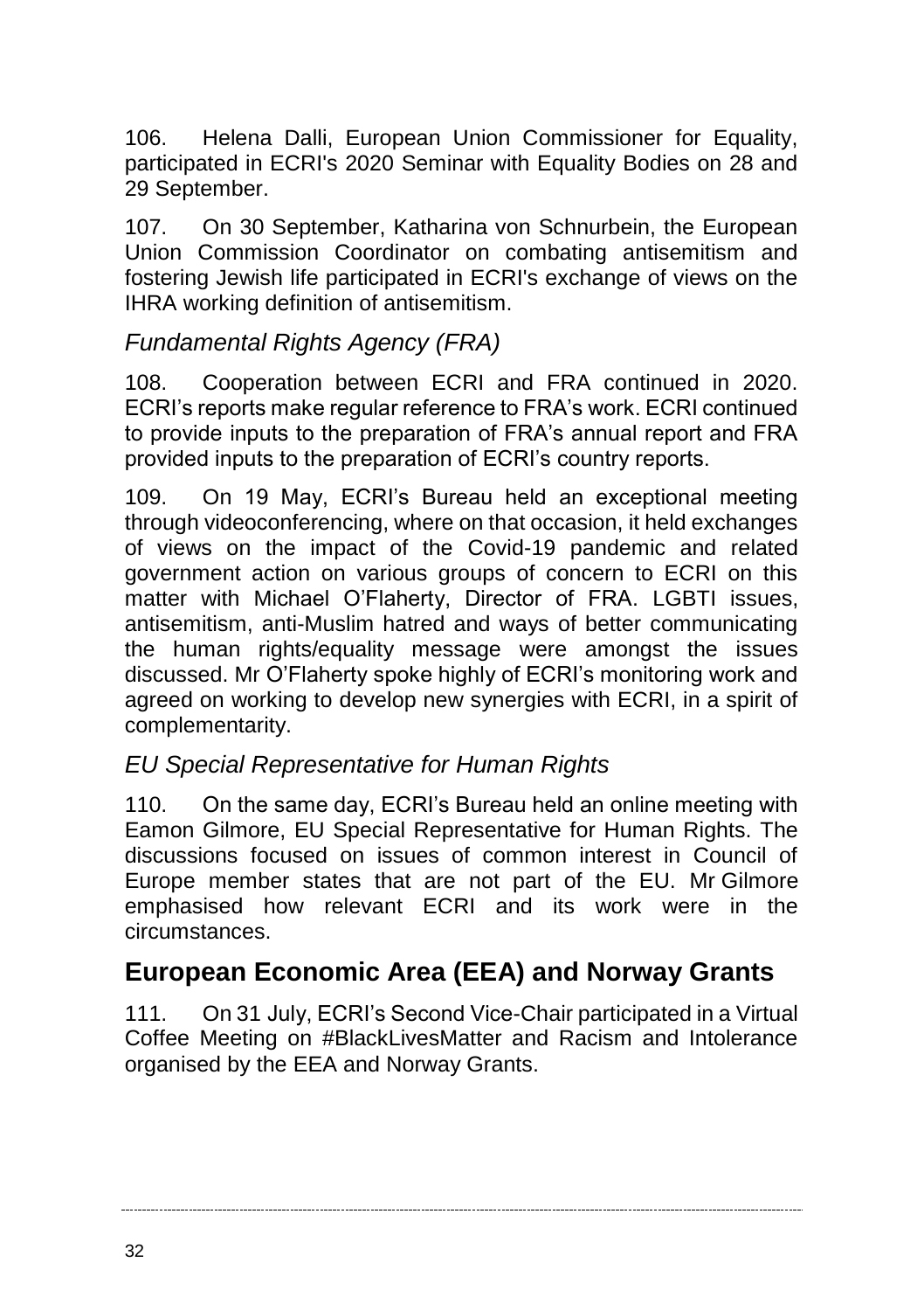106. Helena Dalli, European Union Commissioner for Equality, participated in ECRI's 2020 Seminar with Equality Bodies on 28 and 29 September.

107. On 30 September, Katharina von Schnurbein, the European Union Commission Coordinator on combating antisemitism and fostering Jewish life participated in ECRI's exchange of views on the IHRA working definition of antisemitism.

### *Fundamental Rights Agency (FRA)*

108. Cooperation between ECRI and FRA continued in 2020. ECRI's reports make regular reference to FRA's work. ECRI continued to provide inputs to the preparation of FRA's annual report and FRA provided inputs to the preparation of ECRI's country reports.

109. On 19 May, ECRI's Bureau held an exceptional meeting through videoconferencing, where on that occasion, it held exchanges of views on the impact of the Covid-19 pandemic and related government action on various groups of concern to ECRI on this matter with Michael O'Flaherty, Director of FRA. LGBTI issues, antisemitism, anti-Muslim hatred and ways of better communicating the human rights/equality message were amongst the issues discussed. Mr O'Flaherty spoke highly of ECRI's monitoring work and agreed on working to develop new synergies with ECRI, in a spirit of complementarity.

### *EU Special Representative for Human Rights*

110. On the same day, ECRI's Bureau held an online meeting with Eamon Gilmore, EU Special Representative for Human Rights. The discussions focused on issues of common interest in Council of Europe member states that are not part of the EU. Mr Gilmore emphasised how relevant ECRI and its work were in the circumstances.

## **European Economic Area (EEA) and Norway Grants**

111. On 31 July, ECRI's Second Vice-Chair participated in a Virtual Coffee Meeting on #BlackLivesMatter and Racism and Intolerance organised by the EEA and Norway Grants.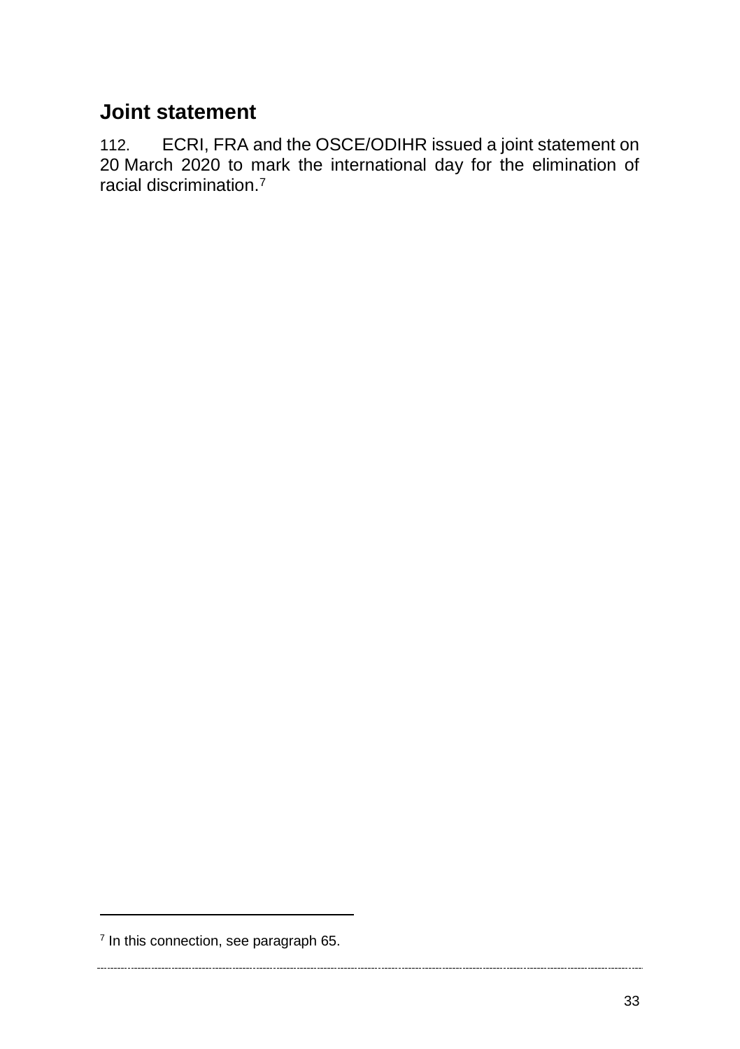## Joint statement

112. ECRI, FRA and the OSCE/ODIHR issued a joint statement on 20 March 2020 to mark the international day for the elimination of racial discrimination.[7]

[7] In this connection, see paragraph 65.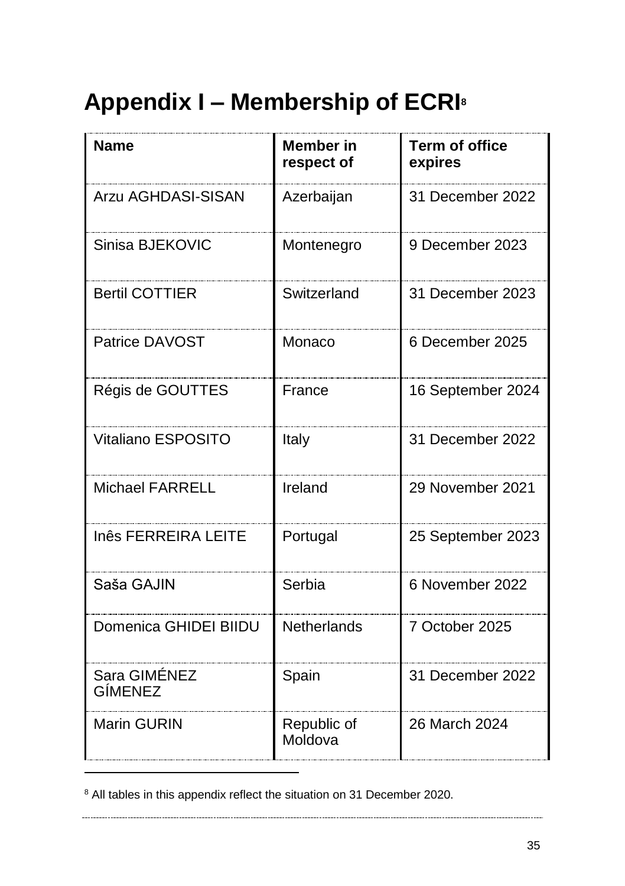# Appendix I – Membership of ECRI[8]

| Name | Member in respect of | Term of office expires |
|---|---|---|
| Arzu AGHDASI-SISAN | Azerbaijan | 31 December 2022 |
| Sinisa BJEKOVIC | Montenegro | 9 December 2023 |
| Bertil COTTIER | Switzerland | 31 December 2023 |
| Patrice DAVOST | Monaco | 6 December 2025 |
| Régis de GOUTTES | France | 16 September 2024 |
| Vitaliano ESPOSITO | Italy | 31 December 2022 |
| Michael FARRELL | Ireland | 29 November 2021 |
| Inês FERREIRA LEITE | Portugal | 25 September 2023 |
| Saša GAJIN | Serbia | 6 November 2022 |
| Domenica GHIDEI BIIDU | Netherlands | 7 October 2025 |
| Sara GIMÉNEZ GÍMENEZ | Spain | 31 December 2022 |
| Marin GURIN | Republic of Moldova | 26 March 2024 |

[8] All tables in this appendix reflect the situation on 31 December 2020.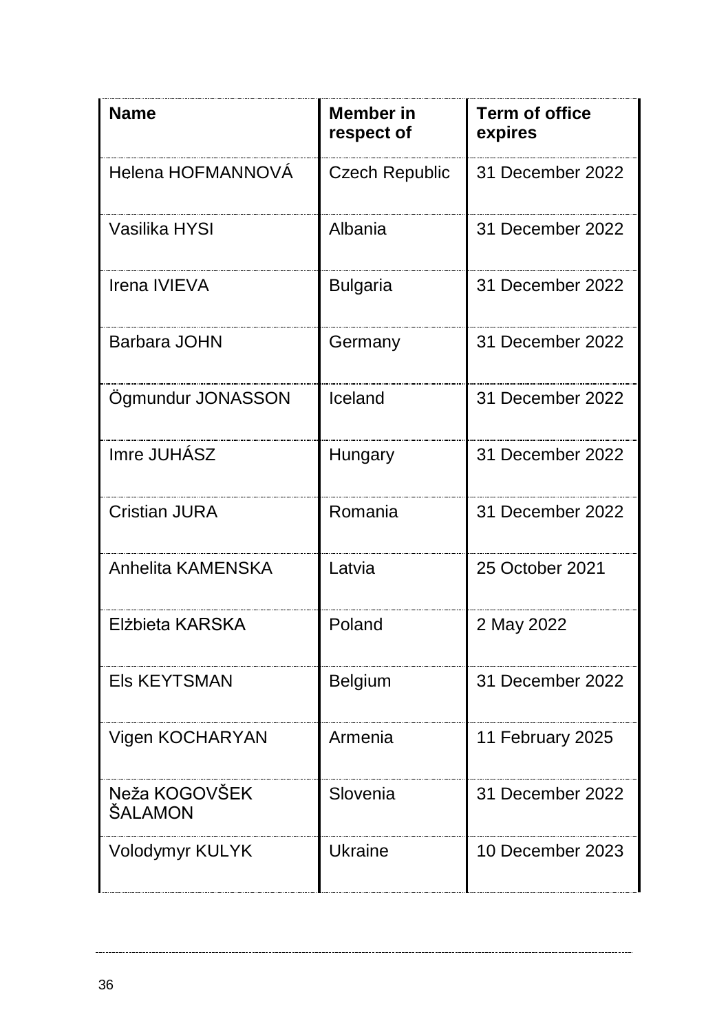| **Name** | **Member in respect of** | **Term of office expires** |
|---|---|---|
| Helena HOFMANNOVÁ | Czech Republic | 31 December 2022 |
| Vasilika HYSI | Albania | 31 December 2022 |
| Irena IVIEVA | Bulgaria | 31 December 2022 |
| Barbara JOHN | Germany | 31 December 2022 |
| Ögmundur JONASSON | Iceland | 31 December 2022 |
| Imre JUHÁSZ | Hungary | 31 December 2022 |
| Cristian JURA | Romania | 31 December 2022 |
| Anhelita KAMENSKA | Latvia | 25 October 2021 |
| Elżbieta KARSKA | Poland | 2 May 2022 |
| Els KEYTSMAN | Belgium | 31 December 2022 |
| Vigen KOCHARYAN | Armenia | 11 February 2025 |
| Neža KOGOVŠEK ŠALAMON | Slovenia | 31 December 2022 |
| Volodymyr KULYK | Ukraine | 10 December 2023 |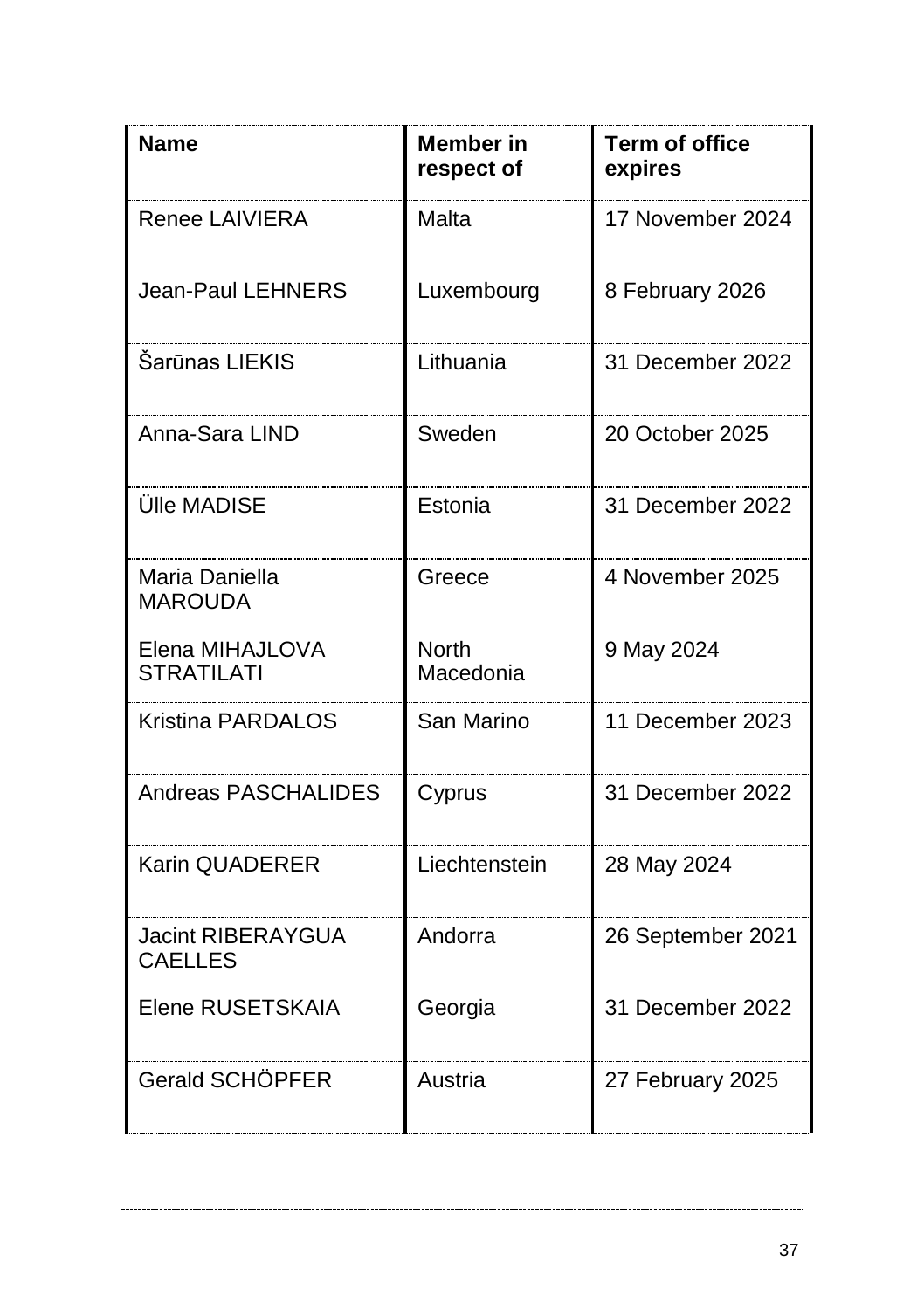| Name | Member in respect of | Term of office expires |
|---|---|---|
| Renee LAIVIERA | Malta | 17 November 2024 |
| Jean-Paul LEHNERS | Luxembourg | 8 February 2026 |
| Šarūnas LIEKIS | Lithuania | 31 December 2022 |
| Anna-Sara LIND | Sweden | 20 October 2025 |
| Ülle MADISE | Estonia | 31 December 2022 |
| Maria Daniella MAROUDA | Greece | 4 November 2025 |
| Elena MIHAJLOVA STRATILATI | North Macedonia | 9 May 2024 |
| Kristina PARDALOS | San Marino | 11 December 2023 |
| Andreas PASCHALIDES | Cyprus | 31 December 2022 |
| Karin QUADERER | Liechtenstein | 28 May 2024 |
| Jacint RIBERAYGUA CAELLES | Andorra | 26 September 2021 |
| Elene RUSETSKAIA | Georgia | 31 December 2022 |
| Gerald SCHÖPFER | Austria | 27 February 2025 |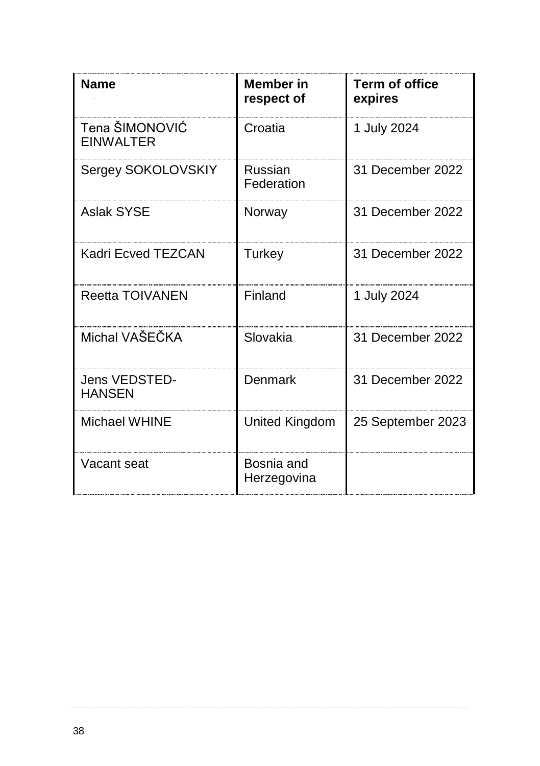| **Name** | **Member in respect of** | **Term of office expires** |
| --- | --- | --- |
| Tena ŠIMONOVIĆ EINWALTER | Croatia | 1 July 2024 |
| Sergey SOKOLOVSKIY | Russian Federation | 31 December 2022 |
| Aslak SYSE | Norway | 31 December 2022 |
| Kadri Ecved TEZCAN | Turkey | 31 December 2022 |
| Reetta TOIVANEN | Finland | 1 July 2024 |
| Michal VAŠEČKA | Slovakia | 31 December 2022 |
| Jens VEDSTED-HANSEN | Denmark | 31 December 2022 |
| Michael WHINE | United Kingdom | 25 September 2023 |
| Vacant seat | Bosnia and Herzegovina | |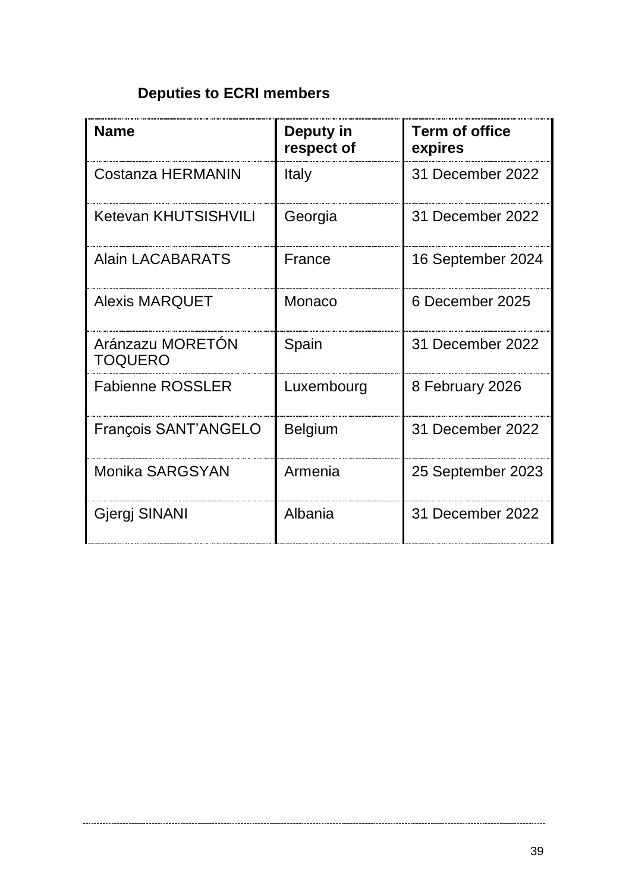### Deputies to ECRI members

| Name | Deputy in respect of | Term of office expires |
|---|---|---|
| Costanza HERMANIN | Italy | 31 December 2022 |
| Ketevan KHUTSISHVILI | Georgia | 31 December 2022 |
| Alain LACABARATS | France | 16 September 2024 |
| Alexis MARQUET | Monaco | 6 December 2025 |
| Aránzazu MORETÓN TOQUERO | Spain | 31 December 2022 |
| Fabienne ROSSLER | Luxembourg | 8 February 2026 |
| François SANT'ANGELO | Belgium | 31 December 2022 |
| Monika SARGSYAN | Armenia | 25 September 2023 |
| Gjergj SINANI | Albania | 31 December 2022 |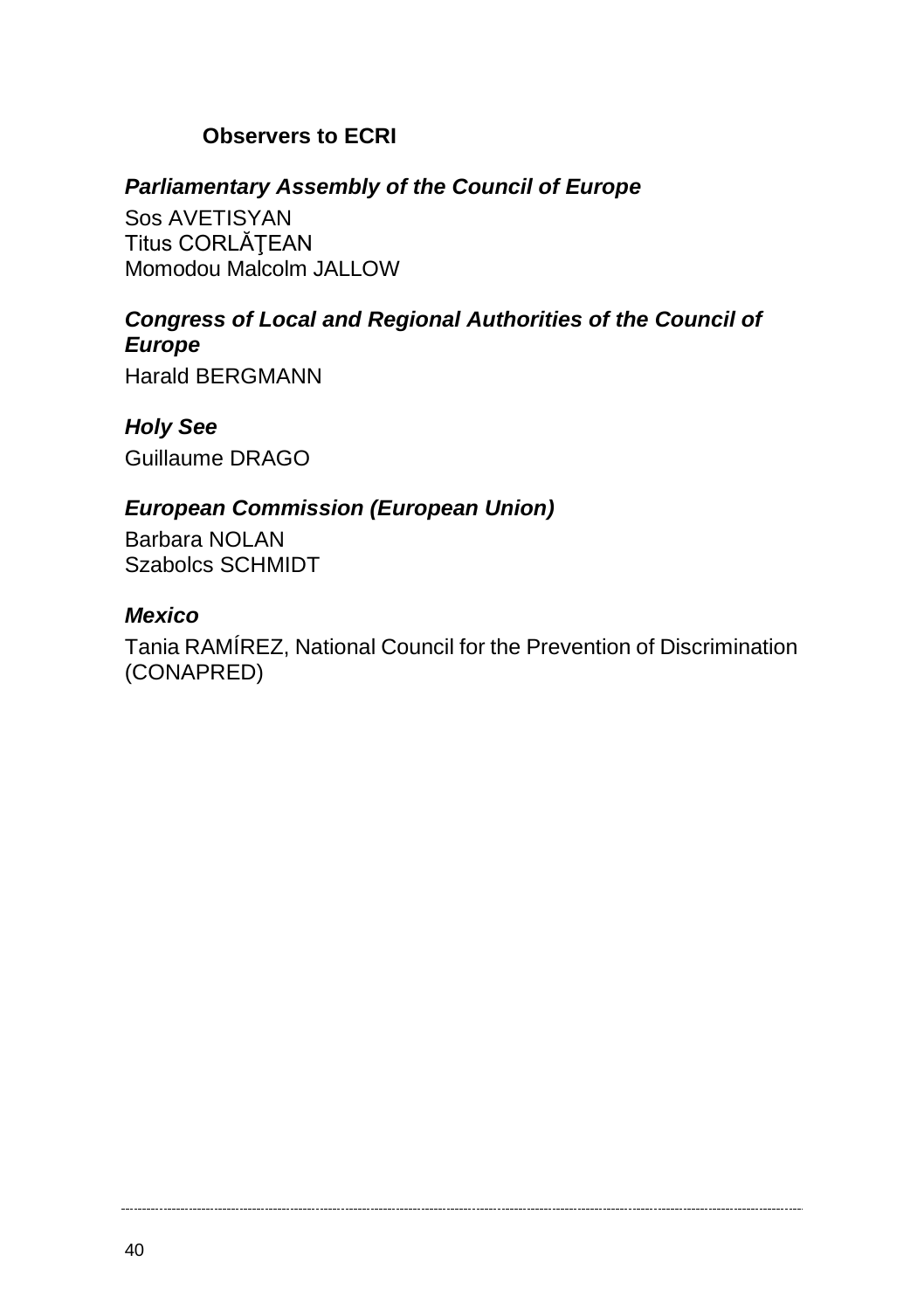## Observers to ECRI

### *Parliamentary Assembly of the Council of Europe*

Sos AVETISYAN
Titus CORLĂŢEAN
Momodou Malcolm JALLOW

### *Congress of Local and Regional Authorities of the Council of Europe*

Harald BERGMANN

### *Holy See*

Guillaume DRAGO

### *European Commission (European Union)*

Barbara NOLAN
Szabolcs SCHMIDT

### *Mexico*

Tania RAMÍREZ, National Council for the Prevention of Discrimination (CONAPRED)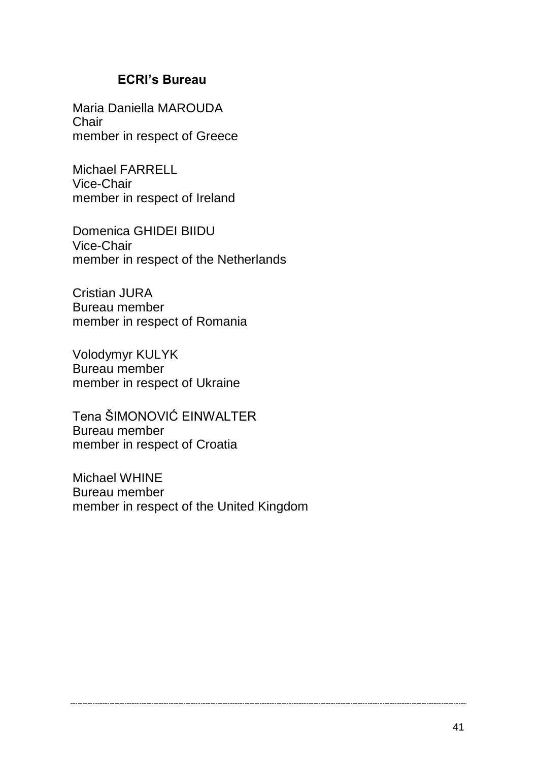## ECRI's Bureau

Maria Daniella MAROUDA
Chair
member in respect of Greece

Michael FARRELL
Vice-Chair
member in respect of Ireland

Domenica GHIDEI BIIDU
Vice-Chair
member in respect of the Netherlands

Cristian JURA
Bureau member
member in respect of Romania

Volodymyr KULYK
Bureau member
member in respect of Ukraine

Tena ŠIMONOVIĆ EINWALTER
Bureau member
member in respect of Croatia

Michael WHINE
Bureau member
member in respect of the United Kingdom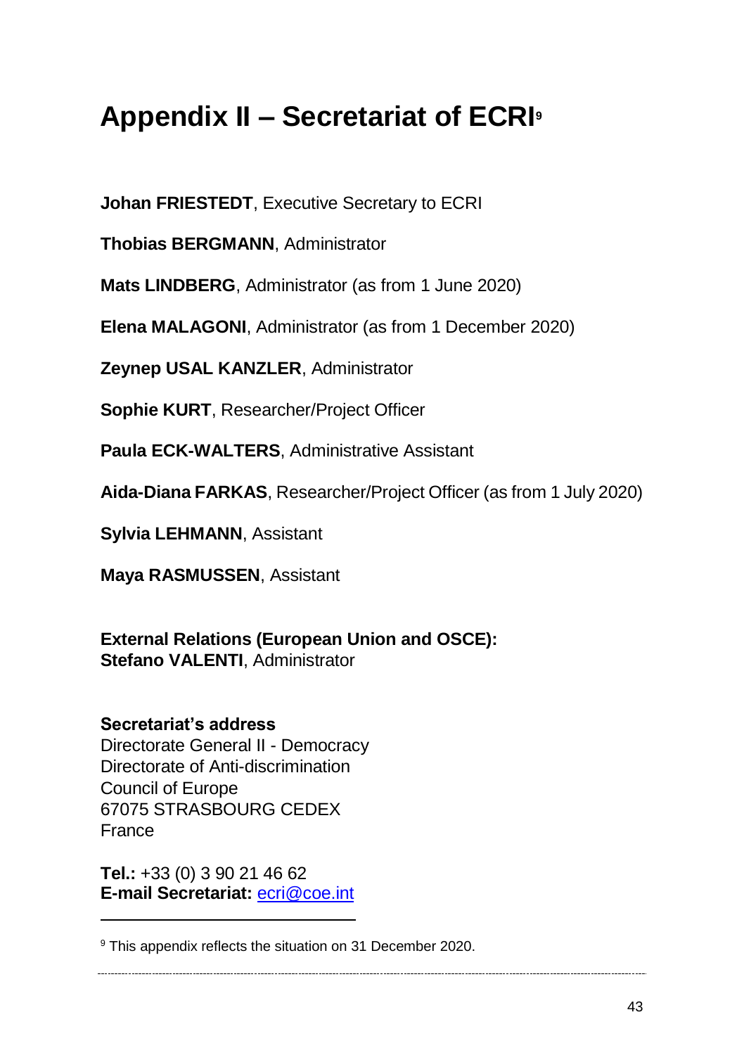# Appendix II – Secretariat of ECRI[9]

**Johan FRIESTEDT**, Executive Secretary to ECRI

**Thobias BERGMANN**, Administrator

**Mats LINDBERG**, Administrator (as from 1 June 2020)

**Elena MALAGONI**, Administrator (as from 1 December 2020)

**Zeynep USAL KANZLER**, Administrator

**Sophie KURT**, Researcher/Project Officer

**Paula ECK-WALTERS**, Administrative Assistant

**Aida-Diana FARKAS**, Researcher/Project Officer (as from 1 July 2020)

**Sylvia LEHMANN**, Assistant

**Maya RASMUSSEN**, Assistant

**External Relations (European Union and OSCE):**
**Stefano VALENTI**, Administrator

**Secretariat's address**
Directorate General II - Democracy
Directorate of Anti-discrimination
Council of Europe
67075 STRASBOURG CEDEX
France

**Tel.:** +33 (0) 3 90 21 46 62
**E-mail Secretariat:** ecri@coe.int

---

[9] This appendix reflects the situation on 31 December 2020.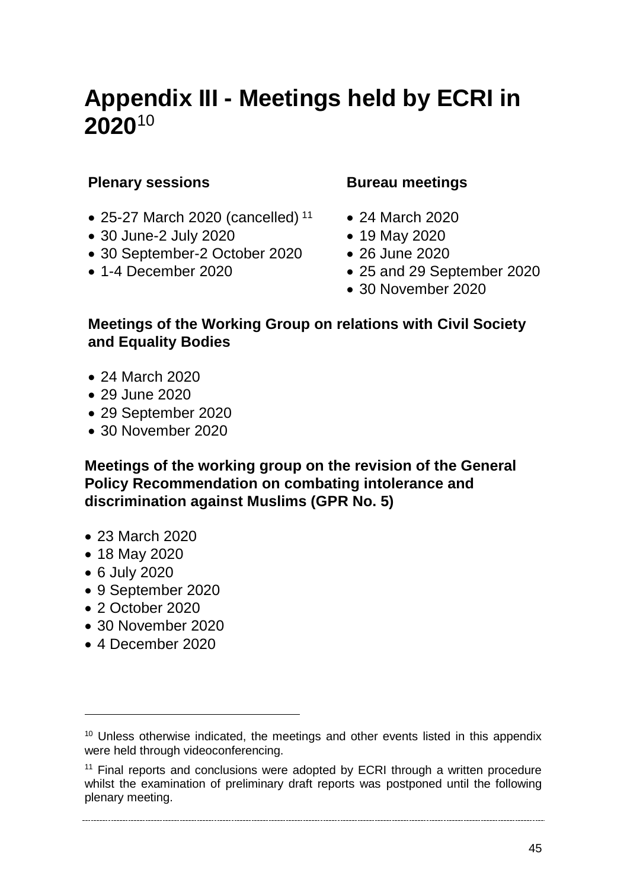# Appendix III - Meetings held by ECRI in 2020[10]

### Plenary sessions

- 25-27 March 2020 (cancelled)[11]
- 30 June-2 July 2020
- 30 September-2 October 2020
- 1-4 December 2020

### Bureau meetings

- 24 March 2020
- 19 May 2020
- 26 June 2020
- 25 and 29 September 2020
- 30 November 2020

### Meetings of the Working Group on relations with Civil Society and Equality Bodies

- 24 March 2020
- 29 June 2020
- 29 September 2020
- 30 November 2020

### Meetings of the working group on the revision of the General Policy Recommendation on combating intolerance and discrimination against Muslims (GPR No. 5)

- 23 March 2020
- 18 May 2020
- 6 July 2020
- 9 September 2020
- 2 October 2020
- 30 November 2020
- 4 December 2020

---

[10] Unless otherwise indicated, the meetings and other events listed in this appendix were held through videoconferencing.

[11] Final reports and conclusions were adopted by ECRI through a written procedure whilst the examination of preliminary draft reports was postponed until the following plenary meeting.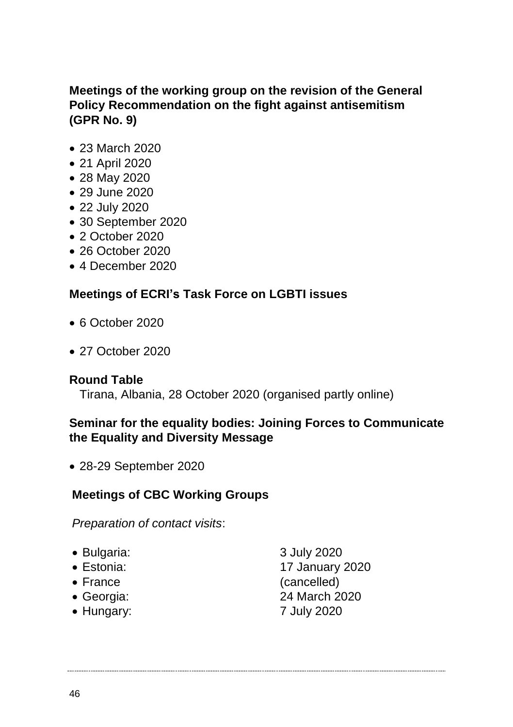**Meetings of the working group on the revision of the General Policy Recommendation on the fight against antisemitism (GPR No. 9)**

- 23 March 2020
- 21 April 2020
- 28 May 2020
- 29 June 2020
- 22 July 2020
- 30 September 2020
- 2 October 2020
- 26 October 2020
- 4 December 2020

**Meetings of ECRI's Task Force on LGBTI issues**

- 6 October 2020
- 27 October 2020

**Round Table**

Tirana, Albania, 28 October 2020 (organised partly online)

**Seminar for the equality bodies: Joining Forces to Communicate the Equality and Diversity Message**

- 28-29 September 2020

**Meetings of CBC Working Groups**

*Preparation of contact visits*:

- Bulgaria: 3 July 2020
- Estonia: 17 January 2020
- France (cancelled)
- Georgia: 24 March 2020
- Hungary: 7 July 2020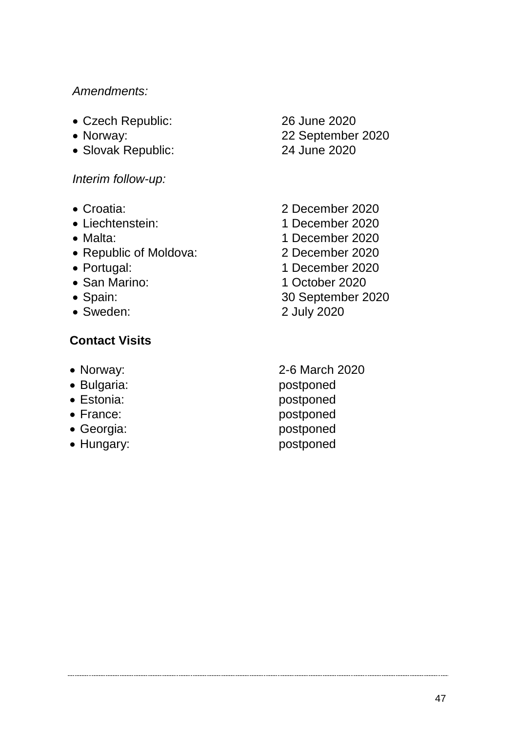*Amendments:*

- Czech Republic: 26 June 2020
- Norway: 22 September 2020
- Slovak Republic: 24 June 2020

*Interim follow-up:*

- Croatia: 2 December 2020
- Liechtenstein: 1 December 2020
- Malta: 1 December 2020
- Republic of Moldova: 2 December 2020
- Portugal: 1 December 2020
- San Marino: 1 October 2020
- Spain: 30 September 2020
- Sweden: 2 July 2020

**Contact Visits**

- Norway: 2-6 March 2020
- Bulgaria: postponed
- Estonia: postponed
- France: postponed
- Georgia: postponed
- Hungary: postponed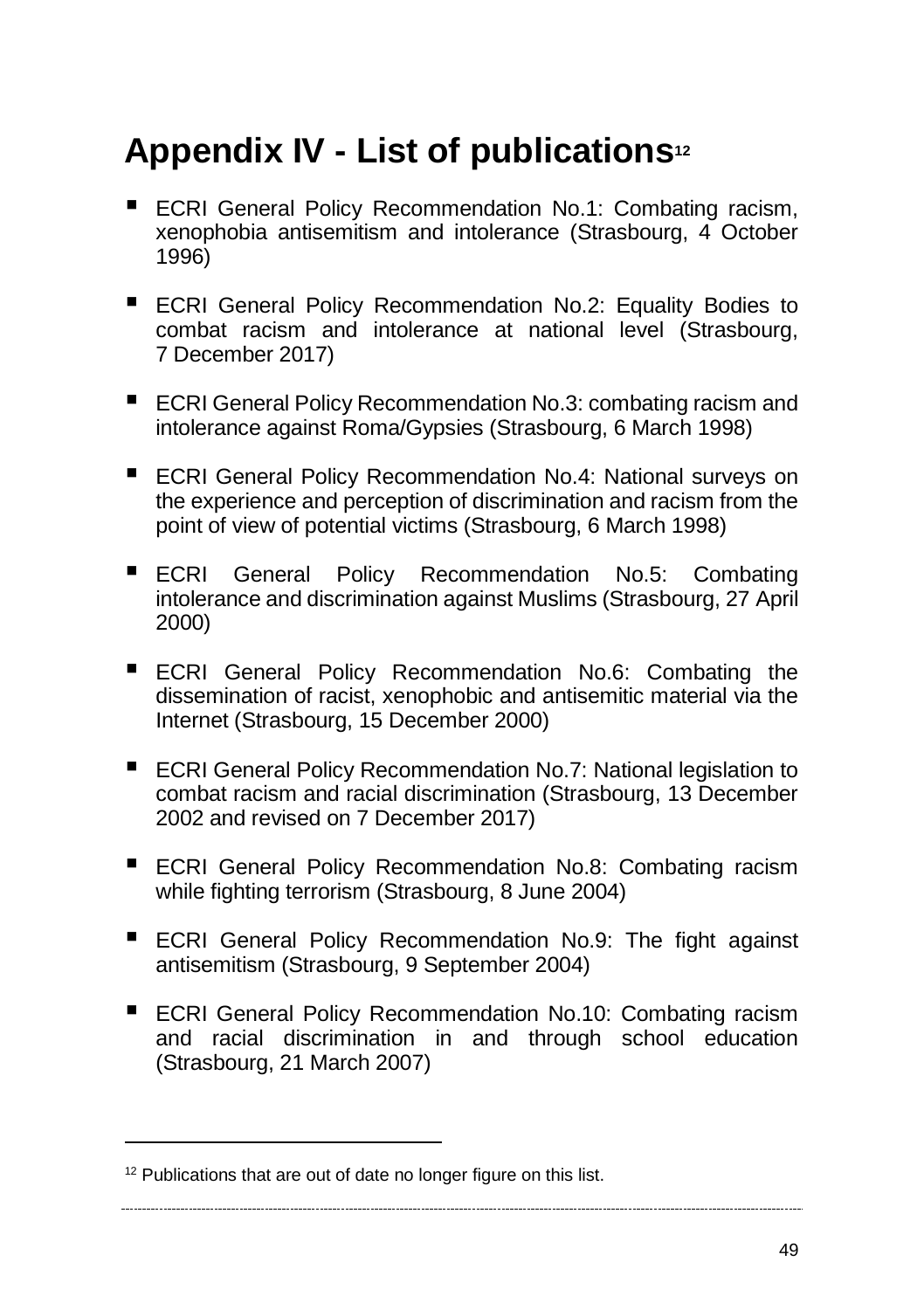# Appendix IV - List of publications[12]

- ECRI General Policy Recommendation No.1: Combating racism, xenophobia antisemitism and intolerance (Strasbourg, 4 October 1996)
- ECRI General Policy Recommendation No.2: Equality Bodies to combat racism and intolerance at national level (Strasbourg, 7 December 2017)
- ECRI General Policy Recommendation No.3: combating racism and intolerance against Roma/Gypsies (Strasbourg, 6 March 1998)
- ECRI General Policy Recommendation No.4: National surveys on the experience and perception of discrimination and racism from the point of view of potential victims (Strasbourg, 6 March 1998)
- ECRI General Policy Recommendation No.5: Combating intolerance and discrimination against Muslims (Strasbourg, 27 April 2000)
- ECRI General Policy Recommendation No.6: Combating the dissemination of racist, xenophobic and antisemitic material via the Internet (Strasbourg, 15 December 2000)
- ECRI General Policy Recommendation No.7: National legislation to combat racism and racial discrimination (Strasbourg, 13 December 2002 and revised on 7 December 2017)
- ECRI General Policy Recommendation No.8: Combating racism while fighting terrorism (Strasbourg, 8 June 2004)
- ECRI General Policy Recommendation No.9: The fight against antisemitism (Strasbourg, 9 September 2004)
- ECRI General Policy Recommendation No.10: Combating racism and racial discrimination in and through school education (Strasbourg, 21 March 2007)

[12] Publications that are out of date no longer figure on this list.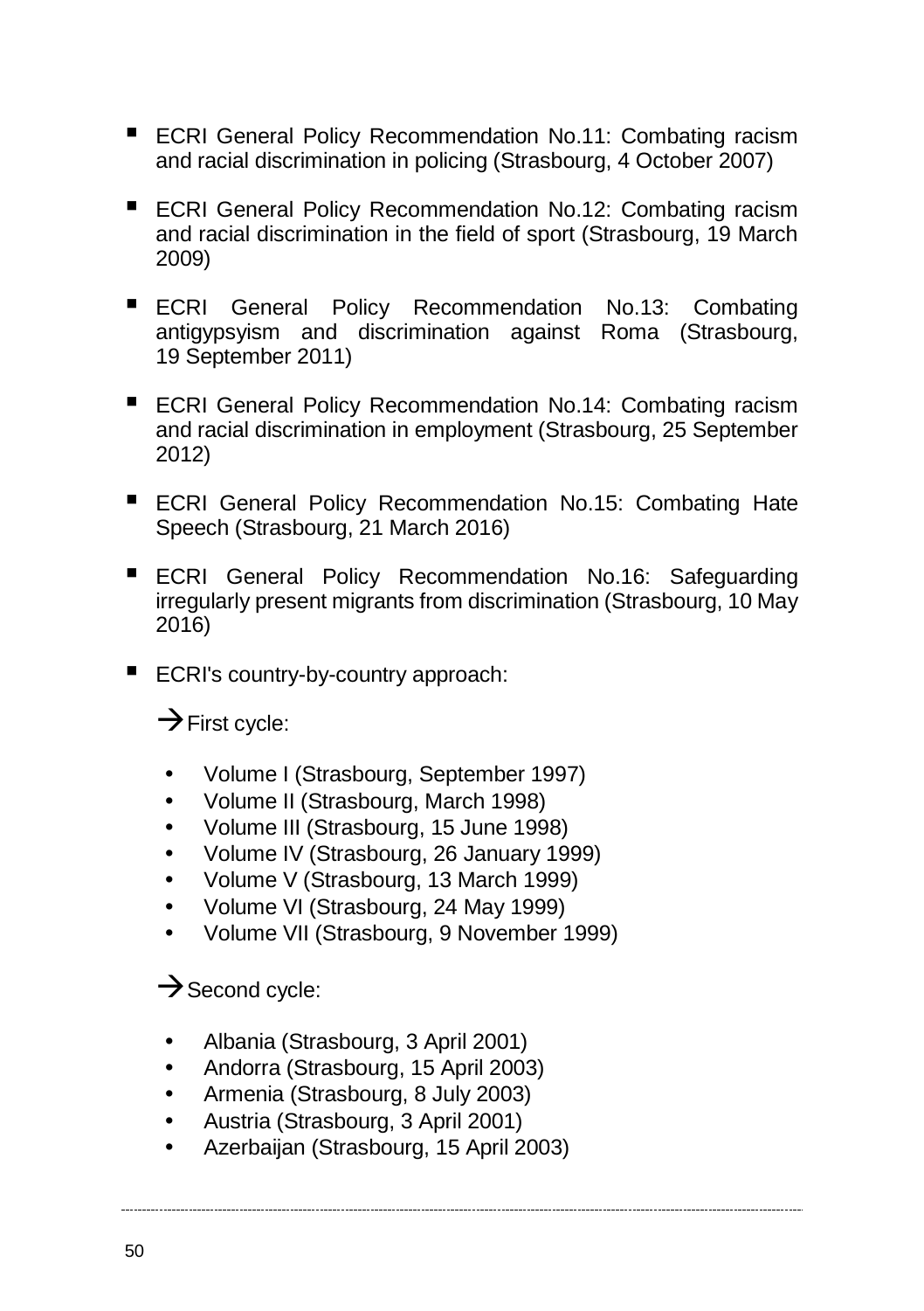- ECRI General Policy Recommendation No.11: Combating racism and racial discrimination in policing (Strasbourg, 4 October 2007)

- ECRI General Policy Recommendation No.12: Combating racism and racial discrimination in the field of sport (Strasbourg, 19 March 2009)

- ECRI General Policy Recommendation No.13: Combating antigypsyism and discrimination against Roma (Strasbourg, 19 September 2011)

- ECRI General Policy Recommendation No.14: Combating racism and racial discrimination in employment (Strasbourg, 25 September 2012)

- ECRI General Policy Recommendation No.15: Combating Hate Speech (Strasbourg, 21 March 2016)

- ECRI General Policy Recommendation No.16: Safeguarding irregularly present migrants from discrimination (Strasbourg, 10 May 2016)

- ECRI's country-by-country approach:

  → First cycle:

  - Volume I (Strasbourg, September 1997)
  - Volume II (Strasbourg, March 1998)
  - Volume III (Strasbourg, 15 June 1998)
  - Volume IV (Strasbourg, 26 January 1999)
  - Volume V (Strasbourg, 13 March 1999)
  - Volume VI (Strasbourg, 24 May 1999)
  - Volume VII (Strasbourg, 9 November 1999)

  → Second cycle:

  - Albania (Strasbourg, 3 April 2001)
  - Andorra (Strasbourg, 15 April 2003)
  - Armenia (Strasbourg, 8 July 2003)
  - Austria (Strasbourg, 3 April 2001)
  - Azerbaijan (Strasbourg, 15 April 2003)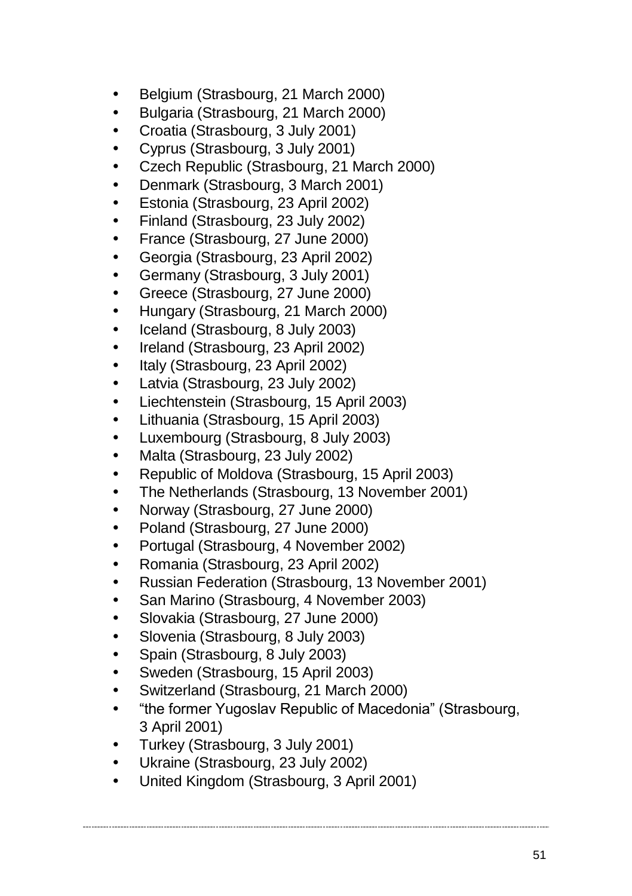- Belgium (Strasbourg, 21 March 2000)
- Bulgaria (Strasbourg, 21 March 2000)
- Croatia (Strasbourg, 3 July 2001)
- Cyprus (Strasbourg, 3 July 2001)
- Czech Republic (Strasbourg, 21 March 2000)
- Denmark (Strasbourg, 3 March 2001)
- Estonia (Strasbourg, 23 April 2002)
- Finland (Strasbourg, 23 July 2002)
- France (Strasbourg, 27 June 2000)
- Georgia (Strasbourg, 23 April 2002)
- Germany (Strasbourg, 3 July 2001)
- Greece (Strasbourg, 27 June 2000)
- Hungary (Strasbourg, 21 March 2000)
- Iceland (Strasbourg, 8 July 2003)
- Ireland (Strasbourg, 23 April 2002)
- Italy (Strasbourg, 23 April 2002)
- Latvia (Strasbourg, 23 July 2002)
- Liechtenstein (Strasbourg, 15 April 2003)
- Lithuania (Strasbourg, 15 April 2003)
- Luxembourg (Strasbourg, 8 July 2003)
- Malta (Strasbourg, 23 July 2002)
- Republic of Moldova (Strasbourg, 15 April 2003)
- The Netherlands (Strasbourg, 13 November 2001)
- Norway (Strasbourg, 27 June 2000)
- Poland (Strasbourg, 27 June 2000)
- Portugal (Strasbourg, 4 November 2002)
- Romania (Strasbourg, 23 April 2002)
- Russian Federation (Strasbourg, 13 November 2001)
- San Marino (Strasbourg, 4 November 2003)
- Slovakia (Strasbourg, 27 June 2000)
- Slovenia (Strasbourg, 8 July 2003)
- Spain (Strasbourg, 8 July 2003)
- Sweden (Strasbourg, 15 April 2003)
- Switzerland (Strasbourg, 21 March 2000)
- "the former Yugoslav Republic of Macedonia" (Strasbourg, 3 April 2001)
- Turkey (Strasbourg, 3 July 2001)
- Ukraine (Strasbourg, 23 July 2002)
- United Kingdom (Strasbourg, 3 April 2001)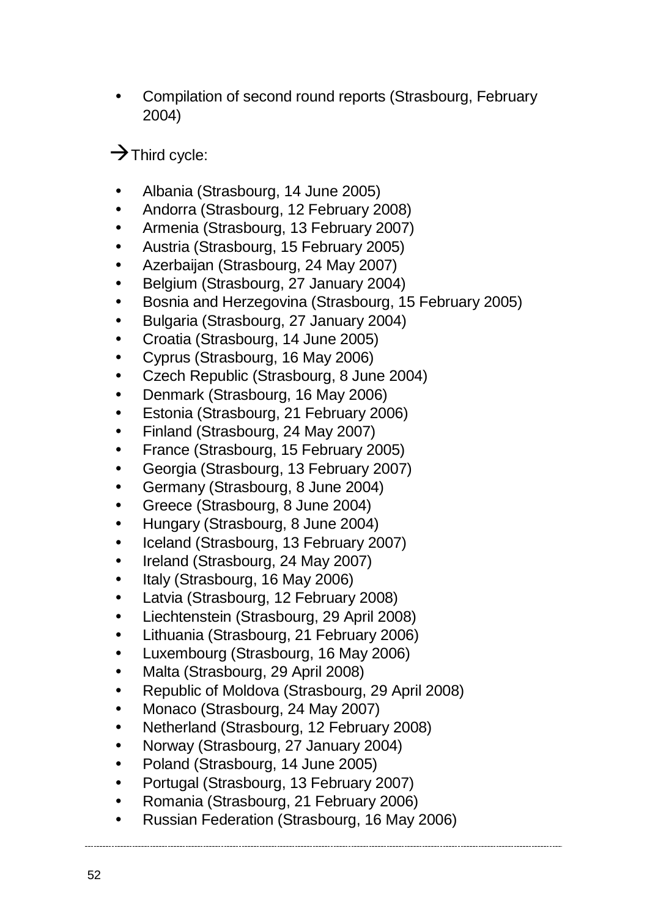- Compilation of second round reports (Strasbourg, February 2004)

→ Third cycle:

- Albania (Strasbourg, 14 June 2005)
- Andorra (Strasbourg, 12 February 2008)
- Armenia (Strasbourg, 13 February 2007)
- Austria (Strasbourg, 15 February 2005)
- Azerbaijan (Strasbourg, 24 May 2007)
- Belgium (Strasbourg, 27 January 2004)
- Bosnia and Herzegovina (Strasbourg, 15 February 2005)
- Bulgaria (Strasbourg, 27 January 2004)
- Croatia (Strasbourg, 14 June 2005)
- Cyprus (Strasbourg, 16 May 2006)
- Czech Republic (Strasbourg, 8 June 2004)
- Denmark (Strasbourg, 16 May 2006)
- Estonia (Strasbourg, 21 February 2006)
- Finland (Strasbourg, 24 May 2007)
- France (Strasbourg, 15 February 2005)
- Georgia (Strasbourg, 13 February 2007)
- Germany (Strasbourg, 8 June 2004)
- Greece (Strasbourg, 8 June 2004)
- Hungary (Strasbourg, 8 June 2004)
- Iceland (Strasbourg, 13 February 2007)
- Ireland (Strasbourg, 24 May 2007)
- Italy (Strasbourg, 16 May 2006)
- Latvia (Strasbourg, 12 February 2008)
- Liechtenstein (Strasbourg, 29 April 2008)
- Lithuania (Strasbourg, 21 February 2006)
- Luxembourg (Strasbourg, 16 May 2006)
- Malta (Strasbourg, 29 April 2008)
- Republic of Moldova (Strasbourg, 29 April 2008)
- Monaco (Strasbourg, 24 May 2007)
- Netherland (Strasbourg, 12 February 2008)
- Norway (Strasbourg, 27 January 2004)
- Poland (Strasbourg, 14 June 2005)
- Portugal (Strasbourg, 13 February 2007)
- Romania (Strasbourg, 21 February 2006)
- Russian Federation (Strasbourg, 16 May 2006)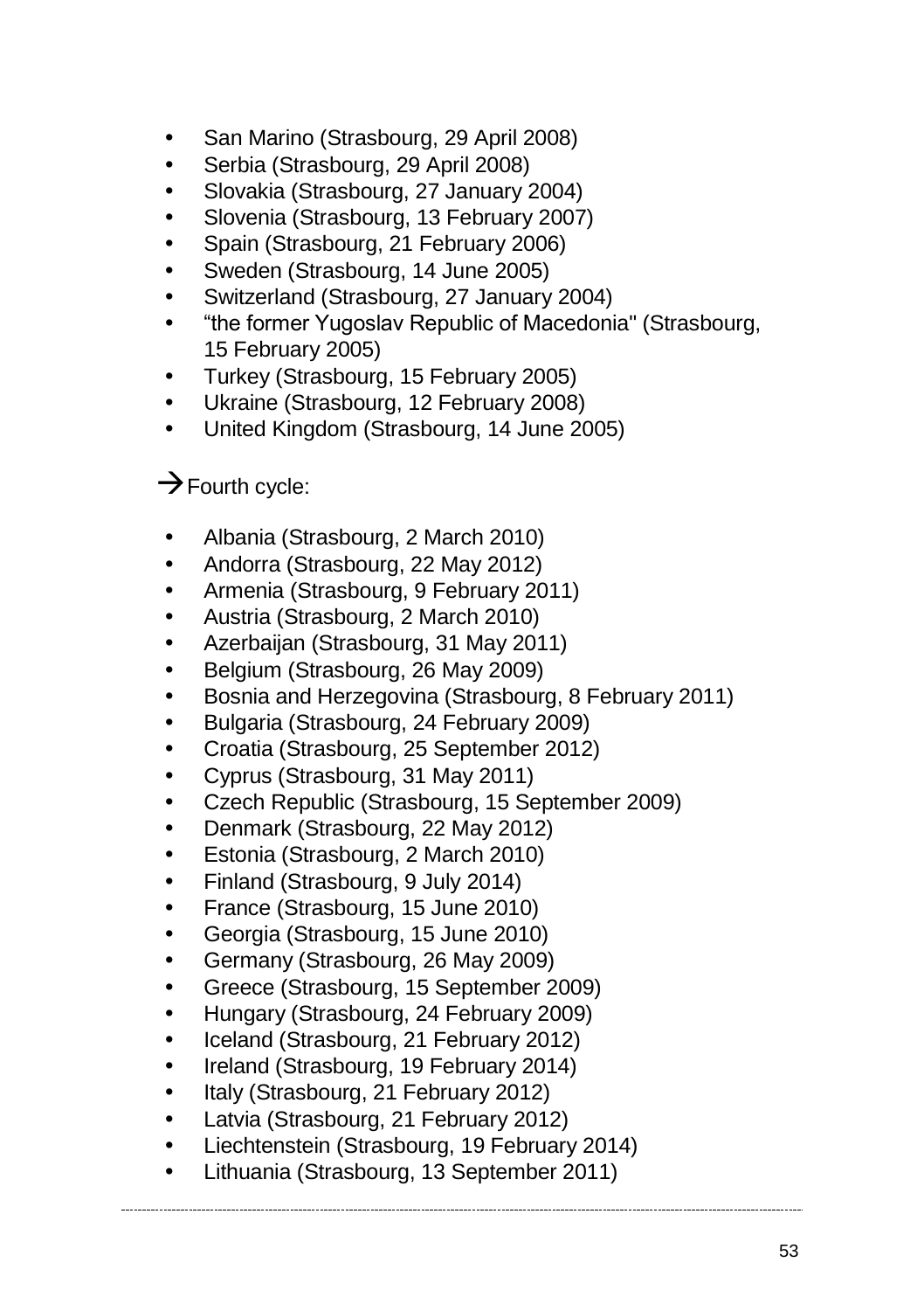- San Marino (Strasbourg, 29 April 2008)
- Serbia (Strasbourg, 29 April 2008)
- Slovakia (Strasbourg, 27 January 2004)
- Slovenia (Strasbourg, 13 February 2007)
- Spain (Strasbourg, 21 February 2006)
- Sweden (Strasbourg, 14 June 2005)
- Switzerland (Strasbourg, 27 January 2004)
- "the former Yugoslav Republic of Macedonia" (Strasbourg, 15 February 2005)
- Turkey (Strasbourg, 15 February 2005)
- Ukraine (Strasbourg, 12 February 2008)
- United Kingdom (Strasbourg, 14 June 2005)

→ Fourth cycle:

- Albania (Strasbourg, 2 March 2010)
- Andorra (Strasbourg, 22 May 2012)
- Armenia (Strasbourg, 9 February 2011)
- Austria (Strasbourg, 2 March 2010)
- Azerbaijan (Strasbourg, 31 May 2011)
- Belgium (Strasbourg, 26 May 2009)
- Bosnia and Herzegovina (Strasbourg, 8 February 2011)
- Bulgaria (Strasbourg, 24 February 2009)
- Croatia (Strasbourg, 25 September 2012)
- Cyprus (Strasbourg, 31 May 2011)
- Czech Republic (Strasbourg, 15 September 2009)
- Denmark (Strasbourg, 22 May 2012)
- Estonia (Strasbourg, 2 March 2010)
- Finland (Strasbourg, 9 July 2014)
- France (Strasbourg, 15 June 2010)
- Georgia (Strasbourg, 15 June 2010)
- Germany (Strasbourg, 26 May 2009)
- Greece (Strasbourg, 15 September 2009)
- Hungary (Strasbourg, 24 February 2009)
- Iceland (Strasbourg, 21 February 2012)
- Ireland (Strasbourg, 19 February 2014)
- Italy (Strasbourg, 21 February 2012)
- Latvia (Strasbourg, 21 February 2012)
- Liechtenstein (Strasbourg, 19 February 2014)
- Lithuania (Strasbourg, 13 September 2011)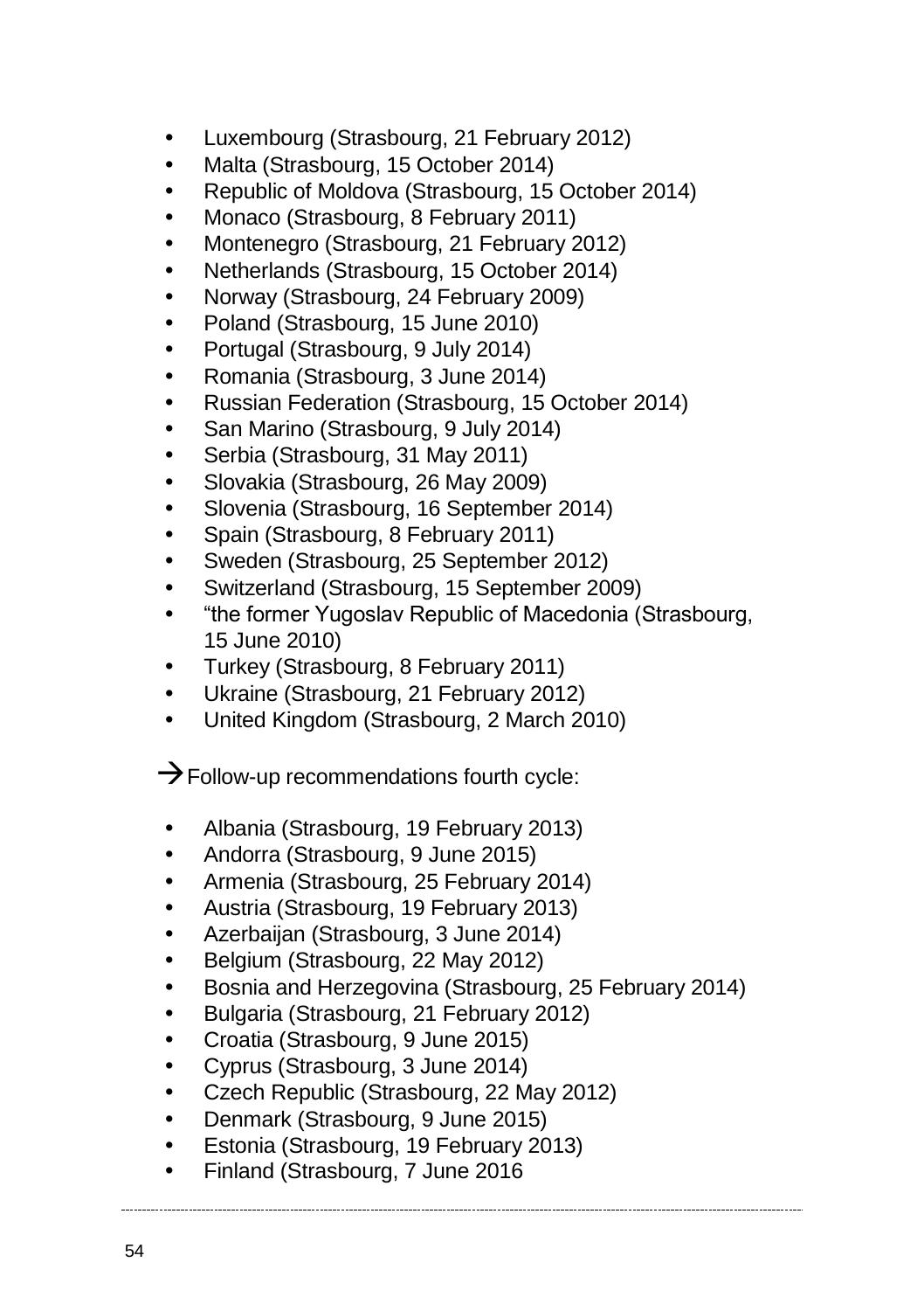- Luxembourg (Strasbourg, 21 February 2012)
- Malta (Strasbourg, 15 October 2014)
- Republic of Moldova (Strasbourg, 15 October 2014)
- Monaco (Strasbourg, 8 February 2011)
- Montenegro (Strasbourg, 21 February 2012)
- Netherlands (Strasbourg, 15 October 2014)
- Norway (Strasbourg, 24 February 2009)
- Poland (Strasbourg, 15 June 2010)
- Portugal (Strasbourg, 9 July 2014)
- Romania (Strasbourg, 3 June 2014)
- Russian Federation (Strasbourg, 15 October 2014)
- San Marino (Strasbourg, 9 July 2014)
- Serbia (Strasbourg, 31 May 2011)
- Slovakia (Strasbourg, 26 May 2009)
- Slovenia (Strasbourg, 16 September 2014)
- Spain (Strasbourg, 8 February 2011)
- Sweden (Strasbourg, 25 September 2012)
- Switzerland (Strasbourg, 15 September 2009)
- "the former Yugoslav Republic of Macedonia (Strasbourg, 15 June 2010)
- Turkey (Strasbourg, 8 February 2011)
- Ukraine (Strasbourg, 21 February 2012)
- United Kingdom (Strasbourg, 2 March 2010)

→ Follow-up recommendations fourth cycle:

- Albania (Strasbourg, 19 February 2013)
- Andorra (Strasbourg, 9 June 2015)
- Armenia (Strasbourg, 25 February 2014)
- Austria (Strasbourg, 19 February 2013)
- Azerbaijan (Strasbourg, 3 June 2014)
- Belgium (Strasbourg, 22 May 2012)
- Bosnia and Herzegovina (Strasbourg, 25 February 2014)
- Bulgaria (Strasbourg, 21 February 2012)
- Croatia (Strasbourg, 9 June 2015)
- Cyprus (Strasbourg, 3 June 2014)
- Czech Republic (Strasbourg, 22 May 2012)
- Denmark (Strasbourg, 9 June 2015)
- Estonia (Strasbourg, 19 February 2013)
- Finland (Strasbourg, 7 June 2016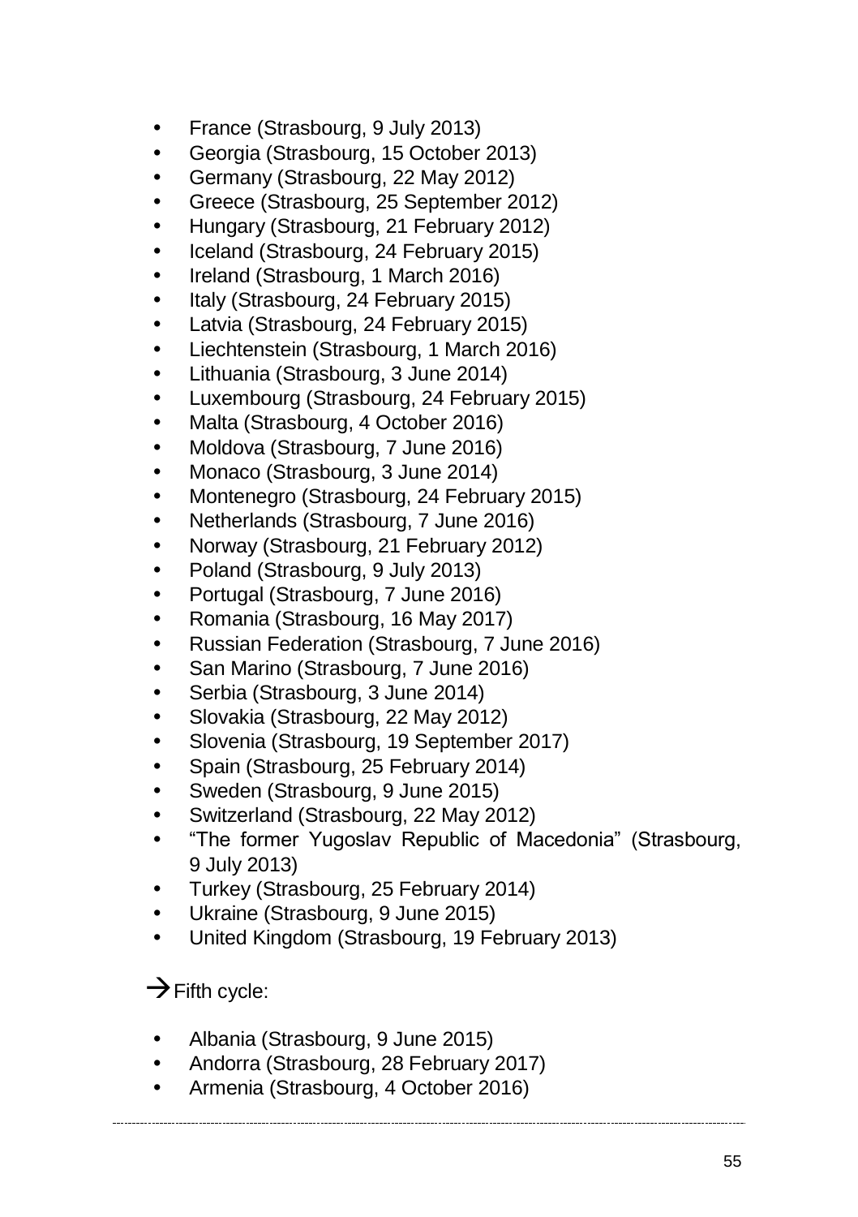- France (Strasbourg, 9 July 2013)
- Georgia (Strasbourg, 15 October 2013)
- Germany (Strasbourg, 22 May 2012)
- Greece (Strasbourg, 25 September 2012)
- Hungary (Strasbourg, 21 February 2012)
- Iceland (Strasbourg, 24 February 2015)
- Ireland (Strasbourg, 1 March 2016)
- Italy (Strasbourg, 24 February 2015)
- Latvia (Strasbourg, 24 February 2015)
- Liechtenstein (Strasbourg, 1 March 2016)
- Lithuania (Strasbourg, 3 June 2014)
- Luxembourg (Strasbourg, 24 February 2015)
- Malta (Strasbourg, 4 October 2016)
- Moldova (Strasbourg, 7 June 2016)
- Monaco (Strasbourg, 3 June 2014)
- Montenegro (Strasbourg, 24 February 2015)
- Netherlands (Strasbourg, 7 June 2016)
- Norway (Strasbourg, 21 February 2012)
- Poland (Strasbourg, 9 July 2013)
- Portugal (Strasbourg, 7 June 2016)
- Romania (Strasbourg, 16 May 2017)
- Russian Federation (Strasbourg, 7 June 2016)
- San Marino (Strasbourg, 7 June 2016)
- Serbia (Strasbourg, 3 June 2014)
- Slovakia (Strasbourg, 22 May 2012)
- Slovenia (Strasbourg, 19 September 2017)
- Spain (Strasbourg, 25 February 2014)
- Sweden (Strasbourg, 9 June 2015)
- Switzerland (Strasbourg, 22 May 2012)
- "The former Yugoslav Republic of Macedonia" (Strasbourg, 9 July 2013)
- Turkey (Strasbourg, 25 February 2014)
- Ukraine (Strasbourg, 9 June 2015)
- United Kingdom (Strasbourg, 19 February 2013)

→ Fifth cycle:

- Albania (Strasbourg, 9 June 2015)
- Andorra (Strasbourg, 28 February 2017)
- Armenia (Strasbourg, 4 October 2016)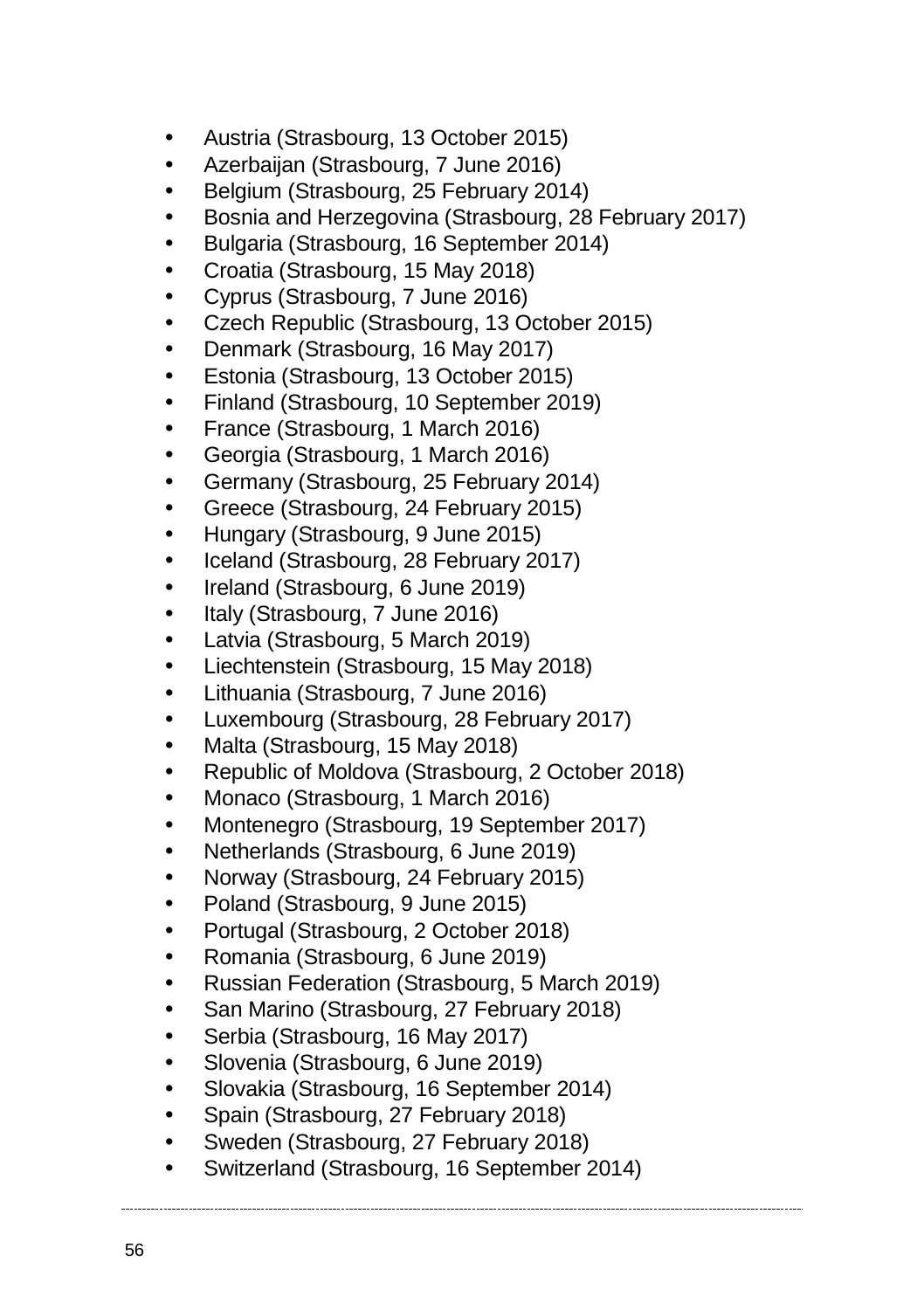- Austria (Strasbourg, 13 October 2015)
- Azerbaijan (Strasbourg, 7 June 2016)
- Belgium (Strasbourg, 25 February 2014)
- Bosnia and Herzegovina (Strasbourg, 28 February 2017)
- Bulgaria (Strasbourg, 16 September 2014)
- Croatia (Strasbourg, 15 May 2018)
- Cyprus (Strasbourg, 7 June 2016)
- Czech Republic (Strasbourg, 13 October 2015)
- Denmark (Strasbourg, 16 May 2017)
- Estonia (Strasbourg, 13 October 2015)
- Finland (Strasbourg, 10 September 2019)
- France (Strasbourg, 1 March 2016)
- Georgia (Strasbourg, 1 March 2016)
- Germany (Strasbourg, 25 February 2014)
- Greece (Strasbourg, 24 February 2015)
- Hungary (Strasbourg, 9 June 2015)
- Iceland (Strasbourg, 28 February 2017)
- Ireland (Strasbourg, 6 June 2019)
- Italy (Strasbourg, 7 June 2016)
- Latvia (Strasbourg, 5 March 2019)
- Liechtenstein (Strasbourg, 15 May 2018)
- Lithuania (Strasbourg, 7 June 2016)
- Luxembourg (Strasbourg, 28 February 2017)
- Malta (Strasbourg, 15 May 2018)
- Republic of Moldova (Strasbourg, 2 October 2018)
- Monaco (Strasbourg, 1 March 2016)
- Montenegro (Strasbourg, 19 September 2017)
- Netherlands (Strasbourg, 6 June 2019)
- Norway (Strasbourg, 24 February 2015)
- Poland (Strasbourg, 9 June 2015)
- Portugal (Strasbourg, 2 October 2018)
- Romania (Strasbourg, 6 June 2019)
- Russian Federation (Strasbourg, 5 March 2019)
- San Marino (Strasbourg, 27 February 2018)
- Serbia (Strasbourg, 16 May 2017)
- Slovenia (Strasbourg, 6 June 2019)
- Slovakia (Strasbourg, 16 September 2014)
- Spain (Strasbourg, 27 February 2018)
- Sweden (Strasbourg, 27 February 2018)
- Switzerland (Strasbourg, 16 September 2014)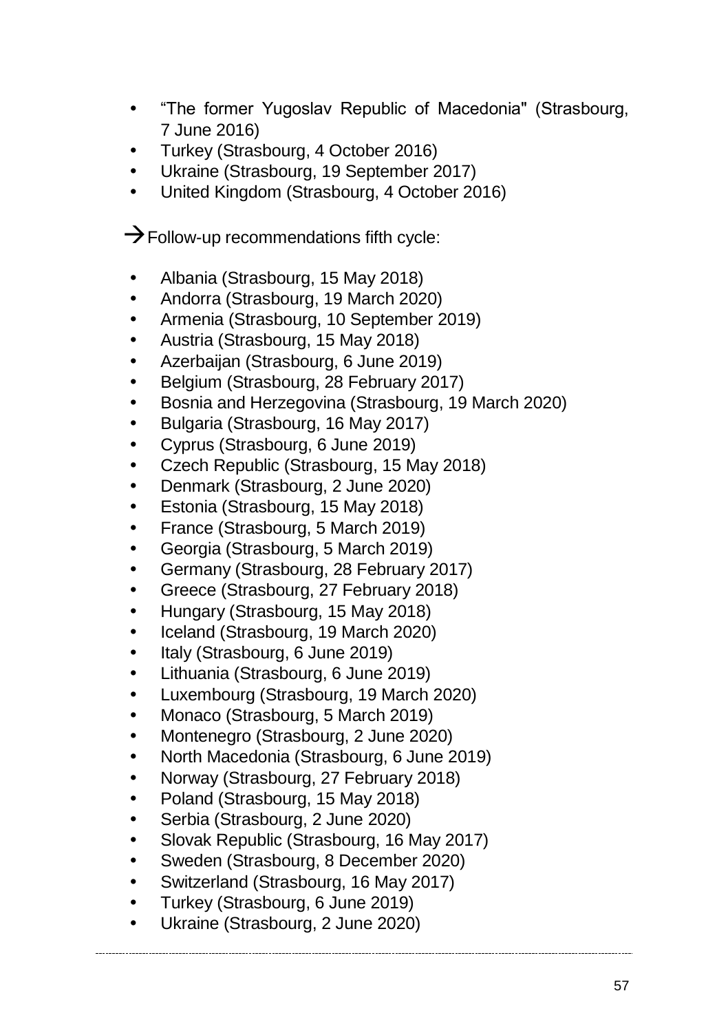- “The former Yugoslav Republic of Macedonia" (Strasbourg, 7 June 2016)
- Turkey (Strasbourg, 4 October 2016)
- Ukraine (Strasbourg, 19 September 2017)
- United Kingdom (Strasbourg, 4 October 2016)

→ Follow-up recommendations fifth cycle:

- Albania (Strasbourg, 15 May 2018)
- Andorra (Strasbourg, 19 March 2020)
- Armenia (Strasbourg, 10 September 2019)
- Austria (Strasbourg, 15 May 2018)
- Azerbaijan (Strasbourg, 6 June 2019)
- Belgium (Strasbourg, 28 February 2017)
- Bosnia and Herzegovina (Strasbourg, 19 March 2020)
- Bulgaria (Strasbourg, 16 May 2017)
- Cyprus (Strasbourg, 6 June 2019)
- Czech Republic (Strasbourg, 15 May 2018)
- Denmark (Strasbourg, 2 June 2020)
- Estonia (Strasbourg, 15 May 2018)
- France (Strasbourg, 5 March 2019)
- Georgia (Strasbourg, 5 March 2019)
- Germany (Strasbourg, 28 February 2017)
- Greece (Strasbourg, 27 February 2018)
- Hungary (Strasbourg, 15 May 2018)
- Iceland (Strasbourg, 19 March 2020)
- Italy (Strasbourg, 6 June 2019)
- Lithuania (Strasbourg, 6 June 2019)
- Luxembourg (Strasbourg, 19 March 2020)
- Monaco (Strasbourg, 5 March 2019)
- Montenegro (Strasbourg, 2 June 2020)
- North Macedonia (Strasbourg, 6 June 2019)
- Norway (Strasbourg, 27 February 2018)
- Poland (Strasbourg, 15 May 2018)
- Serbia (Strasbourg, 2 June 2020)
- Slovak Republic (Strasbourg, 16 May 2017)
- Sweden (Strasbourg, 8 December 2020)
- Switzerland (Strasbourg, 16 May 2017)
- Turkey (Strasbourg, 6 June 2019)
- Ukraine (Strasbourg, 2 June 2020)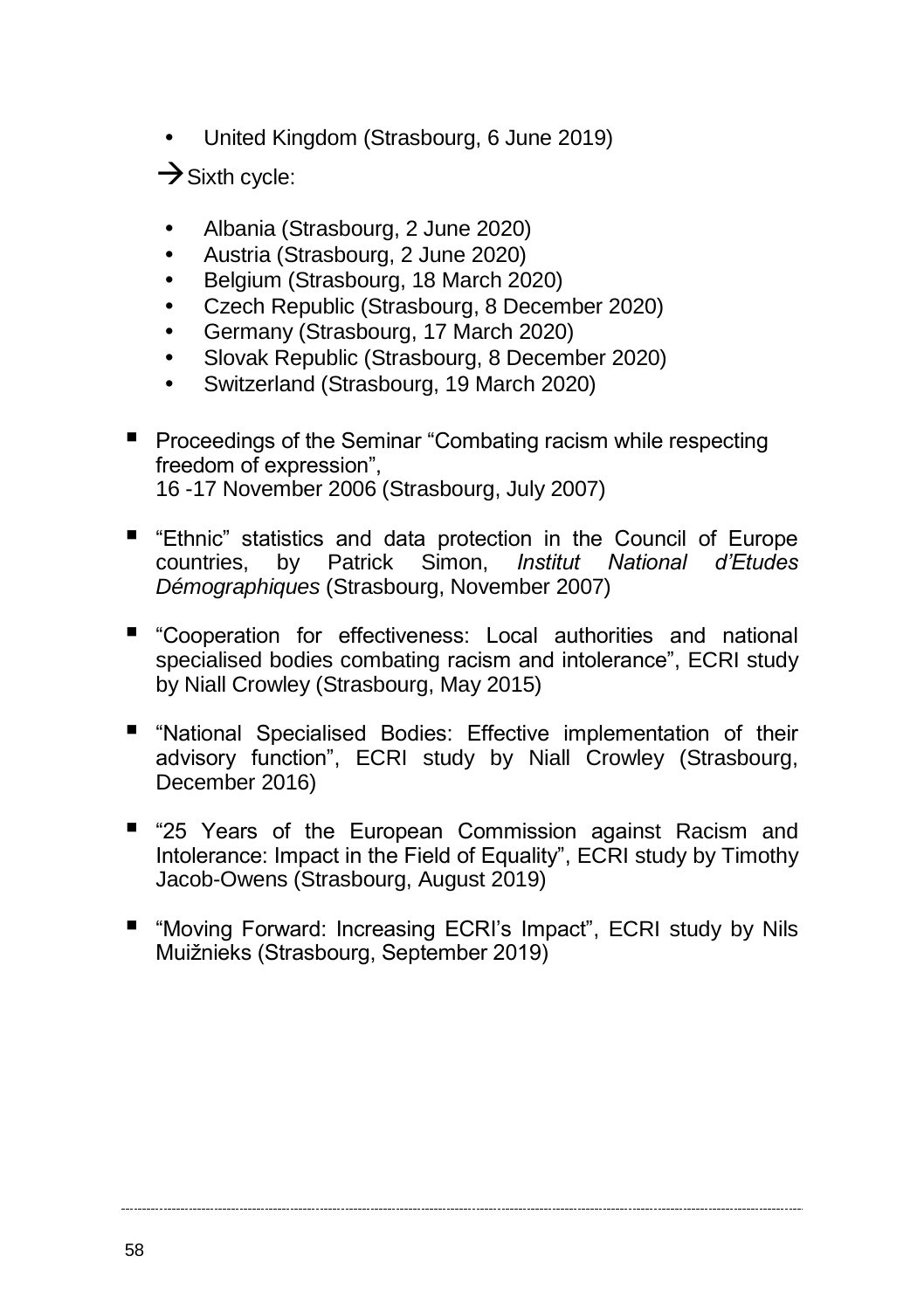- United Kingdom (Strasbourg, 6 June 2019)

→ Sixth cycle:

- Albania (Strasbourg, 2 June 2020)
- Austria (Strasbourg, 2 June 2020)
- Belgium (Strasbourg, 18 March 2020)
- Czech Republic (Strasbourg, 8 December 2020)
- Germany (Strasbourg, 17 March 2020)
- Slovak Republic (Strasbourg, 8 December 2020)
- Switzerland (Strasbourg, 19 March 2020)

- Proceedings of the Seminar "Combating racism while respecting freedom of expression", 16 -17 November 2006 (Strasbourg, July 2007)

- "Ethnic" statistics and data protection in the Council of Europe countries, by Patrick Simon, *Institut National d'Etudes Démographiques* (Strasbourg, November 2007)

- "Cooperation for effectiveness: Local authorities and national specialised bodies combating racism and intolerance", ECRI study by Niall Crowley (Strasbourg, May 2015)

- "National Specialised Bodies: Effective implementation of their advisory function", ECRI study by Niall Crowley (Strasbourg, December 2016)

- "25 Years of the European Commission against Racism and Intolerance: Impact in the Field of Equality", ECRI study by Timothy Jacob-Owens (Strasbourg, August 2019)

- "Moving Forward: Increasing ECRI's Impact", ECRI study by Nils Muižnieks (Strasbourg, September 2019)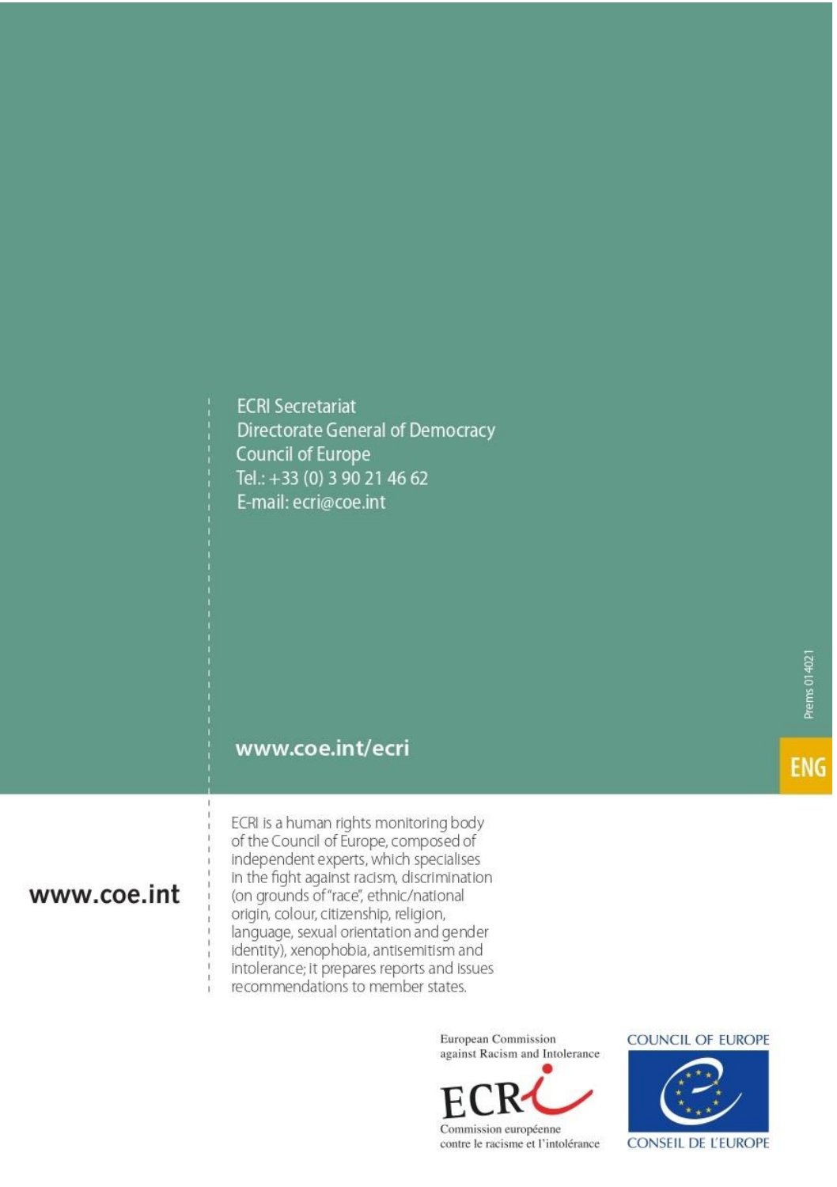ECRI Secretariat
Directorate General of Democracy
Council of Europe
Tel.: +33 (0) 3 90 21 46 62
E-mail: ecri@coe.int

www.coe.int/ecri

Prems 014021

ENG

www.coe.int

ECRI is a human rights monitoring body of the Council of Europe, composed of independent experts, which specialises in the fight against racism, discrimination (on grounds of "race", ethnic/national origin, colour, citizenship, religion, language, sexual orientation and gender identity), xenophobia, antisemitism and intolerance; it prepares reports and issues recommendations to member states.

European Commission against Racism and Intolerance

ECRI

Commission européenne contre le racisme et l'intolérance

COUNCIL OF EUROPE

CONSEIL DE L'EUROPE